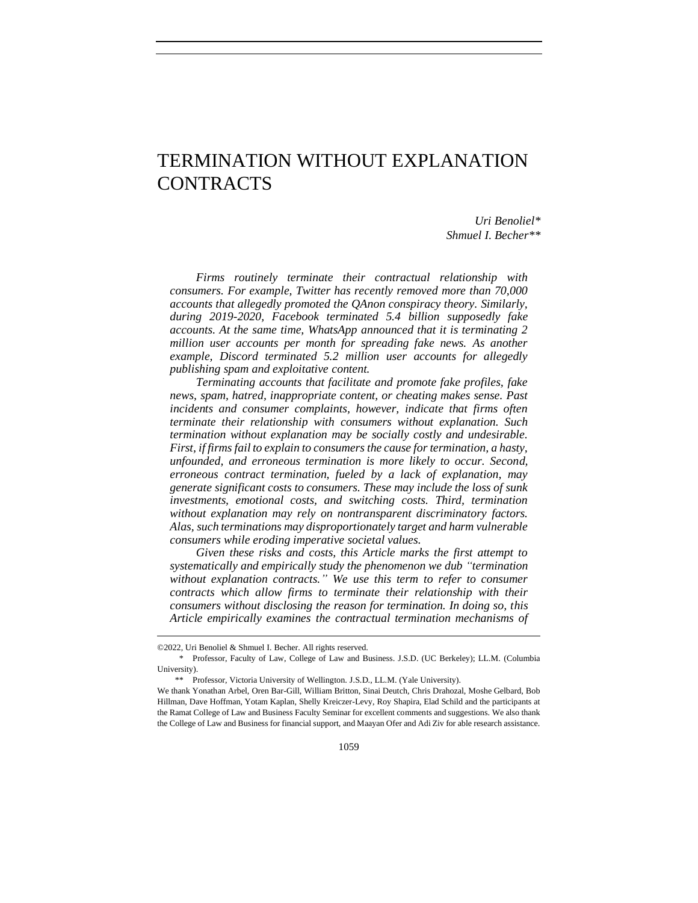# TERMINATION WITHOUT EXPLANATION CONTRACTS

*Uri Benoliel\**
*Shmuel I. Becher\*\**

*Firms routinely terminate their contractual relationship with consumers. For example, Twitter has recently removed more than 70,000 accounts that allegedly promoted the QAnon conspiracy theory. Similarly, during 2019-2020, Facebook terminated 5.4 billion supposedly fake accounts. At the same time, WhatsApp announced that it is terminating 2 million user accounts per month for spreading fake news. As another example, Discord terminated 5.2 million user accounts for allegedly publishing spam and exploitative content.*

*Terminating accounts that facilitate and promote fake profiles, fake news, spam, hatred, inappropriate content, or cheating makes sense. Past incidents and consumer complaints, however, indicate that firms often terminate their relationship with consumers without explanation. Such termination without explanation may be socially costly and undesirable. First, if firms fail to explain to consumers the cause for termination, a hasty, unfounded, and erroneous termination is more likely to occur. Second, erroneous contract termination, fueled by a lack of explanation, may generate significant costs to consumers. These may include the loss of sunk investments, emotional costs, and switching costs. Third, termination without explanation may rely on nontransparent discriminatory factors. Alas, such terminations may disproportionately target and harm vulnerable consumers while eroding imperative societal values.*

*Given these risks and costs, this Article marks the first attempt to systematically and empirically study the phenomenon we dub "termination without explanation contracts." We use this term to refer to consumer contracts which allow firms to terminate their relationship with their consumers without disclosing the reason for termination. In doing so, this Article empirically examines the contractual termination mechanisms of*

---

©2022, Uri Benoliel & Shmuel I. Becher. All rights reserved.

\* Professor, Faculty of Law, College of Law and Business. J.S.D. (UC Berkeley); LL.M. (Columbia University).

\*\* Professor, Victoria University of Wellington. J.S.D., LL.M. (Yale University).

We thank Yonathan Arbel, Oren Bar-Gill, William Britton, Sinai Deutch, Chris Drahozal, Moshe Gelbard, Bob Hillman, Dave Hoffman, Yotam Kaplan, Shelly Kreiczer-Levy, Roy Shapira, Elad Schild and the participants at the Ramat College of Law and Business Faculty Seminar for excellent comments and suggestions. We also thank the College of Law and Business for financial support, and Maayan Ofer and Adi Ziv for able research assistance.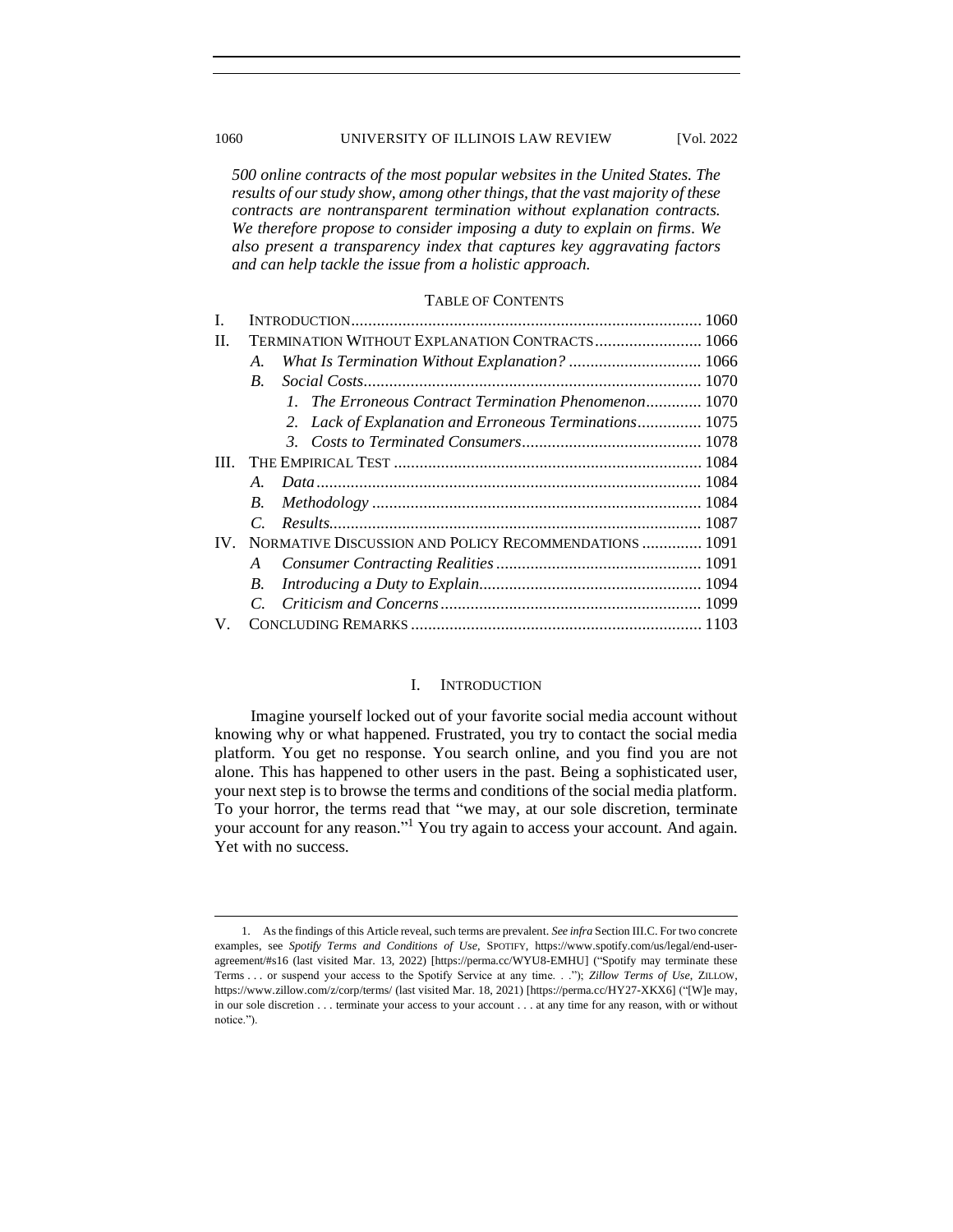*500 online contracts of the most popular websites in the United States. The results of our study show, among other things, that the vast majority of these contracts are nontransparent termination without explanation contracts. We therefore propose to consider imposing a duty to explain on firms. We also present a transparency index that captures key aggravating factors and can help tackle the issue from a holistic approach.*

TABLE OF CONTENTS

I. INTRODUCTION ........ 1060
II. TERMINATION WITHOUT EXPLANATION CONTRACTS ........ 1066
- A. *What Is Termination Without Explanation?* ........ 1066
- B. *Social Costs* ........ 1070
  - 1. *The Erroneous Contract Termination Phenomenon* ........ 1070
  - 2. *Lack of Explanation and Erroneous Terminations* ........ 1075
  - 3. *Costs to Terminated Consumers* ........ 1078

III. THE EMPIRICAL TEST ........ 1084
- A. *Data* ........ 1084
- B. *Methodology* ........ 1084
- C. *Results* ........ 1087

IV. NORMATIVE DISCUSSION AND POLICY RECOMMENDATIONS ........ 1091
- A *Consumer Contracting Realities* ........ 1091
- B. *Introducing a Duty to Explain* ........ 1094
- C. *Criticism and Concerns* ........ 1099

V. CONCLUDING REMARKS ........ 1103

## I. INTRODUCTION

Imagine yourself locked out of your favorite social media account without knowing why or what happened. Frustrated, you try to contact the social media platform. You get no response. You search online, and you find you are not alone. This has happened to other users in the past. Being a sophisticated user, your next step is to browse the terms and conditions of the social media platform. To your horror, the terms read that "we may, at our sole discretion, terminate your account for any reason."[1] You try again to access your account. And again. Yet with no success.

---

1. As the findings of this Article reveal, such terms are prevalent. *See infra* Section III.C. For two concrete examples, see *Spotify Terms and Conditions of Use*, SPOTIFY, https://www.spotify.com/us/legal/end-user-agreement/#s16 (last visited Mar. 13, 2022) [https://perma.cc/WYU8-EMHU] ("Spotify may terminate these Terms . . . or suspend your access to the Spotify Service at any time. . ."); *Zillow Terms of Use*, ZILLOW, https://www.zillow.com/z/corp/terms/ (last visited Mar. 18, 2021) [https://perma.cc/HY27-XKX6] ("[W]e may, in our sole discretion . . . terminate your access to your account . . . at any time for any reason, with or without notice.").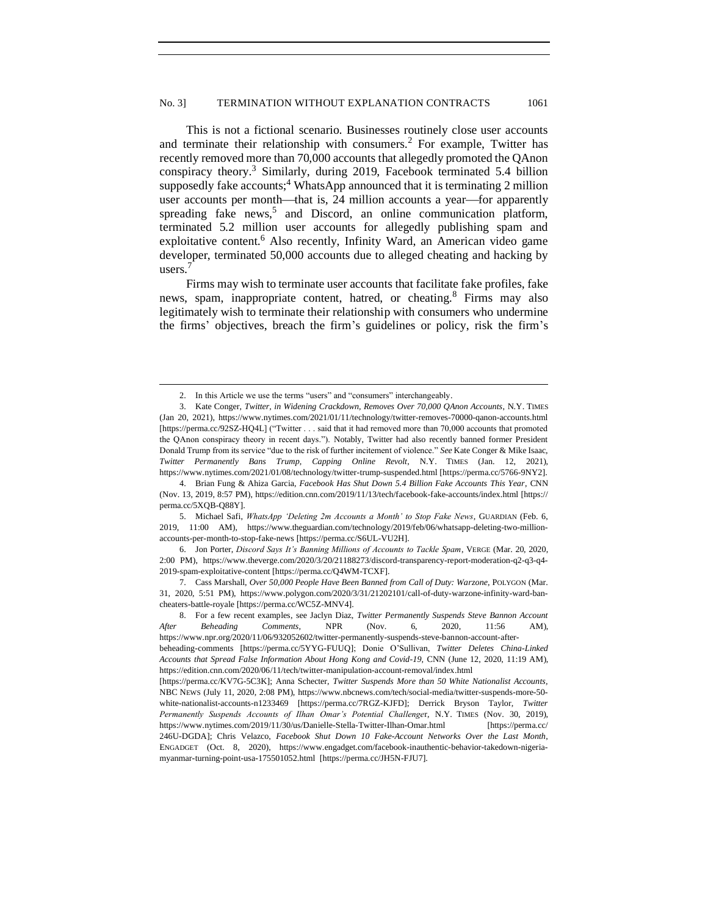This is not a fictional scenario. Businesses routinely close user accounts and terminate their relationship with consumers.[2] For example, Twitter has recently removed more than 70,000 accounts that allegedly promoted the QAnon conspiracy theory.[3] Similarly, during 2019, Facebook terminated 5.4 billion supposedly fake accounts;[4] WhatsApp announced that it is terminating 2 million user accounts per month—that is, 24 million accounts a year—for apparently spreading fake news,[5] and Discord, an online communication platform, terminated 5.2 million user accounts for allegedly publishing spam and exploitative content.[6] Also recently, Infinity Ward, an American video game developer, terminated 50,000 accounts due to alleged cheating and hacking by users.[7]

Firms may wish to terminate user accounts that facilitate fake profiles, fake news, spam, inappropriate content, hatred, or cheating.[8] Firms may also legitimately wish to terminate their relationship with consumers who undermine the firms' objectives, breach the firm's guidelines or policy, risk the firm's

---

2. In this Article we use the terms "users" and "consumers" interchangeably.

3. Kate Conger, *Twitter, in Widening Crackdown, Removes Over 70,000 QAnon Accounts*, N.Y. TIMES (Jan 20, 2021), https://www.nytimes.com/2021/01/11/technology/twitter-removes-70000-qanon-accounts.html [https://perma.cc/92SZ-HQ4L] ("Twitter . . . said that it had removed more than 70,000 accounts that promoted the QAnon conspiracy theory in recent days."). Notably, Twitter had also recently banned former President Donald Trump from its service "due to the risk of further incitement of violence." *See* Kate Conger & Mike Isaac, *Twitter Permanently Bans Trump, Capping Online Revolt*, N.Y. TIMES (Jan. 12, 2021), https://www.nytimes.com/2021/01/08/technology/twitter-trump-suspended.html [https://perma.cc/5766-9NY2].

4. Brian Fung & Ahiza Garcia, *Facebook Has Shut Down 5.4 Billion Fake Accounts This Year*, CNN (Nov. 13, 2019, 8:57 PM), https://edition.cnn.com/2019/11/13/tech/facebook-fake-accounts/index.html [https://perma.cc/5XQB-Q88Y].

5. Michael Safi, *WhatsApp 'Deleting 2m Accounts a Month' to Stop Fake News*, GUARDIAN (Feb. 6, 2019, 11:00 AM), https://www.theguardian.com/technology/2019/feb/06/whatsapp-deleting-two-million-accounts-per-month-to-stop-fake-news [https://perma.cc/S6UL-VU2H].

6. Jon Porter, *Discord Says It's Banning Millions of Accounts to Tackle Spam*, VERGE (Mar. 20, 2020, 2:00 PM), https://www.theverge.com/2020/3/20/21188273/discord-transparency-report-moderation-q2-q3-q4-2019-spam-exploitative-content [https://perma.cc/Q4WM-TCXF].

7. Cass Marshall, *Over 50,000 People Have Been Banned from Call of Duty: Warzone*, POLYGON (Mar. 31, 2020, 5:51 PM), https://www.polygon.com/2020/3/31/21202101/call-of-duty-warzone-infinity-ward-ban-cheaters-battle-royale [https://perma.cc/WC5Z-MNV4].

8. For a few recent examples, see Jaclyn Diaz, *Twitter Permanently Suspends Steve Bannon Account After Beheading Comments*, NPR (Nov. 6, 2020, 11:56 AM), https://www.npr.org/2020/11/06/932052602/twitter-permanently-suspends-steve-bannon-account-after-beheading-comments [https://perma.cc/5YYG-FUUQ]; Donie O'Sullivan, *Twitter Deletes China-Linked Accounts that Spread False Information About Hong Kong and Covid-19*, CNN (June 12, 2020, 11:19 AM), https://edition.cnn.com/2020/06/11/tech/twitter-manipulation-account-removal/index.html [https://perma.cc/KV7G-5C3K]; Anna Schecter, *Twitter Suspends More than 50 White Nationalist Accounts*, NBC NEWS (July 11, 2020, 2:08 PM), https://www.nbcnews.com/tech/social-media/twitter-suspends-more-50-white-nationalist-accounts-n1233469 [https://perma.cc/7RGZ-KJFD]; Derrick Bryson Taylor, *Twitter Permanently Suspends Accounts of Ilhan Omar's Potential Challenger*, N.Y. TIMES (Nov. 30, 2019), https://www.nytimes.com/2019/11/30/us/Danielle-Stella-Twitter-Ilhan-Omar.html [https://perma.cc/246U-DGDA]; Chris Velazco, *Facebook Shut Down 10 Fake-Account Networks Over the Last Month*, ENGADGET (Oct. 8, 2020), https://www.engadget.com/facebook-inauthentic-behavior-takedown-nigeria-myanmar-turning-point-usa-175501052.html [https://perma.cc/JH5N-FJU7].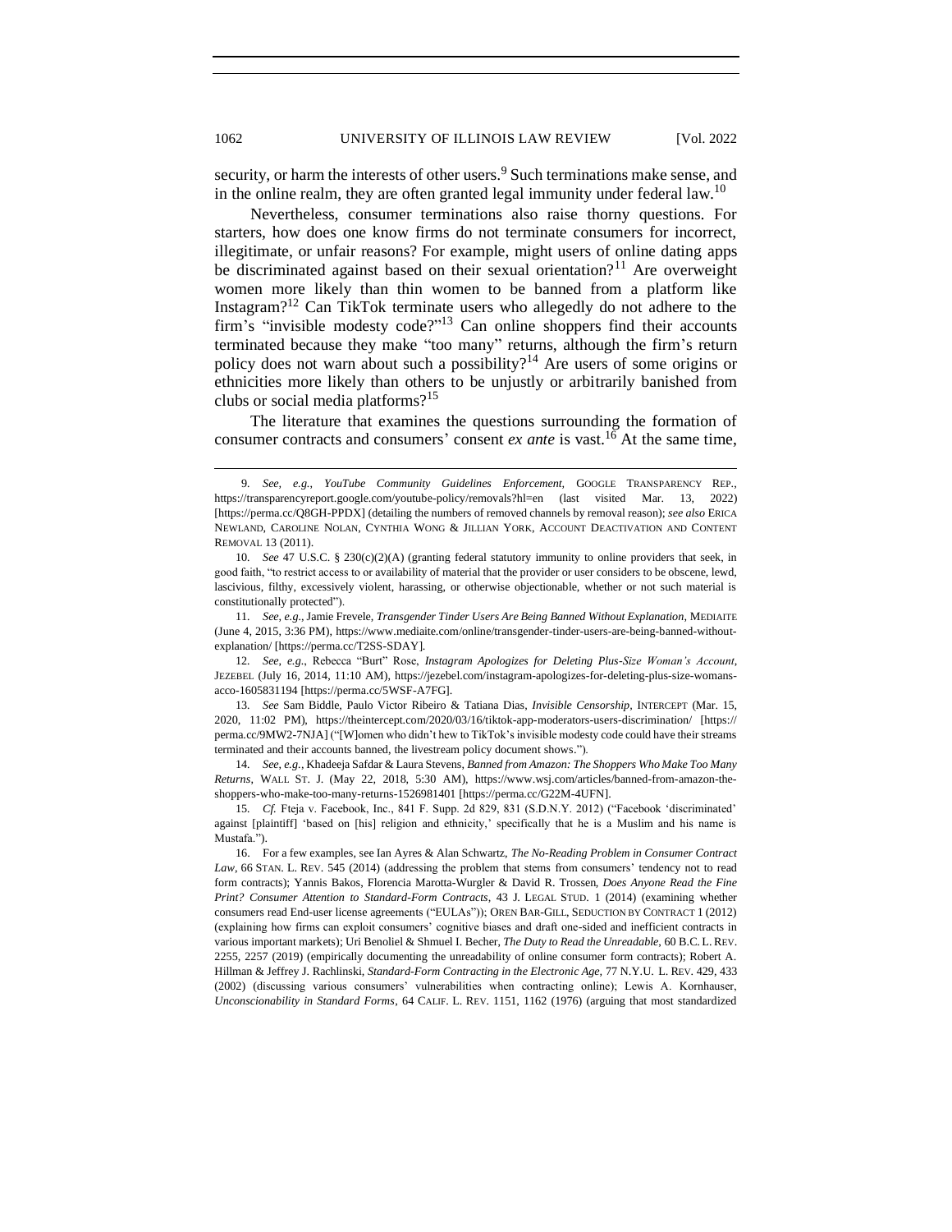security, or harm the interests of other users.[9] Such terminations make sense, and in the online realm, they are often granted legal immunity under federal law.[10]

Nevertheless, consumer terminations also raise thorny questions. For starters, how does one know firms do not terminate consumers for incorrect, illegitimate, or unfair reasons? For example, might users of online dating apps be discriminated against based on their sexual orientation?[11] Are overweight women more likely than thin women to be banned from a platform like Instagram?[12] Can TikTok terminate users who allegedly do not adhere to the firm's "invisible modesty code?"[13] Can online shoppers find their accounts terminated because they make "too many" returns, although the firm's return policy does not warn about such a possibility?[14] Are users of some origins or ethnicities more likely than others to be unjustly or arbitrarily banished from clubs or social media platforms?[15]

The literature that examines the questions surrounding the formation of consumer contracts and consumers' consent *ex ante* is vast.[16] At the same time,

---

9. *See, e.g.*, *YouTube Community Guidelines Enforcement*, GOOGLE TRANSPARENCY REP., https://transparencyreport.google.com/youtube-policy/removals?hl=en (last visited Mar. 13, 2022) [https://perma.cc/Q8GH-PPDX] (detailing the numbers of removed channels by removal reason); *see also* ERICA NEWLAND, CAROLINE NOLAN, CYNTHIA WONG & JILLIAN YORK, ACCOUNT DEACTIVATION AND CONTENT REMOVAL 13 (2011).

10. *See* 47 U.S.C. § 230(c)(2)(A) (granting federal statutory immunity to online providers that seek, in good faith, "to restrict access to or availability of material that the provider or user considers to be obscene, lewd, lascivious, filthy, excessively violent, harassing, or otherwise objectionable, whether or not such material is constitutionally protected").

11. *See, e.g.*, Jamie Frevele, *Transgender Tinder Users Are Being Banned Without Explanation*, MEDIAITE (June 4, 2015, 3:36 PM), https://www.mediaite.com/online/transgender-tinder-users-are-being-banned-without-explanation/ [https://perma.cc/T2SS-SDAY].

12. *See, e.g.*, Rebecca "Burt" Rose, *Instagram Apologizes for Deleting Plus-Size Woman's Account*, JEZEBEL (July 16, 2014, 11:10 AM), https://jezebel.com/instagram-apologizes-for-deleting-plus-size-womans-acco-1605831194 [https://perma.cc/5WSF-A7FG].

13. *See* Sam Biddle, Paulo Victor Ribeiro & Tatiana Dias, *Invisible Censorship*, INTERCEPT (Mar. 15, 2020, 11:02 PM), https://theintercept.com/2020/03/16/tiktok-app-moderators-users-discrimination/ [https://perma.cc/9MW2-7NJA] ("[W]omen who didn't hew to TikTok's invisible modesty code could have their streams terminated and their accounts banned, the livestream policy document shows.").

14. *See, e.g.*, Khadeeja Safdar & Laura Stevens, *Banned from Amazon: The Shoppers Who Make Too Many Returns*, WALL ST. J. (May 22, 2018, 5:30 AM), https://www.wsj.com/articles/banned-from-amazon-the-shoppers-who-make-too-many-returns-1526981401 [https://perma.cc/G22M-4UFN].

15. *Cf.* Fteja v. Facebook, Inc., 841 F. Supp. 2d 829, 831 (S.D.N.Y. 2012) ("Facebook 'discriminated' against [plaintiff] 'based on [his] religion and ethnicity,' specifically that he is a Muslim and his name is Mustafa.").

16. For a few examples, see Ian Ayres & Alan Schwartz, *The No-Reading Problem in Consumer Contract Law*, 66 STAN. L. REV. 545 (2014) (addressing the problem that stems from consumers' tendency not to read form contracts); Yannis Bakos, Florencia Marotta-Wurgler & David R. Trossen, *Does Anyone Read the Fine Print? Consumer Attention to Standard-Form Contracts*, 43 J. LEGAL STUD. 1 (2014) (examining whether consumers read End-user license agreements ("EULAs")); OREN BAR-GILL, SEDUCTION BY CONTRACT 1 (2012) (explaining how firms can exploit consumers' cognitive biases and draft one-sided and inefficient contracts in various important markets); Uri Benoliel & Shmuel I. Becher, *The Duty to Read the Unreadable*, 60 B.C. L. REV. 2255, 2257 (2019) (empirically documenting the unreadability of online consumer form contracts); Robert A. Hillman & Jeffrey J. Rachlinski, *Standard-Form Contracting in the Electronic Age*, 77 N.Y.U. L. REV. 429, 433 (2002) (discussing various consumers' vulnerabilities when contracting online); Lewis A. Kornhauser, *Unconscionability in Standard Forms*, 64 CALIF. L. REV. 1151, 1162 (1976) (arguing that most standardized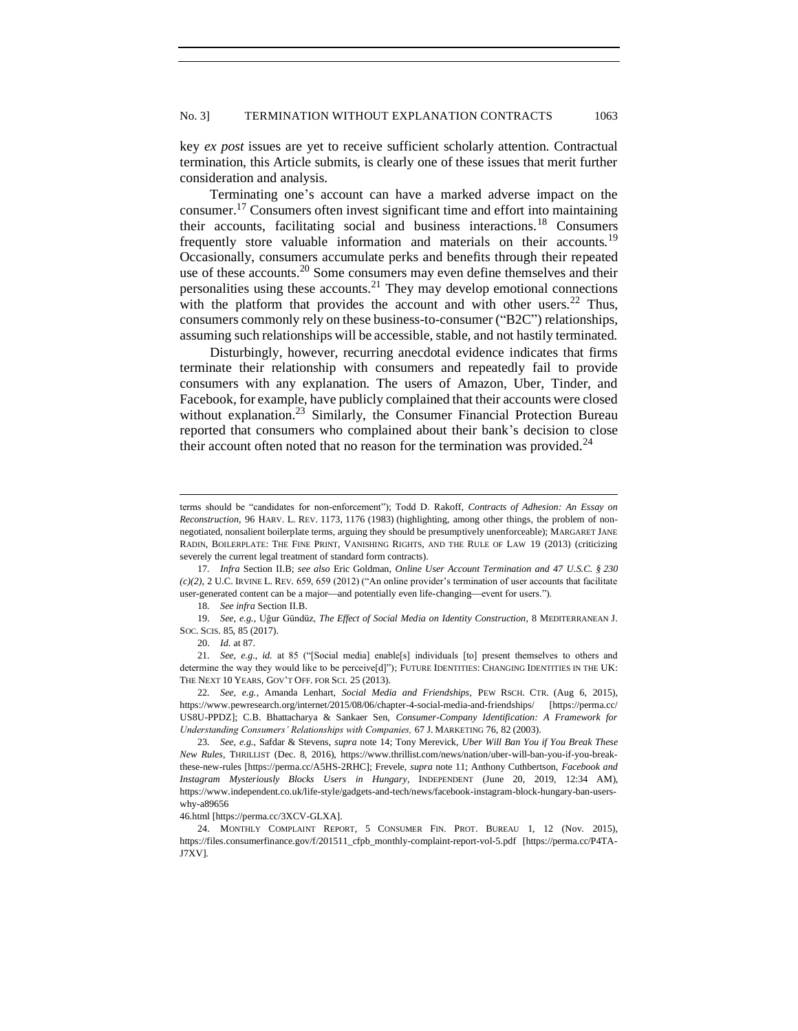key *ex post* issues are yet to receive sufficient scholarly attention. Contractual termination, this Article submits, is clearly one of these issues that merit further consideration and analysis.

Terminating one's account can have a marked adverse impact on the consumer.[17] Consumers often invest significant time and effort into maintaining their accounts, facilitating social and business interactions.[18] Consumers frequently store valuable information and materials on their accounts.[19] Occasionally, consumers accumulate perks and benefits through their repeated use of these accounts.[20] Some consumers may even define themselves and their personalities using these accounts.[21] They may develop emotional connections with the platform that provides the account and with other users.[22] Thus, consumers commonly rely on these business-to-consumer ("B2C") relationships, assuming such relationships will be accessible, stable, and not hastily terminated.

Disturbingly, however, recurring anecdotal evidence indicates that firms terminate their relationship with consumers and repeatedly fail to provide consumers with any explanation. The users of Amazon, Uber, Tinder, and Facebook, for example, have publicly complained that their accounts were closed without explanation.[23] Similarly, the Consumer Financial Protection Bureau reported that consumers who complained about their bank's decision to close their account often noted that no reason for the termination was provided.[24]

---

terms should be "candidates for non-enforcement"); Todd D. Rakoff, *Contracts of Adhesion: An Essay on Reconstruction*, 96 HARV. L. REV. 1173, 1176 (1983) (highlighting, among other things, the problem of non-negotiated, nonsalient boilerplate terms, arguing they should be presumptively unenforceable); MARGARET JANE RADIN, BOILERPLATE: THE FINE PRINT, VANISHING RIGHTS, AND THE RULE OF LAW 19 (2013) (criticizing severely the current legal treatment of standard form contracts).

17. *Infra* Section II.B; *see also* Eric Goldman, *Online User Account Termination and 47 U.S.C. § 230 (c)(2)*, 2 U.C. IRVINE L. REV. 659, 659 (2012) ("An online provider's termination of user accounts that facilitate user-generated content can be a major—and potentially even life-changing—event for users.").

18. *See infra* Section II.B.

19. *See, e.g.*, Uğur Gündüz, *The Effect of Social Media on Identity Construction*, 8 MEDITERRANEAN J. SOC. SCIS. 85, 85 (2017).

20. *Id.* at 87.

21. *See, e.g.*, *id.* at 85 ("[Social media] enable[s] individuals [to] present themselves to others and determine the way they would like to be perceive[d]"); FUTURE IDENTITIES: CHANGING IDENTITIES IN THE UK: THE NEXT 10 YEARS, GOV'T OFF. FOR SCI. 25 (2013).

22. *See, e.g.*, Amanda Lenhart, *Social Media and Friendships*, PEW RSCH. CTR. (Aug 6, 2015), https://www.pewresearch.org/internet/2015/08/06/chapter-4-social-media-and-friendships/ [https://perma.cc/US8U-PPDZ]; C.B. Bhattacharya & Sankaer Sen, *Consumer-Company Identification: A Framework for Understanding Consumers' Relationships with Companies,* 67 J. MARKETING 76, 82 (2003).

23. *See, e.g.*, Safdar & Stevens, *supra* note 14; Tony Merevick, *Uber Will Ban You if You Break These New Rules*, THRILLIST (Dec. 8, 2016), https://www.thrillist.com/news/nation/uber-will-ban-you-if-you-break-these-new-rules [https://perma.cc/A5HS-2RHC]; Frevele, *supra* note 11; Anthony Cuthbertson, *Facebook and Instagram Mysteriously Blocks Users in Hungary*, INDEPENDENT (June 20, 2019, 12:34 AM), https://www.independent.co.uk/life-style/gadgets-and-tech/news/facebook-instagram-block-hungary-ban-users-why-a8965646.html [https://perma.cc/3XCV-GLXA].

24. MONTHLY COMPLAINT REPORT, 5 CONSUMER FIN. PROT. BUREAU 1, 12 (Nov. 2015), https://files.consumerfinance.gov/f/201511_cfpb_monthly-complaint-report-vol-5.pdf [https://perma.cc/P4TA-J7XV].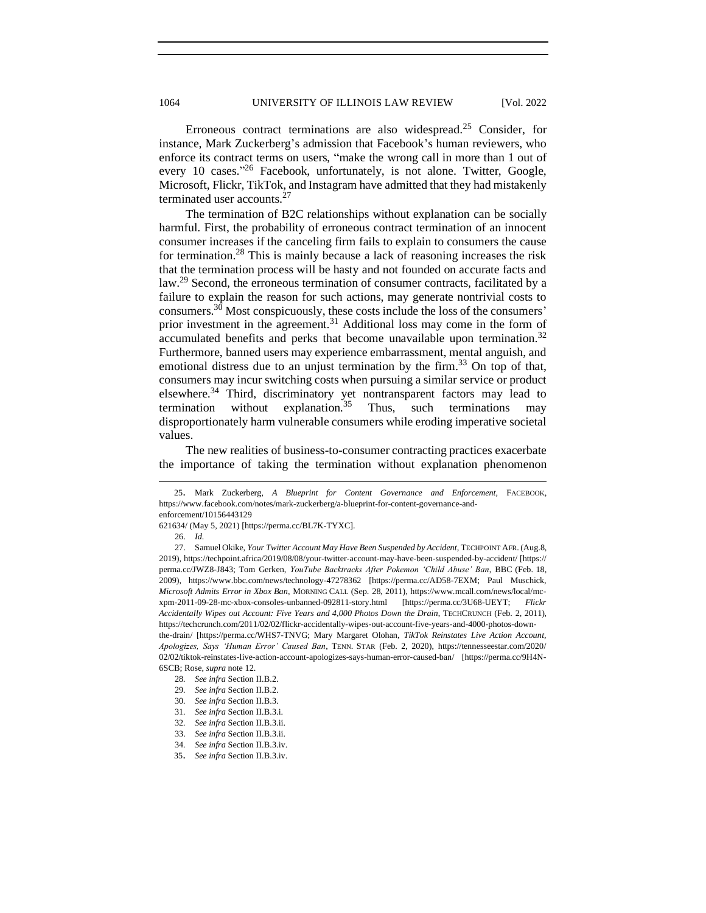Erroneous contract terminations are also widespread.[25] Consider, for instance, Mark Zuckerberg's admission that Facebook's human reviewers, who enforce its contract terms on users, "make the wrong call in more than 1 out of every 10 cases."[26] Facebook, unfortunately, is not alone. Twitter, Google, Microsoft, Flickr, TikTok, and Instagram have admitted that they had mistakenly terminated user accounts.[27]

The termination of B2C relationships without explanation can be socially harmful. First, the probability of erroneous contract termination of an innocent consumer increases if the canceling firm fails to explain to consumers the cause for termination.[28] This is mainly because a lack of reasoning increases the risk that the termination process will be hasty and not founded on accurate facts and law.[29] Second, the erroneous termination of consumer contracts, facilitated by a failure to explain the reason for such actions, may generate nontrivial costs to consumers.[30] Most conspicuously, these costs include the loss of the consumers' prior investment in the agreement.[31] Additional loss may come in the form of accumulated benefits and perks that become unavailable upon termination.[32] Furthermore, banned users may experience embarrassment, mental anguish, and emotional distress due to an unjust termination by the firm.[33] On top of that, consumers may incur switching costs when pursuing a similar service or product elsewhere.[34] Third, discriminatory yet nontransparent factors may lead to termination without explanation.[35] Thus, such terminations may disproportionately harm vulnerable consumers while eroding imperative societal values.

The new realities of business-to-consumer contracting practices exacerbate the importance of taking the termination without explanation phenomenon

---

25. Mark Zuckerberg, *A Blueprint for Content Governance and Enforcement*, FACEBOOK, https://www.facebook.com/notes/mark-zuckerberg/a-blueprint-for-content-governance-and-enforcement/10156443129621634/ (May 5, 2021) [https://perma.cc/BL7K-TYXC].

26. *Id.*

27. Samuel Okike, *Your Twitter Account May Have Been Suspended by Accident*, TECHPOINT AFR. (Aug.8, 2019), https://techpoint.africa/2019/08/08/your-twitter-account-may-have-been-suspended-by-accident/ [https://perma.cc/JWZ8-J843; Tom Gerken, *YouTube Backtracks After Pokemon 'Child Abuse' Ban*, BBC (Feb. 18, 2009), https://www.bbc.com/news/technology-47278362 [https://perma.cc/AD58-7EXM; Paul Muschick, *Microsoft Admits Error in Xbox Ban*, MORNING CALL (Sep. 28, 2011), https://www.mcall.com/news/local/mc-xpm-2011-09-28-mc-xbox-consoles-unbanned-092811-story.html [https://perma.cc/3U68-UEYT; *Flickr Accidentally Wipes out Account: Five Years and 4,000 Photos Down the Drain*, TECHCRUNCH (Feb. 2, 2011), https://techcrunch.com/2011/02/02/flickr-accidentally-wipes-out-account-five-years-and-4000-photos-down-the-drain/ [https://perma.cc/WHS7-TNVG; Mary Margaret Olohan, *TikTok Reinstates Live Action Account, Apologizes, Says 'Human Error' Caused Ban*, TENN. STAR (Feb. 2, 2020), https://tennesseestar.com/2020/02/02/tiktok-reinstates-live-action-account-apologizes-says-human-error-caused-ban/ [https://perma.cc/9H4N-6SCB; Rose, *supra* note 12.

28. *See infra* Section II.B.2.

29. *See infra* Section II.B.2.

30. *See infra* Section II.B.3.

31. *See infra* Section II.B.3.i.

32. *See infra* Section II.B.3.ii.

33. *See infra* Section II.B.3.ii.

34. *See infra* Section II.B.3.iv.

35. *See infra* Section II.B.3.iv.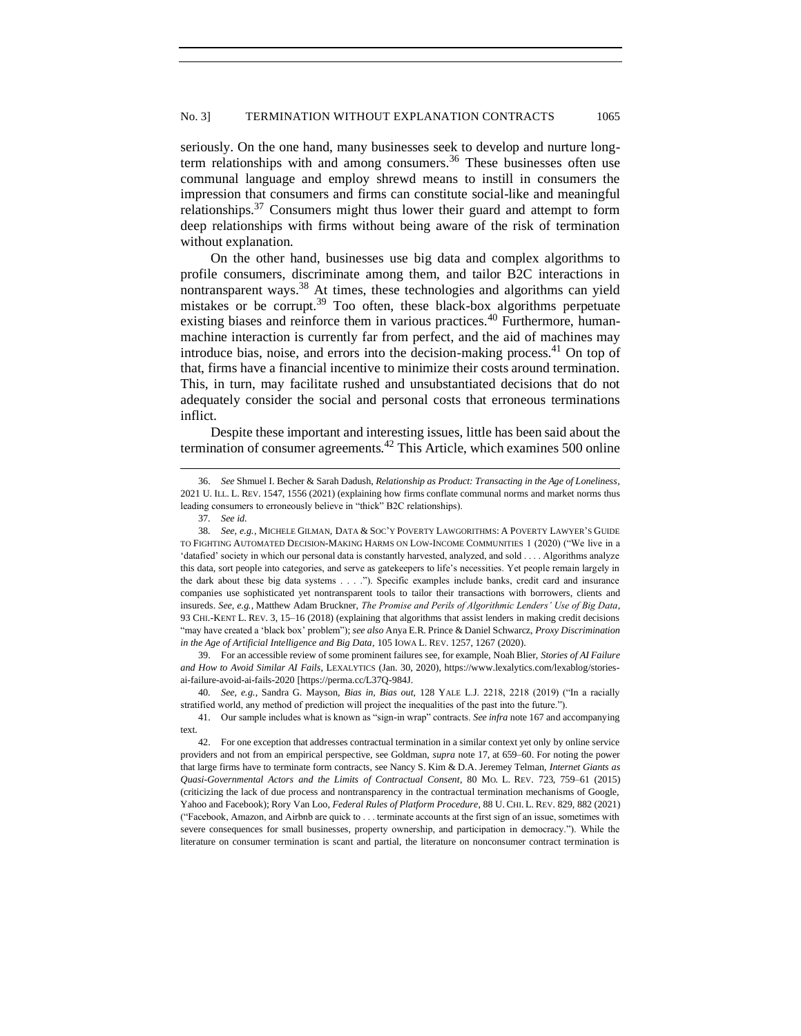seriously. On the one hand, many businesses seek to develop and nurture long-term relationships with and among consumers.[36] These businesses often use communal language and employ shrewd means to instill in consumers the impression that consumers and firms can constitute social-like and meaningful relationships.[37] Consumers might thus lower their guard and attempt to form deep relationships with firms without being aware of the risk of termination without explanation.

On the other hand, businesses use big data and complex algorithms to profile consumers, discriminate among them, and tailor B2C interactions in nontransparent ways.[38] At times, these technologies and algorithms can yield mistakes or be corrupt.[39] Too often, these black-box algorithms perpetuate existing biases and reinforce them in various practices.[40] Furthermore, human-machine interaction is currently far from perfect, and the aid of machines may introduce bias, noise, and errors into the decision-making process.[41] On top of that, firms have a financial incentive to minimize their costs around termination. This, in turn, may facilitate rushed and unsubstantiated decisions that do not adequately consider the social and personal costs that erroneous terminations inflict.

Despite these important and interesting issues, little has been said about the termination of consumer agreements.[42] This Article, which examines 500 online

---

36. *See* Shmuel I. Becher & Sarah Dadush, *Relationship as Product: Transacting in the Age of Loneliness*, 2021 U. ILL. L. REV. 1547, 1556 (2021) (explaining how firms conflate communal norms and market norms thus leading consumers to erroneously believe in "thick" B2C relationships).

37. *See id.*

38. *See, e.g.*, MICHELE GILMAN, DATA & SOC'Y POVERTY LAWGORITHMS: A POVERTY LAWYER'S GUIDE TO FIGHTING AUTOMATED DECISION-MAKING HARMS ON LOW-INCOME COMMUNITIES 1 (2020) ("We live in a 'datafied' society in which our personal data is constantly harvested, analyzed, and sold . . . . Algorithms analyze this data, sort people into categories, and serve as gatekeepers to life's necessities. Yet people remain largely in the dark about these big data systems . . . ."). Specific examples include banks, credit card and insurance companies use sophisticated yet nontransparent tools to tailor their transactions with borrowers, clients and insureds. *See, e.g.*, Matthew Adam Bruckner, *The Promise and Perils of Algorithmic Lenders' Use of Big Data*, 93 CHI.-KENT L. REV. 3, 15–16 (2018) (explaining that algorithms that assist lenders in making credit decisions "may have created a 'black box' problem"); *see also* Anya E.R. Prince & Daniel Schwarcz, *Proxy Discrimination in the Age of Artificial Intelligence and Big Data*, 105 IOWA L. REV. 1257, 1267 (2020).

39. For an accessible review of some prominent failures see, for example, Noah Blier, *Stories of AI Failure and How to Avoid Similar AI Fails*, LEXALYTICS (Jan. 30, 2020), https://www.lexalytics.com/lexablog/stories-ai-failure-avoid-ai-fails-2020 [https://perma.cc/L37Q-984J.

40. *See, e.g.*, Sandra G. Mayson, *Bias in, Bias out*, 128 YALE L.J. 2218, 2218 (2019) ("In a racially stratified world, any method of prediction will project the inequalities of the past into the future.").

41. Our sample includes what is known as "sign-in wrap" contracts. *See infra* note 167 and accompanying text.

42. For one exception that addresses contractual termination in a similar context yet only by online service providers and not from an empirical perspective, see Goldman, *supra* note 17, at 659–60. For noting the power that large firms have to terminate form contracts, see Nancy S. Kim & D.A. Jeremey Telman, *Internet Giants as Quasi-Governmental Actors and the Limits of Contractual Consent*, 80 MO. L. REV. 723, 759–61 (2015) (criticizing the lack of due process and nontransparency in the contractual termination mechanisms of Google, Yahoo and Facebook); Rory Van Loo, *Federal Rules of Platform Procedure*, 88 U. CHI. L. REV. 829, 882 (2021) ("Facebook, Amazon, and Airbnb are quick to . . . terminate accounts at the first sign of an issue, sometimes with severe consequences for small businesses, property ownership, and participation in democracy."). While the literature on consumer termination is scant and partial, the literature on nonconsumer contract termination is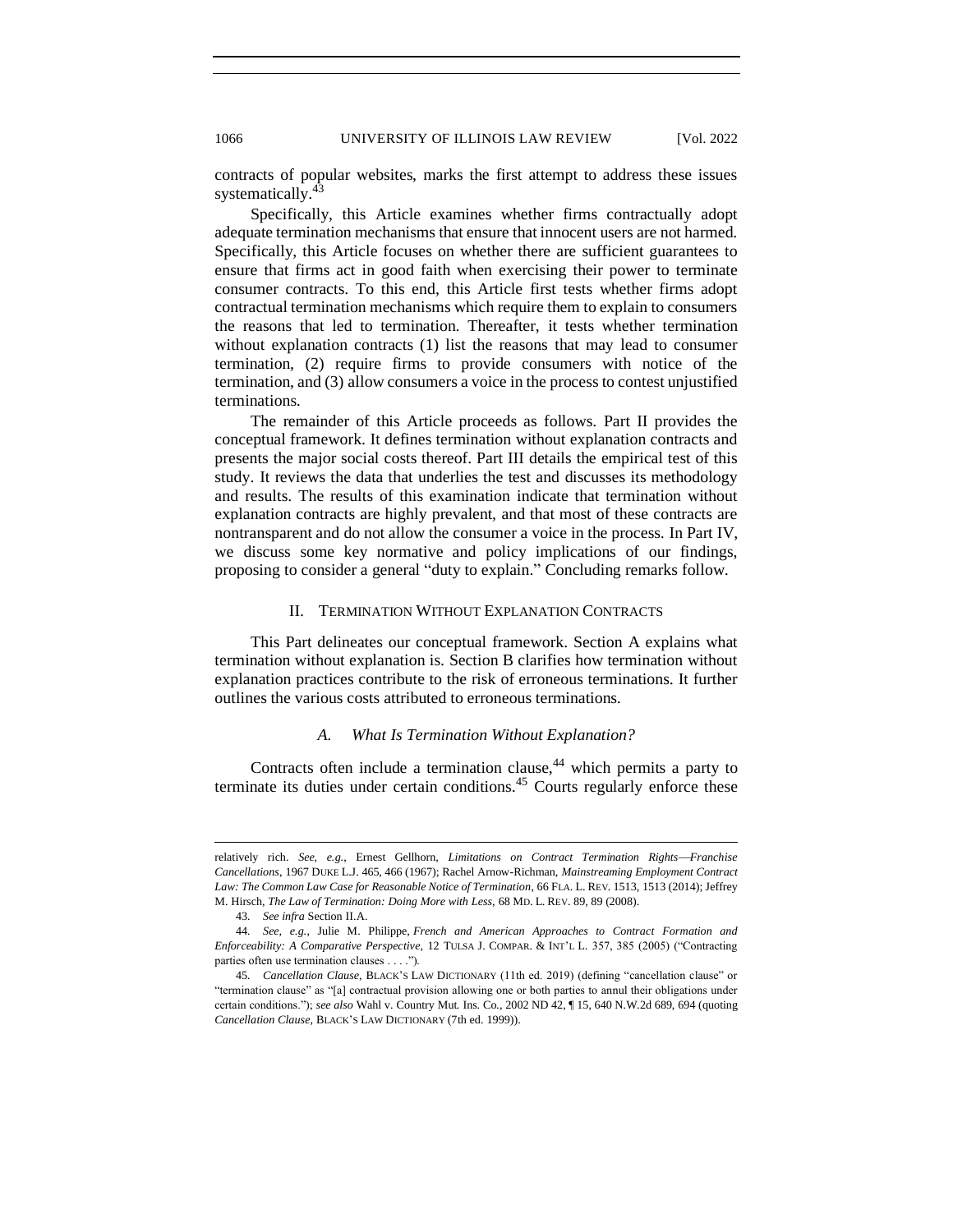contracts of popular websites, marks the first attempt to address these issues systematically.[43]

Specifically, this Article examines whether firms contractually adopt adequate termination mechanisms that ensure that innocent users are not harmed. Specifically, this Article focuses on whether there are sufficient guarantees to ensure that firms act in good faith when exercising their power to terminate consumer contracts. To this end, this Article first tests whether firms adopt contractual termination mechanisms which require them to explain to consumers the reasons that led to termination. Thereafter, it tests whether termination without explanation contracts (1) list the reasons that may lead to consumer termination, (2) require firms to provide consumers with notice of the termination, and (3) allow consumers a voice in the process to contest unjustified terminations.

The remainder of this Article proceeds as follows. Part II provides the conceptual framework. It defines termination without explanation contracts and presents the major social costs thereof. Part III details the empirical test of this study. It reviews the data that underlies the test and discusses its methodology and results. The results of this examination indicate that termination without explanation contracts are highly prevalent, and that most of these contracts are nontransparent and do not allow the consumer a voice in the process. In Part IV, we discuss some key normative and policy implications of our findings, proposing to consider a general "duty to explain." Concluding remarks follow.

## II. Termination Without Explanation Contracts

This Part delineates our conceptual framework. Section A explains what termination without explanation is. Section B clarifies how termination without explanation practices contribute to the risk of erroneous terminations. It further outlines the various costs attributed to erroneous terminations.

### *A. What Is Termination Without Explanation?*

Contracts often include a termination clause,[44] which permits a party to terminate its duties under certain conditions.[45] Courts regularly enforce these

---

relatively rich. *See, e.g.*, Ernest Gellhorn, *Limitations on Contract Termination Rights—Franchise Cancellations*, 1967 DUKE L.J. 465, 466 (1967); Rachel Arnow-Richman, *Mainstreaming Employment Contract Law: The Common Law Case for Reasonable Notice of Termination*, 66 FLA. L. REV. 1513, 1513 (2014); Jeffrey M. Hirsch, *The Law of Termination: Doing More with Less*, 68 MD. L. REV. 89, 89 (2008).

43. *See infra* Section II.A.

44. *See, e.g.*, Julie M. Philippe, *French and American Approaches to Contract Formation and Enforceability: A Comparative Perspective*, 12 TULSA J. COMPAR. & INT'L L. 357, 385 (2005) ("Contracting parties often use termination clauses . . . .").

45. *Cancellation Clause*, BLACK'S LAW DICTIONARY (11th ed. 2019) (defining "cancellation clause" or "termination clause" as "[a] contractual provision allowing one or both parties to annul their obligations under certain conditions."); *see also* Wahl v. Country Mut. Ins. Co., 2002 ND 42, ¶ 15, 640 N.W.2d 689, 694 (quoting *Cancellation Clause*, BLACK'S LAW DICTIONARY (7th ed. 1999)).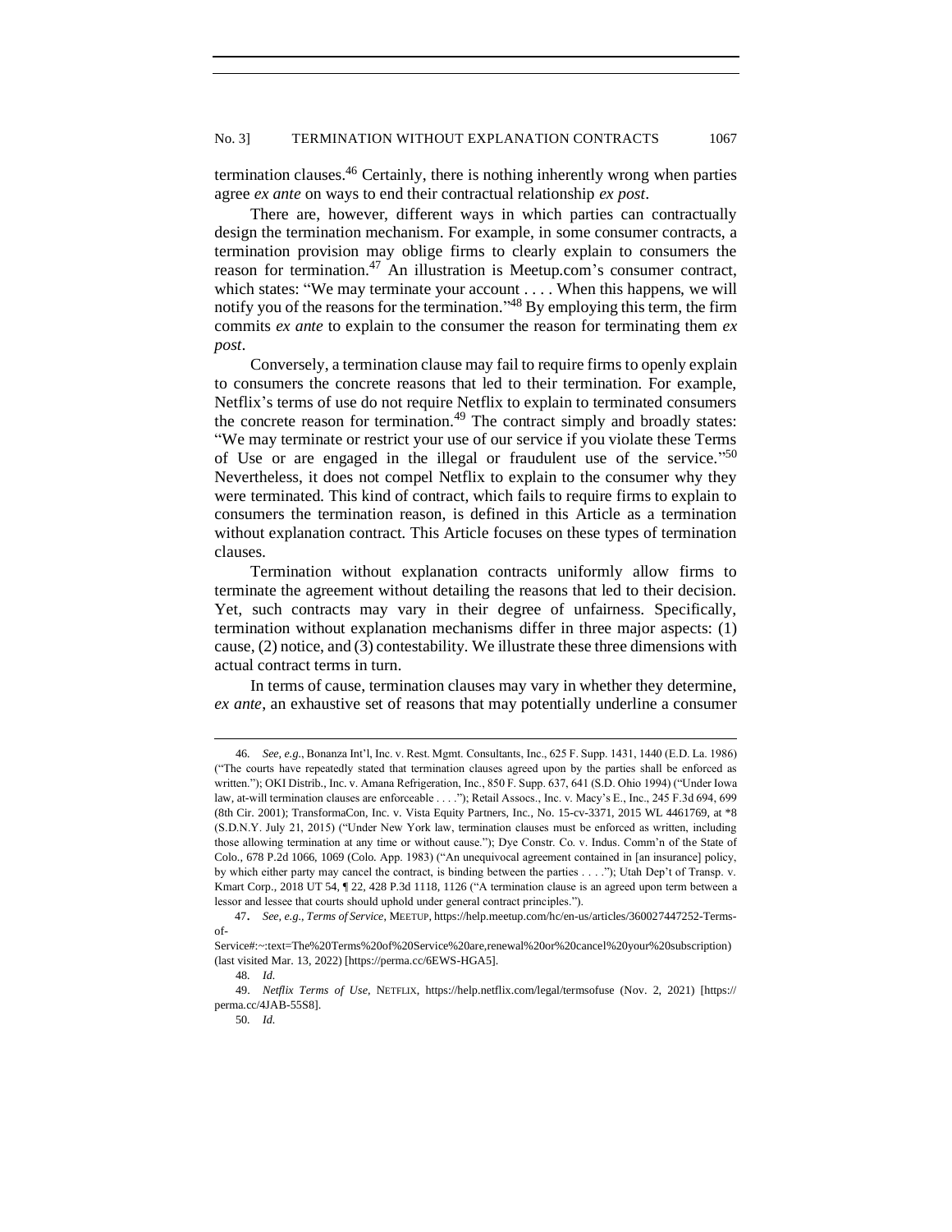termination clauses.[46] Certainly, there is nothing inherently wrong when parties agree *ex ante* on ways to end their contractual relationship *ex post*.

There are, however, different ways in which parties can contractually design the termination mechanism. For example, in some consumer contracts, a termination provision may oblige firms to clearly explain to consumers the reason for termination.[47] An illustration is Meetup.com's consumer contract, which states: "We may terminate your account . . . . When this happens, we will notify you of the reasons for the termination."[48] By employing this term, the firm commits *ex ante* to explain to the consumer the reason for terminating them *ex post*.

Conversely, a termination clause may fail to require firms to openly explain to consumers the concrete reasons that led to their termination. For example, Netflix's terms of use do not require Netflix to explain to terminated consumers the concrete reason for termination.[49] The contract simply and broadly states: "We may terminate or restrict your use of our service if you violate these Terms of Use or are engaged in the illegal or fraudulent use of the service."[50] Nevertheless, it does not compel Netflix to explain to the consumer why they were terminated. This kind of contract, which fails to require firms to explain to consumers the termination reason, is defined in this Article as a termination without explanation contract. This Article focuses on these types of termination clauses.

Termination without explanation contracts uniformly allow firms to terminate the agreement without detailing the reasons that led to their decision. Yet, such contracts may vary in their degree of unfairness. Specifically, termination without explanation mechanisms differ in three major aspects: (1) cause, (2) notice, and (3) contestability. We illustrate these three dimensions with actual contract terms in turn.

In terms of cause, termination clauses may vary in whether they determine, *ex ante*, an exhaustive set of reasons that may potentially underline a consumer

---

46. *See, e.g.*, Bonanza Int'l, Inc. v. Rest. Mgmt. Consultants, Inc., 625 F. Supp. 1431, 1440 (E.D. La. 1986) ("The courts have repeatedly stated that termination clauses agreed upon by the parties shall be enforced as written."); OKI Distrib., Inc. v. Amana Refrigeration, Inc., 850 F. Supp. 637, 641 (S.D. Ohio 1994) ("Under Iowa law, at-will termination clauses are enforceable . . . ."); Retail Assocs., Inc. v. Macy's E., Inc., 245 F.3d 694, 699 (8th Cir. 2001); TransformaCon, Inc. v. Vista Equity Partners, Inc., No. 15-cv-3371, 2015 WL 4461769, at \*8 (S.D.N.Y. July 21, 2015) ("Under New York law, termination clauses must be enforced as written, including those allowing termination at any time or without cause."); Dye Constr. Co. v. Indus. Comm'n of the State of Colo., 678 P.2d 1066, 1069 (Colo. App. 1983) ("An unequivocal agreement contained in [an insurance] policy, by which either party may cancel the contract, is binding between the parties . . . ."); Utah Dep't of Transp. v. Kmart Corp., 2018 UT 54, ¶ 22, 428 P.3d 1118, 1126 ("A termination clause is an agreed upon term between a lessor and lessee that courts should uphold under general contract principles.").

47. *See, e.g.*, *Terms of Service*, MEETUP, https://help.meetup.com/hc/en-us/articles/360027447252-Terms-of-Service#:~:text=The%20Terms%20of%20Service%20are,renewal%20or%20cancel%20your%20subscription) (last visited Mar. 13, 2022) [https://perma.cc/6EWS-HGA5].

48. *Id.*

49. *Netflix Terms of Use*, NETFLIX, https://help.netflix.com/legal/termsofuse (Nov. 2, 2021) [https://perma.cc/4JAB-55S8].

50. *Id.*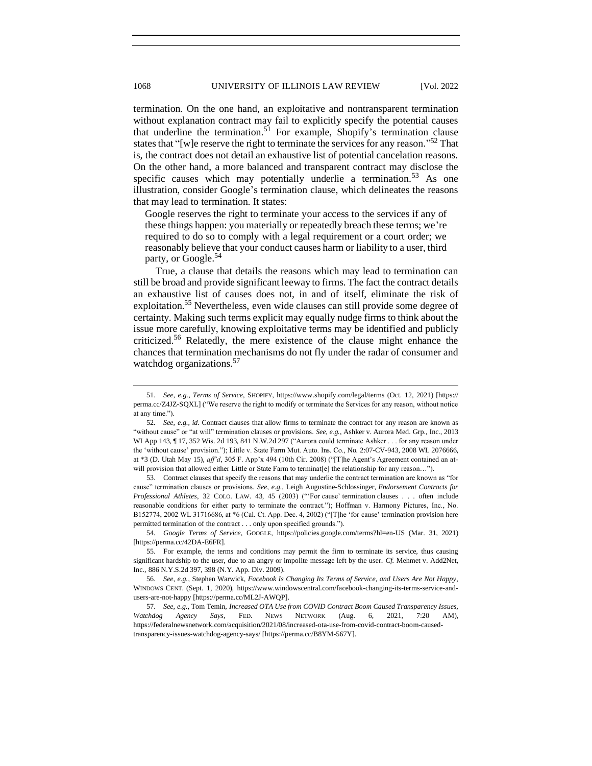termination. On the one hand, an exploitative and nontransparent termination without explanation contract may fail to explicitly specify the potential causes that underline the termination.[51] For example, Shopify's termination clause states that "[w]e reserve the right to terminate the services for any reason."[52] That is, the contract does not detail an exhaustive list of potential cancelation reasons. On the other hand, a more balanced and transparent contract may disclose the specific causes which may potentially underlie a termination.[53] As one illustration, consider Google's termination clause, which delineates the reasons that may lead to termination. It states:

> Google reserves the right to terminate your access to the services if any of these things happen: you materially or repeatedly breach these terms; we're required to do so to comply with a legal requirement or a court order; we reasonably believe that your conduct causes harm or liability to a user, third party, or Google.[54]

True, a clause that details the reasons which may lead to termination can still be broad and provide significant leeway to firms. The fact the contract details an exhaustive list of causes does not, in and of itself, eliminate the risk of exploitation.[55] Nevertheless, even wide clauses can still provide some degree of certainty. Making such terms explicit may equally nudge firms to think about the issue more carefully, knowing exploitative terms may be identified and publicly criticized.[56] Relatedly, the mere existence of the clause might enhance the chances that termination mechanisms do not fly under the radar of consumer and watchdog organizations.[57]

---

51. *See, e.g.*, *Terms of Service*, SHOPIFY, https://www.shopify.com/legal/terms (Oct. 12, 2021) [https://perma.cc/Z4JZ-SQXL] ("We reserve the right to modify or terminate the Services for any reason, without notice at any time.").

52. *See, e.g.*, *id.* Contract clauses that allow firms to terminate the contract for any reason are known as "without cause" or "at will" termination clauses or provisions. *See, e.g.*, Ashker v. Aurora Med. Grp., Inc., 2013 WI App 143, ¶ 17, 352 Wis. 2d 193, 841 N.W.2d 297 ("Aurora could terminate Ashker . . . for any reason under the 'without cause' provision."); Little v. State Farm Mut. Auto. Ins. Co., No. 2:07-CV-943, 2008 WL 2076666, at *3 (D. Utah May 15), *aff'd*, 305 F. App'x 494 (10th Cir. 2008) ("[T]he Agent's Agreement contained an at-will provision that allowed either Little or State Farm to terminat[e] the relationship for any reason…").

53. Contract clauses that specify the reasons that may underlie the contract termination are known as "for cause" termination clauses or provisions. *See, e.g.*, Leigh Augustine-Schlossinger, *Endorsement Contracts for Professional Athletes*, 32 COLO. LAW. 43, 45 (2003) ("'For cause' termination clauses . . . often include reasonable conditions for either party to terminate the contract."); Hoffman v. Harmony Pictures, Inc., No. B152774, 2002 WL 31716686, at *6 (Cal. Ct. App. Dec. 4, 2002) ("[T]he 'for cause' termination provision here permitted termination of the contract . . . only upon specified grounds.").

54. *Google Terms of Service*, GOOGLE, https://policies.google.com/terms?hl=en-US (Mar. 31, 2021) [https://perma.cc/42DA-E6FR].

55. For example, the terms and conditions may permit the firm to terminate its service, thus causing significant hardship to the user, due to an angry or impolite message left by the user. *Cf.* Mehmet v. Add2Net, Inc., 886 N.Y.S.2d 397, 398 (N.Y. App. Div. 2009).

56. *See, e.g.*, Stephen Warwick, *Facebook Is Changing Its Terms of Service, and Users Are Not Happy*, WINDOWS CENT. (Sept. 1, 2020), https://www.windowscentral.com/facebook-changing-its-terms-service-and-users-are-not-happy [https://perma.cc/ML2J-AWQP].

57. *See, e.g.*, Tom Temin, *Increased OTA Use from COVID Contract Boom Caused Transparency Issues, Watchdog Agency Says*, FED. NEWS NETWORK (Aug. 6, 2021, 7:20 AM), https://federalnewsnetwork.com/acquisition/2021/08/increased-ota-use-from-covid-contract-boom-caused-transparency-issues-watchdog-agency-says/ [https://perma.cc/B8YM-567Y].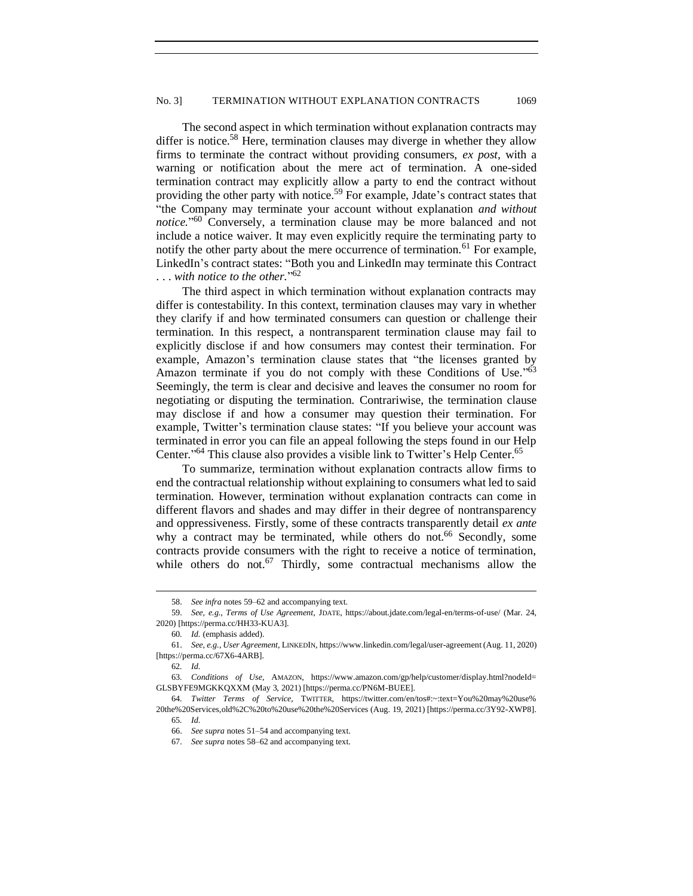The second aspect in which termination without explanation contracts may differ is notice.[58] Here, termination clauses may diverge in whether they allow firms to terminate the contract without providing consumers, *ex post*, with a warning or notification about the mere act of termination. A one-sided termination contract may explicitly allow a party to end the contract without providing the other party with notice.[59] For example, Jdate's contract states that "the Company may terminate your account without explanation *and without notice*."[60] Conversely, a termination clause may be more balanced and not include a notice waiver. It may even explicitly require the terminating party to notify the other party about the mere occurrence of termination.[61] For example, LinkedIn's contract states: "Both you and LinkedIn may terminate this Contract . . . *with notice to the other*."[62]

The third aspect in which termination without explanation contracts may differ is contestability. In this context, termination clauses may vary in whether they clarify if and how terminated consumers can question or challenge their termination. In this respect, a nontransparent termination clause may fail to explicitly disclose if and how consumers may contest their termination. For example, Amazon's termination clause states that "the licenses granted by Amazon terminate if you do not comply with these Conditions of Use."[63] Seemingly, the term is clear and decisive and leaves the consumer no room for negotiating or disputing the termination. Contrariwise, the termination clause may disclose if and how a consumer may question their termination. For example, Twitter's termination clause states: "If you believe your account was terminated in error you can file an appeal following the steps found in our Help Center."[64] This clause also provides a visible link to Twitter's Help Center.[65]

To summarize, termination without explanation contracts allow firms to end the contractual relationship without explaining to consumers what led to said termination. However, termination without explanation contracts can come in different flavors and shades and may differ in their degree of nontransparency and oppressiveness. Firstly, some of these contracts transparently detail *ex ante* why a contract may be terminated, while others do not.[66] Secondly, some contracts provide consumers with the right to receive a notice of termination, while others do not.[67] Thirdly, some contractual mechanisms allow the

---

58. *See infra* notes 59–62 and accompanying text.

59. *See, e.g.*, *Terms of Use Agreement*, JDATE, https://about.jdate.com/legal-en/terms-of-use/ (Mar. 24, 2020) [https://perma.cc/HH33-KUA3].

60. *Id.* (emphasis added).

61. *See, e.g.*, *User Agreement*, LINKEDIN, https://www.linkedin.com/legal/user-agreement (Aug. 11, 2020) [https://perma.cc/67X6-4ARB].

62. *Id.*

63. *Conditions of Use*, AMAZON, https://www.amazon.com/gp/help/customer/display.html?nodeId=GLSBYFE9MGKKQXXM (May 3, 2021) [https://perma.cc/PN6M-BUEE].

64. *Twitter Terms of Service*, TWITTER, https://twitter.com/en/tos#:~:text=You%20may%20use%20the%20Services,old%2C%20to%20use%20the%20Services (Aug. 19, 2021) [https://perma.cc/3Y92-XWP8].

65. *Id.*

66. *See supra* notes 51–54 and accompanying text.

67. *See supra* notes 58–62 and accompanying text.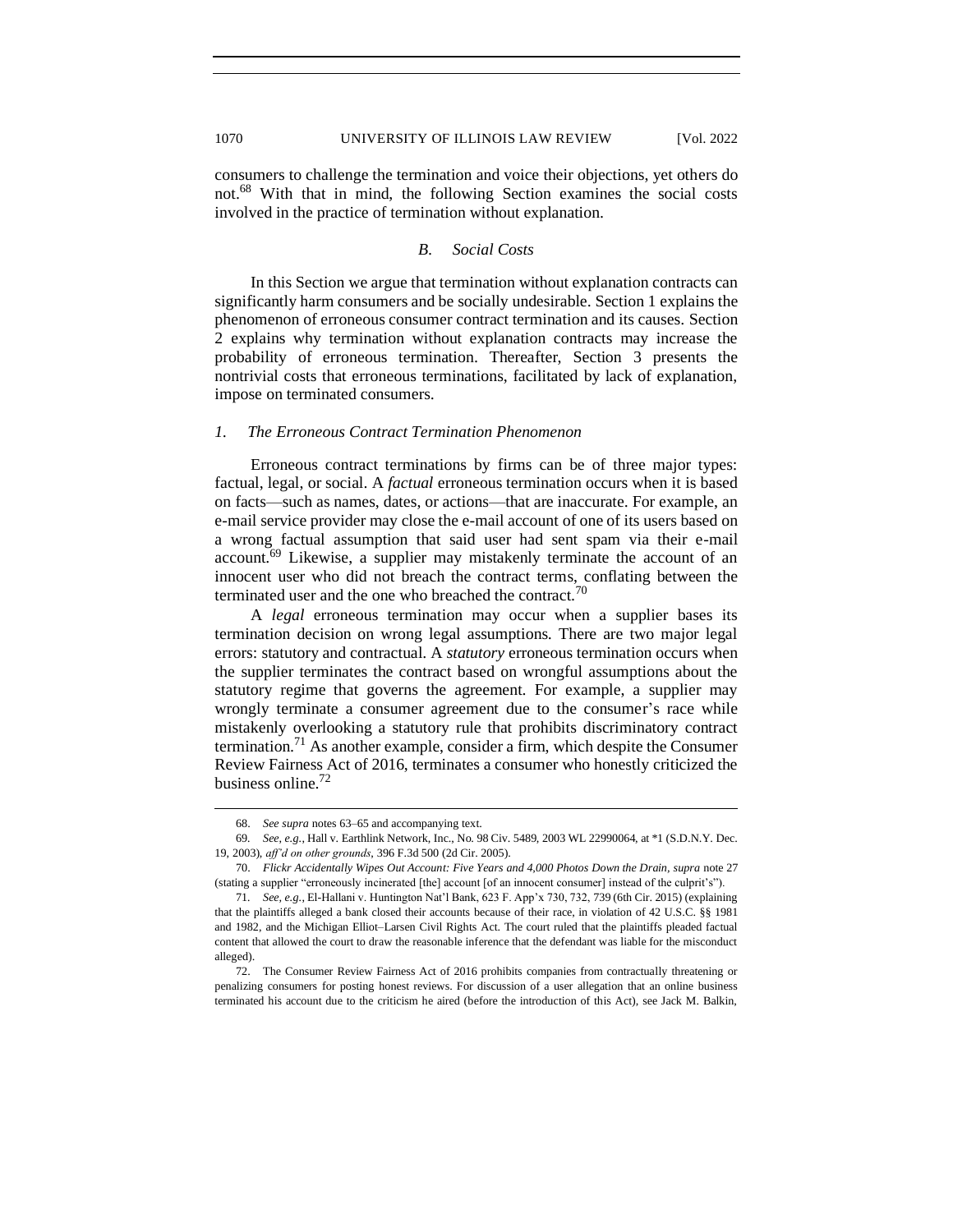consumers to challenge the termination and voice their objections, yet others do not.[68] With that in mind, the following Section examines the social costs involved in the practice of termination without explanation.

### *B. Social Costs*

In this Section we argue that termination without explanation contracts can significantly harm consumers and be socially undesirable. Section 1 explains the phenomenon of erroneous consumer contract termination and its causes. Section 2 explains why termination without explanation contracts may increase the probability of erroneous termination. Thereafter, Section 3 presents the nontrivial costs that erroneous terminations, facilitated by lack of explanation, impose on terminated consumers.

#### *1. The Erroneous Contract Termination Phenomenon*

Erroneous contract terminations by firms can be of three major types: factual, legal, or social. A *factual* erroneous termination occurs when it is based on facts—such as names, dates, or actions—that are inaccurate. For example, an e-mail service provider may close the e-mail account of one of its users based on a wrong factual assumption that said user had sent spam via their e-mail account.[69] Likewise, a supplier may mistakenly terminate the account of an innocent user who did not breach the contract terms, conflating between the terminated user and the one who breached the contract.[70]

A *legal* erroneous termination may occur when a supplier bases its termination decision on wrong legal assumptions. There are two major legal errors: statutory and contractual. A *statutory* erroneous termination occurs when the supplier terminates the contract based on wrongful assumptions about the statutory regime that governs the agreement. For example, a supplier may wrongly terminate a consumer agreement due to the consumer's race while mistakenly overlooking a statutory rule that prohibits discriminatory contract termination.[71] As another example, consider a firm, which despite the Consumer Review Fairness Act of 2016, terminates a consumer who honestly criticized the business online.[72]

---

68. *See supra* notes 63–65 and accompanying text.

69. *See, e.g.*, Hall v. Earthlink Network, Inc., No. 98 Civ. 5489, 2003 WL 22990064, at *1 (S.D.N.Y. Dec. 19, 2003), *aff'd on other grounds*, 396 F.3d 500 (2d Cir. 2005).

70. *Flickr Accidentally Wipes Out Account: Five Years and 4,000 Photos Down the Drain*, *supra* note 27 (stating a supplier "erroneously incinerated [the] account [of an innocent consumer] instead of the culprit's").

71. *See, e.g.*, El-Hallani v. Huntington Nat'l Bank, 623 F. App'x 730, 732, 739 (6th Cir. 2015) (explaining that the plaintiffs alleged a bank closed their accounts because of their race, in violation of 42 U.S.C. §§ 1981 and 1982, and the Michigan Elliot–Larsen Civil Rights Act. The court ruled that the plaintiffs pleaded factual content that allowed the court to draw the reasonable inference that the defendant was liable for the misconduct alleged).

72. The Consumer Review Fairness Act of 2016 prohibits companies from contractually threatening or penalizing consumers for posting honest reviews. For discussion of a user allegation that an online business terminated his account due to the criticism he aired (before the introduction of this Act), see Jack M. Balkin,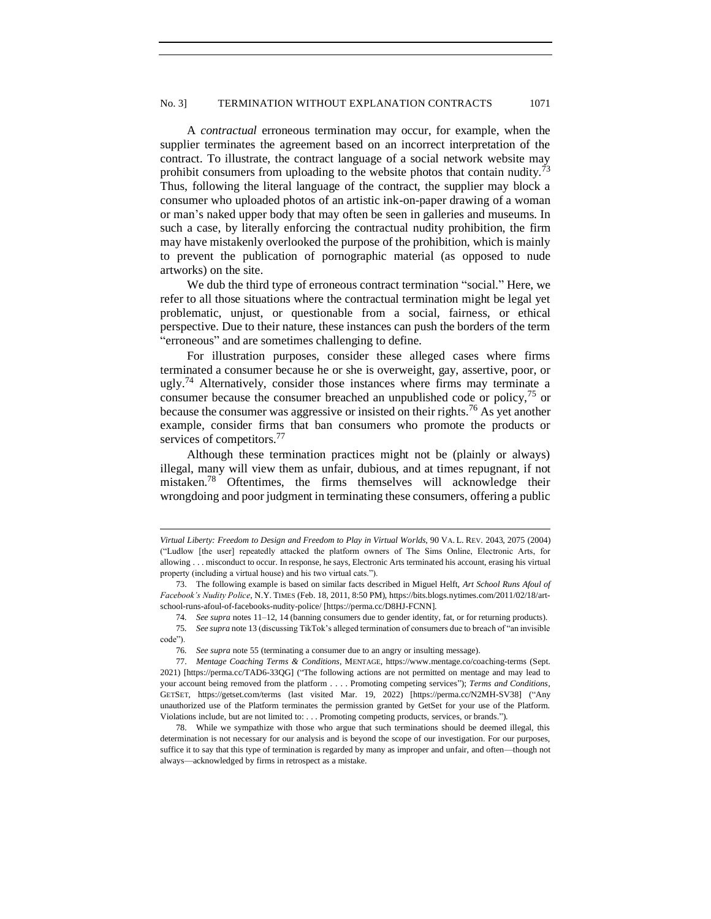A *contractual* erroneous termination may occur, for example, when the supplier terminates the agreement based on an incorrect interpretation of the contract. To illustrate, the contract language of a social network website may prohibit consumers from uploading to the website photos that contain nudity.[73] Thus, following the literal language of the contract, the supplier may block a consumer who uploaded photos of an artistic ink-on-paper drawing of a woman or man's naked upper body that may often be seen in galleries and museums. In such a case, by literally enforcing the contractual nudity prohibition, the firm may have mistakenly overlooked the purpose of the prohibition, which is mainly to prevent the publication of pornographic material (as opposed to nude artworks) on the site.

We dub the third type of erroneous contract termination "social." Here, we refer to all those situations where the contractual termination might be legal yet problematic, unjust, or questionable from a social, fairness, or ethical perspective. Due to their nature, these instances can push the borders of the term "erroneous" and are sometimes challenging to define.

For illustration purposes, consider these alleged cases where firms terminated a consumer because he or she is overweight, gay, assertive, poor, or ugly.[74] Alternatively, consider those instances where firms may terminate a consumer because the consumer breached an unpublished code or policy,[75] or because the consumer was aggressive or insisted on their rights.[76] As yet another example, consider firms that ban consumers who promote the products or services of competitors.[77]

Although these termination practices might not be (plainly or always) illegal, many will view them as unfair, dubious, and at times repugnant, if not mistaken.[78] Oftentimes, the firms themselves will acknowledge their wrongdoing and poor judgment in terminating these consumers, offering a public

---

*Virtual Liberty: Freedom to Design and Freedom to Play in Virtual Worlds*, 90 VA. L. REV. 2043, 2075 (2004) ("Ludlow [the user] repeatedly attacked the platform owners of The Sims Online, Electronic Arts, for allowing . . . misconduct to occur. In response, he says, Electronic Arts terminated his account, erasing his virtual property (including a virtual house) and his two virtual cats.").

73. The following example is based on similar facts described in Miguel Helft, *Art School Runs Afoul of Facebook's Nudity Police*, N.Y. TIMES (Feb. 18, 2011, 8:50 PM), https://bits.blogs.nytimes.com/2011/02/18/art-school-runs-afoul-of-facebooks-nudity-police/ [https://perma.cc/D8HJ-FCNN].

74. *See supra* notes 11–12, 14 (banning consumers due to gender identity, fat, or for returning products).

75. *See supra* note 13 (discussing TikTok's alleged termination of consumers due to breach of "an invisible code").

76. *See supra* note 55 (terminating a consumer due to an angry or insulting message).

77. *Mentage Coaching Terms & Conditions*, MENTAGE, https://www.mentage.co/coaching-terms (Sept. 2021) [https://perma.cc/TAD6-33QG] ("The following actions are not permitted on mentage and may lead to your account being removed from the platform . . . . Promoting competing services"); *Terms and Conditions*, GETSET, https://getset.com/terms (last visited Mar. 19, 2022) [https://perma.cc/N2MH-SV38] ("Any unauthorized use of the Platform terminates the permission granted by GetSet for your use of the Platform. Violations include, but are not limited to: . . . Promoting competing products, services, or brands.").

78. While we sympathize with those who argue that such terminations should be deemed illegal, this determination is not necessary for our analysis and is beyond the scope of our investigation. For our purposes, suffice it to say that this type of termination is regarded by many as improper and unfair, and often—though not always—acknowledged by firms in retrospect as a mistake.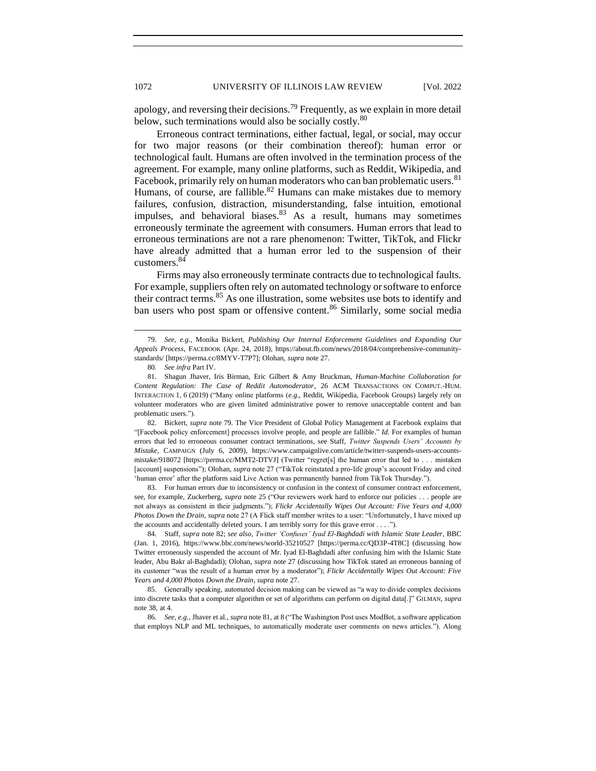apology, and reversing their decisions.[79] Frequently, as we explain in more detail below, such terminations would also be socially costly.[80]

Erroneous contract terminations, either factual, legal, or social, may occur for two major reasons (or their combination thereof): human error or technological fault. Humans are often involved in the termination process of the agreement. For example, many online platforms, such as Reddit, Wikipedia, and Facebook, primarily rely on human moderators who can ban problematic users.[81] Humans, of course, are fallible.[82] Humans can make mistakes due to memory failures, confusion, distraction, misunderstanding, false intuition, emotional impulses, and behavioral biases.[83] As a result, humans may sometimes erroneously terminate the agreement with consumers. Human errors that lead to erroneous terminations are not a rare phenomenon: Twitter, TikTok, and Flickr have already admitted that a human error led to the suspension of their customers.[84]

Firms may also erroneously terminate contracts due to technological faults. For example, suppliers often rely on automated technology or software to enforce their contract terms.[85] As one illustration, some websites use bots to identify and ban users who post spam or offensive content.[86] Similarly, some social media

---

79. *See, e.g.*, Monika Bickert, *Publishing Our Internal Enforcement Guidelines and Expanding Our Appeals Process*, FACEBOOK (Apr. 24, 2018), https://about.fb.com/news/2018/04/comprehensive-community-standards/ [https://perma.cc/8MYV-T7P7]; Olohan, *supra* note 27.

80. *See infra* Part IV.

81. Shagun Jhaver, Iris Birman, Eric Gilbert & Amy Bruckman, *Human-Machine Collaboration for Content Regulation: The Case of Reddit Automoderator*, 26 ACM TRANSACTIONS ON COMPUT.-HUM. INTERACTION 1, 6 (2019) ("Many online platforms (*e.g.*, Reddit, Wikipedia, Facebook Groups) largely rely on volunteer moderators who are given limited administrative power to remove unacceptable content and ban problematic users.").

82. Bickert, *supra* note 79. The Vice President of Global Policy Management at Facebook explains that "[Facebook policy enforcement] processes involve people, and people are fallible." *Id.* For examples of human errors that led to erroneous consumer contract terminations, see Staff, *Twitter Suspends Users' Accounts by Mistake*, CAMPAIGN (July 6, 2009), https://www.campaignlive.com/article/twitter-suspends-users-accounts-mistake/918072 [https://perma.cc/MMT2-DTVJ] (Twitter "regret[s] the human error that led to . . . mistaken [account] suspensions"); Olohan, *supra* note 27 ("TikTok reinstated a pro-life group's account Friday and cited 'human error' after the platform said Live Action was permanently banned from TikTok Thursday.").

83. For human errors due to inconsistency or confusion in the context of consumer contract enforcement, see, for example, Zuckerberg, *supra* note 25 ("Our reviewers work hard to enforce our policies . . . people are not always as consistent in their judgments."); *Flickr Accidentally Wipes Out Account: Five Years and 4,000 Photos Down the Drain*, *supra* note 27 (A Flick staff member writes to a user: "Unfortunately, I have mixed up the accounts and accidentally deleted yours. I am terribly sorry for this grave error . . . .").

84. Staff, *supra* note 82; *see also*, *Twitter 'Confuses' Iyad El-Baghdadi with Islamic State Leader*, BBC (Jan. 1, 2016), https://www.bbc.com/news/world-35210537 [https://perma.cc/QD3P-4T8C] (discussing how Twitter erroneously suspended the account of Mr. Iyad El-Baghdadi after confusing him with the Islamic State leader, Abu Bakr al-Baghdadi); Olohan, *supra* note 27 (discussing how TikTok stated an erroneous banning of its customer "was the result of a human error by a moderator"); *Flickr Accidentally Wipes Out Account: Five Years and 4,000 Photos Down the Drain*, *supra* note 27.

85. Generally speaking, automated decision making can be viewed as "a way to divide complex decisions into discrete tasks that a computer algorithm or set of algorithms can perform on digital data[.]" GILMAN, *supra* note 38, at 4.

86. *See, e.g.*, Jhaver et al., *supra* note 81, at 8 ("The Washington Post uses ModBot, a software application that employs NLP and ML techniques, to automatically moderate user comments on news articles."). Along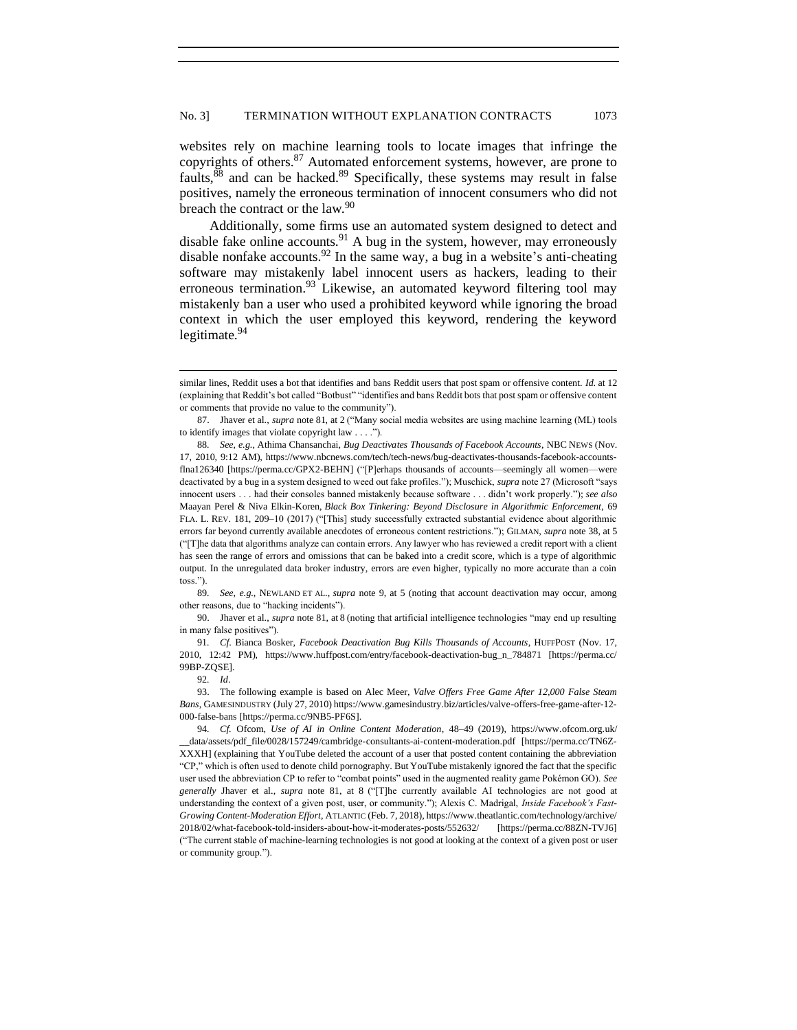websites rely on machine learning tools to locate images that infringe the copyrights of others.[87] Automated enforcement systems, however, are prone to faults,[88] and can be hacked.[89] Specifically, these systems may result in false positives, namely the erroneous termination of innocent consumers who did not breach the contract or the law.[90]

Additionally, some firms use an automated system designed to detect and disable fake online accounts.[91] A bug in the system, however, may erroneously disable nonfake accounts.[92] In the same way, a bug in a website's anti-cheating software may mistakenly label innocent users as hackers, leading to their erroneous termination.[93] Likewise, an automated keyword filtering tool may mistakenly ban a user who used a prohibited keyword while ignoring the broad context in which the user employed this keyword, rendering the keyword legitimate.[94]

---

similar lines, Reddit uses a bot that identifies and bans Reddit users that post spam or offensive content. *Id.* at 12 (explaining that Reddit's bot called "Botbust" "identifies and bans Reddit bots that post spam or offensive content or comments that provide no value to the community").

87. Jhaver et al., *supra* note 81, at 2 ("Many social media websites are using machine learning (ML) tools to identify images that violate copyright law . . . .").

88. *See, e.g.*, Athima Chansanchai, *Bug Deactivates Thousands of Facebook Accounts*, NBC NEWS (Nov. 17, 2010, 9:12 AM), https://www.nbcnews.com/tech/tech-news/bug-deactivates-thousands-facebook-accounts-flna126340 [https://perma.cc/GPX2-BEHN] ("[P]erhaps thousands of accounts—seemingly all women—were deactivated by a bug in a system designed to weed out fake profiles."); Muschick, *supra* note 27 (Microsoft "says innocent users . . . had their consoles banned mistakenly because software . . . didn't work properly."); *see also* Maayan Perel & Niva Elkin-Koren, *Black Box Tinkering: Beyond Disclosure in Algorithmic Enforcement*, 69 FLA. L. REV. 181, 209–10 (2017) ("[This] study successfully extracted substantial evidence about algorithmic errors far beyond currently available anecdotes of erroneous content restrictions."); GILMAN, *supra* note 38, at 5 ("[T]he data that algorithms analyze can contain errors. Any lawyer who has reviewed a credit report with a client has seen the range of errors and omissions that can be baked into a credit score, which is a type of algorithmic output. In the unregulated data broker industry, errors are even higher, typically no more accurate than a coin toss.").

89. *See, e.g.*, NEWLAND ET AL., *supra* note 9, at 5 (noting that account deactivation may occur, among other reasons, due to "hacking incidents").

90. Jhaver et al., *supra* note 81, at 8 (noting that artificial intelligence technologies "may end up resulting in many false positives").

91. *Cf.* Bianca Bosker, *Facebook Deactivation Bug Kills Thousands of Accounts*, HUFFPOST (Nov. 17, 2010, 12:42 PM), https://www.huffpost.com/entry/facebook-deactivation-bug_n_784871 [https://perma.cc/99BP-ZQSE].

92. *Id*.

93. The following example is based on Alec Meer, *Valve Offers Free Game After 12,000 False Steam Bans*, GAMESINDUSTRY (July 27, 2010) https://www.gamesindustry.biz/articles/valve-offers-free-game-after-12-000-false-bans [https://perma.cc/9NB5-PF6S].

94. *Cf.* Ofcom, *Use of AI in Online Content Moderation*, 48–49 (2019), https://www.ofcom.org.uk/__data/assets/pdf_file/0028/157249/cambridge-consultants-ai-content-moderation.pdf [https://perma.cc/TN6Z-XXXH] (explaining that YouTube deleted the account of a user that posted content containing the abbreviation "CP," which is often used to denote child pornography. But YouTube mistakenly ignored the fact that the specific user used the abbreviation CP to refer to "combat points" used in the augmented reality game Pokémon GO). *See generally* Jhaver et al., *supra* note 81, at 8 ("[T]he currently available AI technologies are not good at understanding the context of a given post, user, or community."); Alexis C. Madrigal, *Inside Facebook's Fast-Growing Content-Moderation Effort*, ATLANTIC (Feb. 7, 2018), https://www.theatlantic.com/technology/archive/2018/02/what-facebook-told-insiders-about-how-it-moderates-posts/552632/ [https://perma.cc/88ZN-TVJ6] ("The current stable of machine-learning technologies is not good at looking at the context of a given post or user or community group.").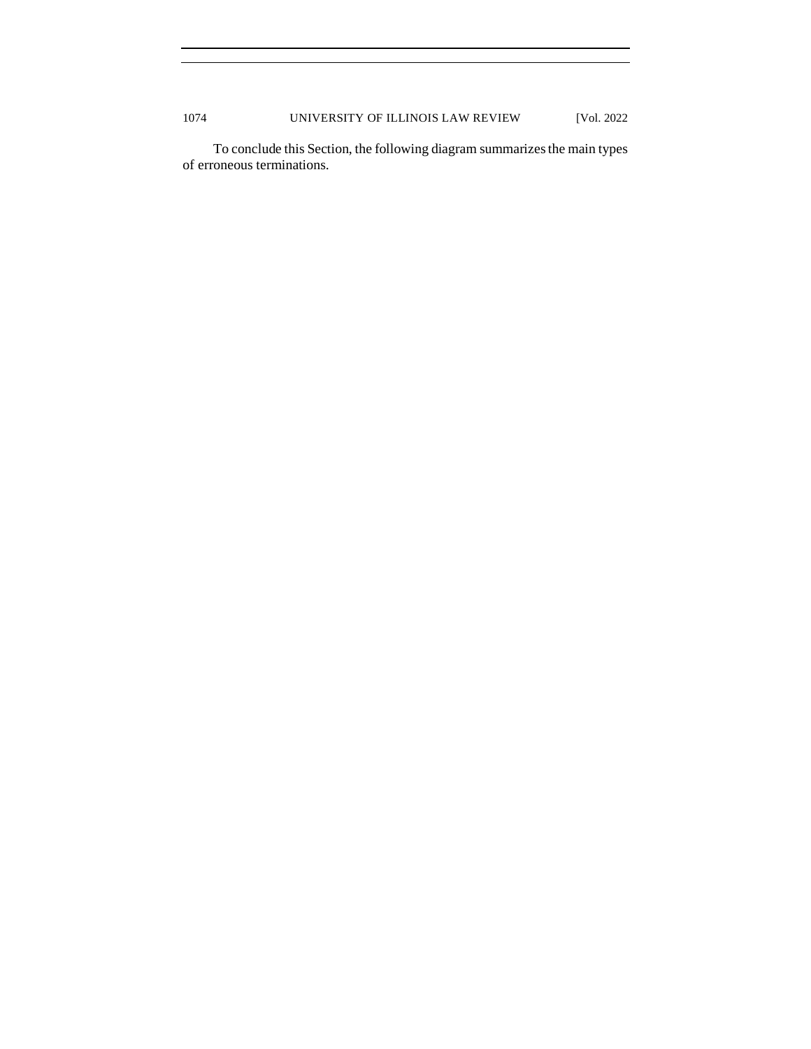To conclude this Section, the following diagram summarizes the main types of erroneous terminations.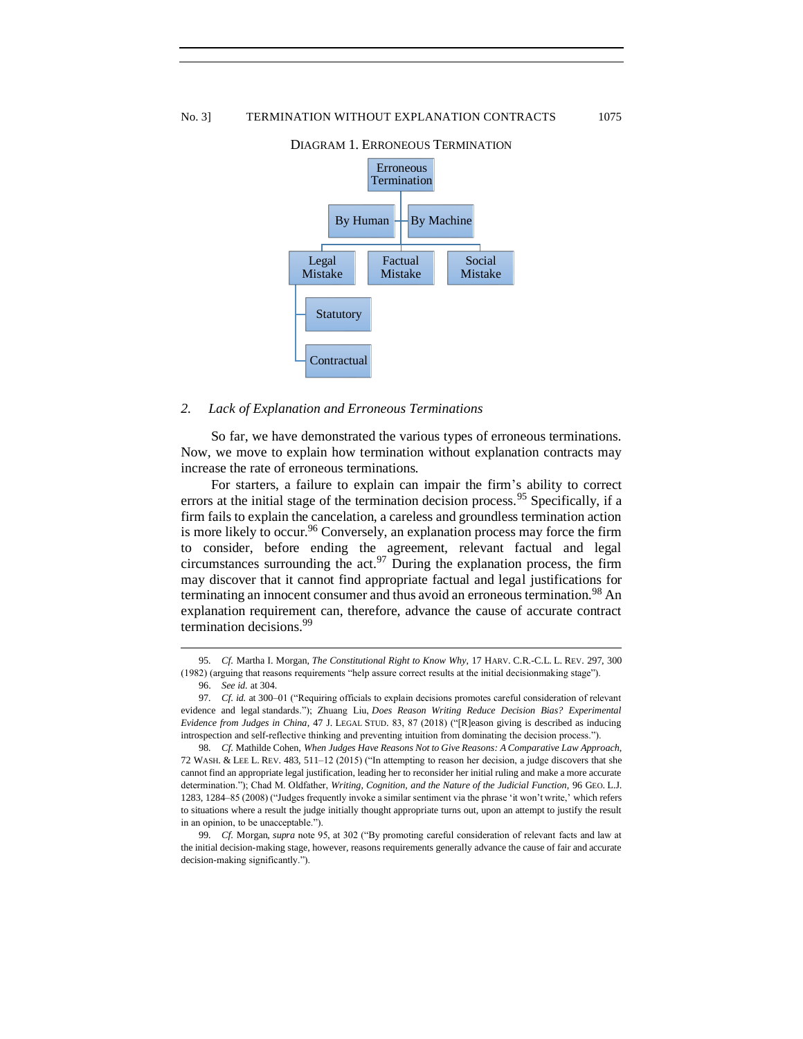DIAGRAM 1. ERRONEOUS TERMINATION

- Erroneous Termination
  - By Human
  - By Machine
    - Legal Mistake
      - Statutory
      - Contractual
    - Factual Mistake
    - Social Mistake

### 2. *Lack of Explanation and Erroneous Terminations*

So far, we have demonstrated the various types of erroneous terminations. Now, we move to explain how termination without explanation contracts may increase the rate of erroneous terminations.

For starters, a failure to explain can impair the firm's ability to correct errors at the initial stage of the termination decision process.[95] Specifically, if a firm fails to explain the cancelation, a careless and groundless termination action is more likely to occur.[96] Conversely, an explanation process may force the firm to consider, before ending the agreement, relevant factual and legal circumstances surrounding the act.[97] During the explanation process, the firm may discover that it cannot find appropriate factual and legal justifications for terminating an innocent consumer and thus avoid an erroneous termination.[98] An explanation requirement can, therefore, advance the cause of accurate contract termination decisions.[99]

---

95. *Cf.* Martha I. Morgan, *The Constitutional Right to Know Why*, 17 HARV. C.R.-C.L. L. REV. 297, 300 (1982) (arguing that reasons requirements "help assure correct results at the initial decisionmaking stage").

96. *See id.* at 304.

97. *Cf. id.* at 300–01 ("Requiring officials to explain decisions promotes careful consideration of relevant evidence and legal standards."); Zhuang Liu, *Does Reason Writing Reduce Decision Bias? Experimental Evidence from Judges in China*, 47 J. LEGAL STUD. 83, 87 (2018) ("[R]eason giving is described as inducing introspection and self-reflective thinking and preventing intuition from dominating the decision process.").

98. *Cf.* Mathilde Cohen, *When Judges Have Reasons Not to Give Reasons: A Comparative Law Approach*, 72 WASH. & LEE L. REV. 483, 511–12 (2015) ("In attempting to reason her decision, a judge discovers that she cannot find an appropriate legal justification, leading her to reconsider her initial ruling and make a more accurate determination."); Chad M. Oldfather, *Writing, Cognition, and the Nature of the Judicial Function*, 96 GEO. L.J. 1283, 1284–85 (2008) ("Judges frequently invoke a similar sentiment via the phrase 'it won't write,' which refers to situations where a result the judge initially thought appropriate turns out, upon an attempt to justify the result in an opinion, to be unacceptable.").

99. *Cf.* Morgan, *supra* note 95, at 302 ("By promoting careful consideration of relevant facts and law at the initial decision-making stage, however, reasons requirements generally advance the cause of fair and accurate decision-making significantly.").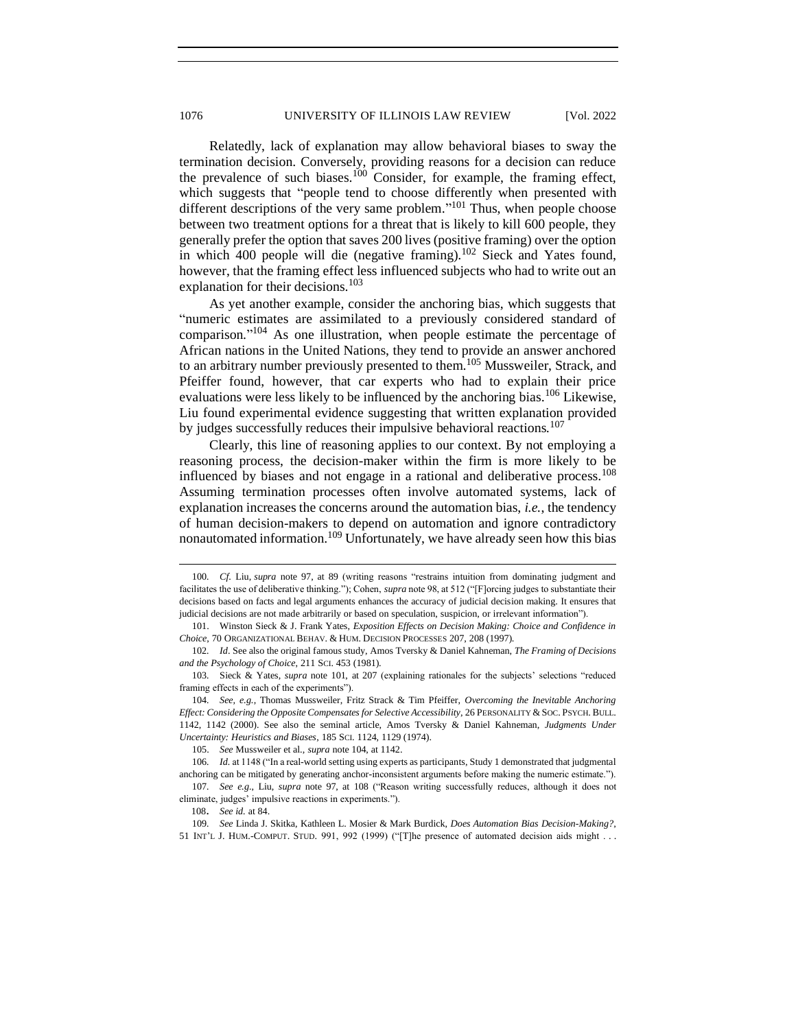Relatedly, lack of explanation may allow behavioral biases to sway the termination decision. Conversely, providing reasons for a decision can reduce the prevalence of such biases.[100] Consider, for example, the framing effect, which suggests that "people tend to choose differently when presented with different descriptions of the very same problem."[101] Thus, when people choose between two treatment options for a threat that is likely to kill 600 people, they generally prefer the option that saves 200 lives (positive framing) over the option in which 400 people will die (negative framing).[102] Sieck and Yates found, however, that the framing effect less influenced subjects who had to write out an explanation for their decisions.[103]

As yet another example, consider the anchoring bias, which suggests that "numeric estimates are assimilated to a previously considered standard of comparison."[104] As one illustration, when people estimate the percentage of African nations in the United Nations, they tend to provide an answer anchored to an arbitrary number previously presented to them.[105] Mussweiler, Strack, and Pfeiffer found, however, that car experts who had to explain their price evaluations were less likely to be influenced by the anchoring bias.[106] Likewise, Liu found experimental evidence suggesting that written explanation provided by judges successfully reduces their impulsive behavioral reactions.[107]

Clearly, this line of reasoning applies to our context. By not employing a reasoning process, the decision-maker within the firm is more likely to be influenced by biases and not engage in a rational and deliberative process.[108] Assuming termination processes often involve automated systems, lack of explanation increases the concerns around the automation bias, *i.e.*, the tendency of human decision-makers to depend on automation and ignore contradictory nonautomated information.[109] Unfortunately, we have already seen how this bias

---

100. *Cf.* Liu, *supra* note 97, at 89 (writing reasons "restrains intuition from dominating judgment and facilitates the use of deliberative thinking."); Cohen, *supra* note 98, at 512 ("[F]orcing judges to substantiate their decisions based on facts and legal arguments enhances the accuracy of judicial decision making. It ensures that judicial decisions are not made arbitrarily or based on speculation, suspicion, or irrelevant information").

101. Winston Sieck & J. Frank Yates, *Exposition Effects on Decision Making: Choice and Confidence in Choice*, 70 ORGANIZATIONAL BEHAV. & HUM. DECISION PROCESSES 207, 208 (1997).

102. *Id*. See also the original famous study, Amos Tversky & Daniel Kahneman, *The Framing of Decisions and the Psychology of Choice*, 211 SCI. 453 (1981).

103. Sieck & Yates, *supra* note 101, at 207 (explaining rationales for the subjects' selections "reduced framing effects in each of the experiments").

104. *See, e.g.*, Thomas Mussweiler, Fritz Strack & Tim Pfeiffer, *Overcoming the Inevitable Anchoring Effect: Considering the Opposite Compensates for Selective Accessibility*, 26 PERSONALITY & SOC. PSYCH. BULL. 1142, 1142 (2000). See also the seminal article, Amos Tversky & Daniel Kahneman, *Judgments Under Uncertainty: Heuristics and Biases*, 185 SCI. 1124, 1129 (1974).

105. *See* Mussweiler et al., *supra* note 104, at 1142.

106. *Id.* at 1148 ("In a real-world setting using experts as participants, Study 1 demonstrated that judgmental anchoring can be mitigated by generating anchor-inconsistent arguments before making the numeric estimate.").

107. *See e.g*., Liu, *supra* note 97, at 108 ("Reason writing successfully reduces, although it does not eliminate, judges' impulsive reactions in experiments.").

108. *See id.* at 84.

109. *See* Linda J. Skitka, Kathleen L. Mosier & Mark Burdick, *Does Automation Bias Decision-Making?*, 51 INT'L J. HUM.-COMPUT. STUD. 991, 992 (1999) ("[T]he presence of automated decision aids might . . .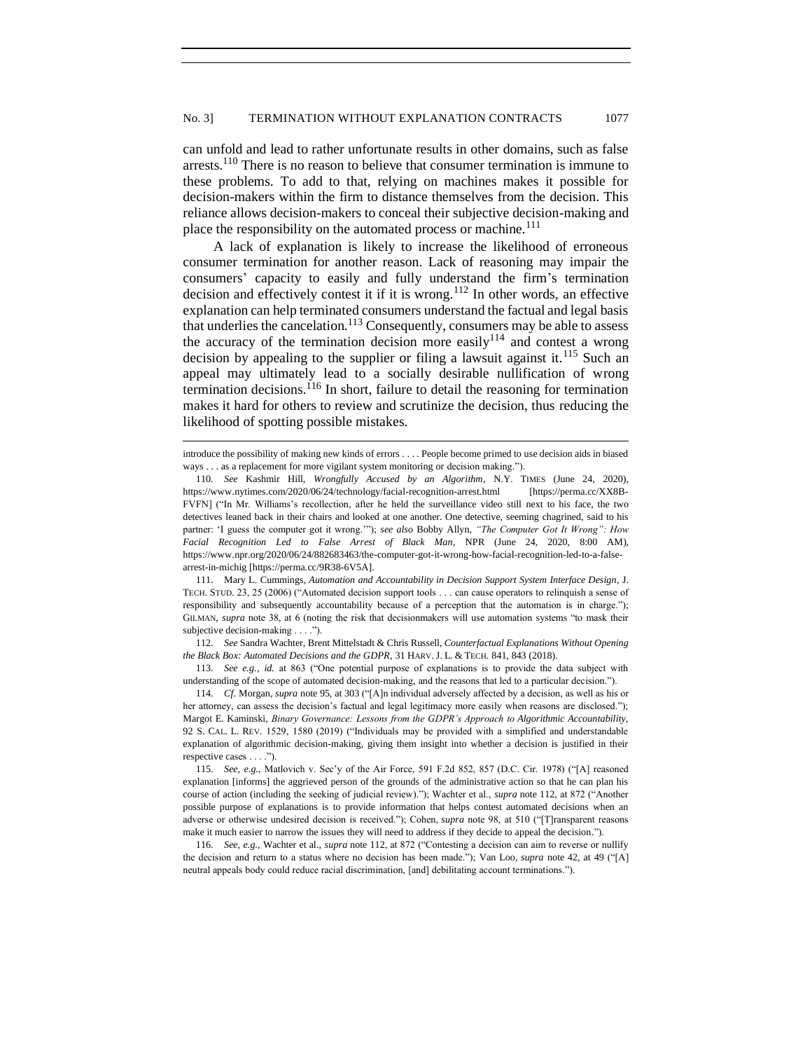can unfold and lead to rather unfortunate results in other domains, such as false arrests.[110] There is no reason to believe that consumer termination is immune to these problems. To add to that, relying on machines makes it possible for decision-makers within the firm to distance themselves from the decision. This reliance allows decision-makers to conceal their subjective decision-making and place the responsibility on the automated process or machine.[111]

A lack of explanation is likely to increase the likelihood of erroneous consumer termination for another reason. Lack of reasoning may impair the consumers' capacity to easily and fully understand the firm's termination decision and effectively contest it if it is wrong.[112] In other words, an effective explanation can help terminated consumers understand the factual and legal basis that underlies the cancelation.[113] Consequently, consumers may be able to assess the accuracy of the termination decision more easily[114] and contest a wrong decision by appealing to the supplier or filing a lawsuit against it.[115] Such an appeal may ultimately lead to a socially desirable nullification of wrong termination decisions.[116] In short, failure to detail the reasoning for termination makes it hard for others to review and scrutinize the decision, thus reducing the likelihood of spotting possible mistakes.

---

introduce the possibility of making new kinds of errors . . . . People become primed to use decision aids in biased ways . . . as a replacement for more vigilant system monitoring or decision making.").

110. *See* Kashmir Hill, *Wrongfully Accused by an Algorithm*, N.Y. TIMES (June 24, 2020), https://www.nytimes.com/2020/06/24/technology/facial-recognition-arrest.html [https://perma.cc/XX8B-FVFN] ("In Mr. Williams's recollection, after he held the surveillance video still next to his face, the two detectives leaned back in their chairs and looked at one another. One detective, seeming chagrined, said to his partner: 'I guess the computer got it wrong.'"); *see also* Bobby Allyn, *"The Computer Got It Wrong": How Facial Recognition Led to False Arrest of Black Man*, NPR (June 24, 2020, 8:00 AM), https://www.npr.org/2020/06/24/882683463/the-computer-got-it-wrong-how-facial-recognition-led-to-a-false-arrest-in-michig [https://perma.cc/9R38-6V5A].

111. Mary L. Cummings, *Automation and Accountability in Decision Support System Interface Design*, J. TECH. STUD. 23, 25 (2006) ("Automated decision support tools . . . can cause operators to relinquish a sense of responsibility and subsequently accountability because of a perception that the automation is in charge."); GILMAN, *supra* note 38, at 6 (noting the risk that decisionmakers will use automation systems "to mask their subjective decision-making . . . .").

112. *See* Sandra Wachter, Brent Mittelstadt & Chris Russell, *Counterfactual Explanations Without Opening the Black Box: Automated Decisions and the GDPR*, 31 HARV. J. L. & TECH. 841, 843 (2018).

113. *See e.g.*, *id.* at 863 ("One potential purpose of explanations is to provide the data subject with understanding of the scope of automated decision-making, and the reasons that led to a particular decision.").

114. *Cf.* Morgan, *supra* note 95, at 303 ("[A]n individual adversely affected by a decision, as well as his or her attorney, can assess the decision's factual and legal legitimacy more easily when reasons are disclosed."); Margot E. Kaminski, *Binary Governance: Lessons from the GDPR's Approach to Algorithmic Accountability*, 92 S. CAL. L. REV. 1529, 1580 (2019) ("Individuals may be provided with a simplified and understandable explanation of algorithmic decision-making, giving them insight into whether a decision is justified in their respective cases . . . .").

115. *See, e.g.*, Matlovich v. Sec'y of the Air Force, 591 F.2d 852, 857 (D.C. Cir. 1978) ("[A] reasoned explanation [informs] the aggrieved person of the grounds of the administrative action so that he can plan his course of action (including the seeking of judicial review)."); Wachter et al., *supra* note 112, at 872 ("Another possible purpose of explanations is to provide information that helps contest automated decisions when an adverse or otherwise undesired decision is received."); Cohen, *supra* note 98, at 510 ("[T]ransparent reasons make it much easier to narrow the issues they will need to address if they decide to appeal the decision.").

116. *See, e.g.*, Wachter et al., *supra* note 112, at 872 ("Contesting a decision can aim to reverse or nullify the decision and return to a status where no decision has been made."); Van Loo, *supra* note 42, at 49 ("[A] neutral appeals body could reduce racial discrimination, [and] debilitating account terminations.").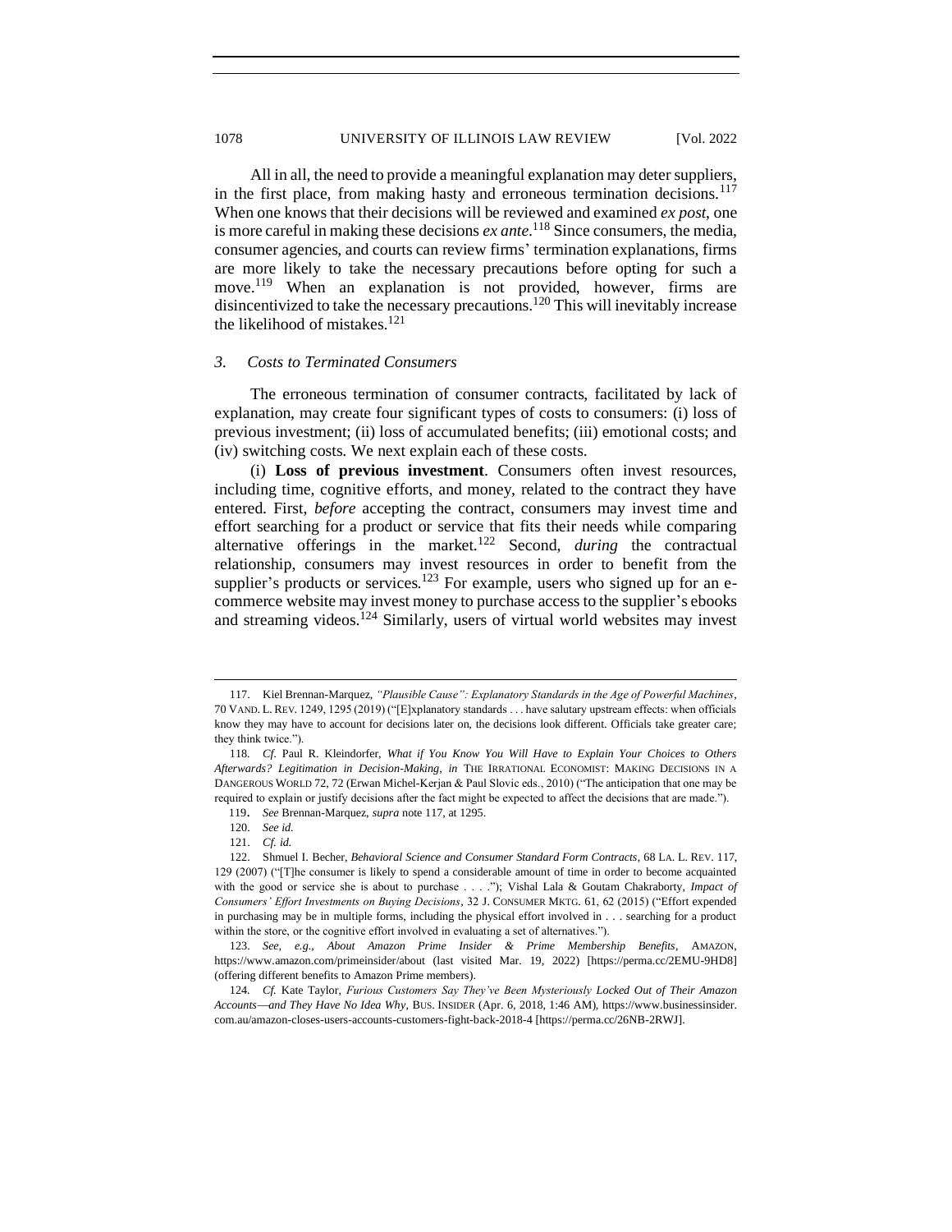All in all, the need to provide a meaningful explanation may deter suppliers, in the first place, from making hasty and erroneous termination decisions.[117] When one knows that their decisions will be reviewed and examined *ex post*, one is more careful in making these decisions *ex ante*.[118] Since consumers, the media, consumer agencies, and courts can review firms' termination explanations, firms are more likely to take the necessary precautions before opting for such a move.[119] When an explanation is not provided, however, firms are disincentivized to take the necessary precautions.[120] This will inevitably increase the likelihood of mistakes.[121]

### 3. *Costs to Terminated Consumers*

The erroneous termination of consumer contracts, facilitated by lack of explanation, may create four significant types of costs to consumers: (i) loss of previous investment; (ii) loss of accumulated benefits; (iii) emotional costs; and (iv) switching costs. We next explain each of these costs.

(i) **Loss of previous investment**. Consumers often invest resources, including time, cognitive efforts, and money, related to the contract they have entered. First, *before* accepting the contract, consumers may invest time and effort searching for a product or service that fits their needs while comparing alternative offerings in the market.[122] Second, *during* the contractual relationship, consumers may invest resources in order to benefit from the supplier's products or services.[123] For example, users who signed up for an e-commerce website may invest money to purchase access to the supplier's ebooks and streaming videos.[124] Similarly, users of virtual world websites may invest

---

117. Kiel Brennan-Marquez, *"Plausible Cause": Explanatory Standards in the Age of Powerful Machines*, 70 VAND. L. REV. 1249, 1295 (2019) ("[E]xplanatory standards . . . have salutary upstream effects: when officials know they may have to account for decisions later on, the decisions look different. Officials take greater care; they think twice.").

118. *Cf.* Paul R. Kleindorfer, *What if You Know You Will Have to Explain Your Choices to Others Afterwards? Legitimation in Decision-Making*, *in* THE IRRATIONAL ECONOMIST: MAKING DECISIONS IN A DANGEROUS WORLD 72, 72 (Erwan Michel-Kerjan & Paul Slovic eds., 2010) ("The anticipation that one may be required to explain or justify decisions after the fact might be expected to affect the decisions that are made.").

119. *See* Brennan-Marquez, *supra* note 117, at 1295.

120. *See id.*

121. *Cf. id.*

122. Shmuel I. Becher, *Behavioral Science and Consumer Standard Form Contracts*, 68 LA. L. REV. 117, 129 (2007) ("[T]he consumer is likely to spend a considerable amount of time in order to become acquainted with the good or service she is about to purchase . . . ."); Vishal Lala & Goutam Chakraborty, *Impact of Consumers' Effort Investments on Buying Decisions*, 32 J. CONSUMER MKTG. 61, 62 (2015) ("Effort expended in purchasing may be in multiple forms, including the physical effort involved in . . . searching for a product within the store, or the cognitive effort involved in evaluating a set of alternatives.").

123. *See, e.g.*, *About Amazon Prime Insider & Prime Membership Benefits*, AMAZON, https://www.amazon.com/primeinsider/about (last visited Mar. 19, 2022) [https://perma.cc/2EMU-9HD8] (offering different benefits to Amazon Prime members).

124. *Cf.* Kate Taylor, *Furious Customers Say They've Been Mysteriously Locked Out of Their Amazon Accounts—and They Have No Idea Why*, BUS. INSIDER (Apr. 6, 2018, 1:46 AM), https://www.businessinsider.com.au/amazon-closes-users-accounts-customers-fight-back-2018-4 [https://perma.cc/26NB-2RWJ].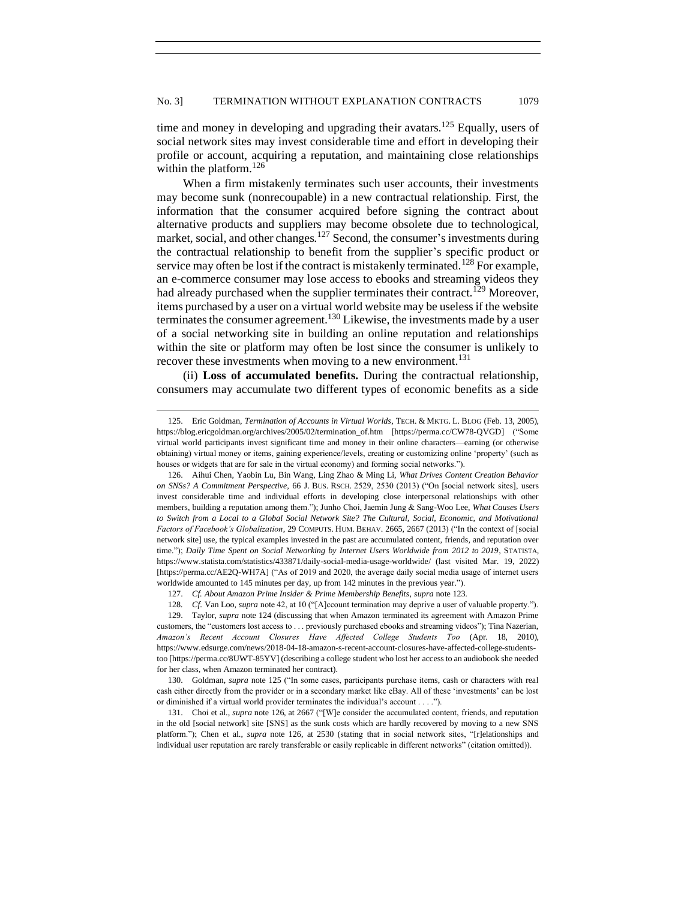time and money in developing and upgrading their avatars.[125] Equally, users of social network sites may invest considerable time and effort in developing their profile or account, acquiring a reputation, and maintaining close relationships within the platform.[126]

When a firm mistakenly terminates such user accounts, their investments may become sunk (nonrecoupable) in a new contractual relationship. First, the information that the consumer acquired before signing the contract about alternative products and suppliers may become obsolete due to technological, market, social, and other changes.[127] Second, the consumer's investments during the contractual relationship to benefit from the supplier's specific product or service may often be lost if the contract is mistakenly terminated.[128] For example, an e-commerce consumer may lose access to ebooks and streaming videos they had already purchased when the supplier terminates their contract.[129] Moreover, items purchased by a user on a virtual world website may be useless if the website terminates the consumer agreement.[130] Likewise, the investments made by a user of a social networking site in building an online reputation and relationships within the site or platform may often be lost since the consumer is unlikely to recover these investments when moving to a new environment.[131]

(ii) **Loss of accumulated benefits.** During the contractual relationship, consumers may accumulate two different types of economic benefits as a side

---

125. Eric Goldman, *Termination of Accounts in Virtual Worlds*, TECH. & MKTG. L. BLOG (Feb. 13, 2005), https://blog.ericgoldman.org/archives/2005/02/termination_of.htm [https://perma.cc/CW78-QVGD] ("Some virtual world participants invest significant time and money in their online characters—earning (or otherwise obtaining) virtual money or items, gaining experience/levels, creating or customizing online 'property' (such as houses or widgets that are for sale in the virtual economy) and forming social networks.").

126. Aihui Chen, Yaobin Lu, Bin Wang, Ling Zhao & Ming Li, *What Drives Content Creation Behavior on SNSs? A Commitment Perspective*, 66 J. BUS. RSCH. 2529, 2530 (2013) ("On [social network sites], users invest considerable time and individual efforts in developing close interpersonal relationships with other members, building a reputation among them."); Junho Choi, Jaemin Jung & Sang-Woo Lee, *What Causes Users to Switch from a Local to a Global Social Network Site? The Cultural, Social, Economic, and Motivational Factors of Facebook's Globalization*, 29 COMPUTS. HUM. BEHAV. 2665, 2667 (2013) ("In the context of [social network site] use, the typical examples invested in the past are accumulated content, friends, and reputation over time."); *Daily Time Spent on Social Networking by Internet Users Worldwide from 2012 to 2019*, STATISTA, https://www.statista.com/statistics/433871/daily-social-media-usage-worldwide/ (last visited Mar. 19, 2022) [https://perma.cc/AE2Q-WH7A] ("As of 2019 and 2020, the average daily social media usage of internet users worldwide amounted to 145 minutes per day, up from 142 minutes in the previous year.").

127. *Cf. About Amazon Prime Insider & Prime Membership Benefits*, *supra* note 123.

128. *Cf.* Van Loo, *supra* note 42, at 10 ("[A]ccount termination may deprive a user of valuable property.").

129. Taylor, *supra* note 124 (discussing that when Amazon terminated its agreement with Amazon Prime customers, the "customers lost access to . . . previously purchased ebooks and streaming videos"); Tina Nazerian, *Amazon's Recent Account Closures Have Affected College Students Too* (Apr. 18, 2010), https://www.edsurge.com/news/2018-04-18-amazon-s-recent-account-closures-have-affected-college-students-too [https://perma.cc/8UWT-85YV] (describing a college student who lost her access to an audiobook she needed for her class, when Amazon terminated her contract).

130. Goldman, *supra* note 125 ("In some cases, participants purchase items, cash or characters with real cash either directly from the provider or in a secondary market like eBay. All of these 'investments' can be lost or diminished if a virtual world provider terminates the individual's account . . . .").

131. Choi et al., *supra* note 126, at 2667 ("[W]e consider the accumulated content, friends, and reputation in the old [social network] site [SNS] as the sunk costs which are hardly recovered by moving to a new SNS platform."); Chen et al., *supra* note 126, at 2530 (stating that in social network sites, "[r]elationships and individual user reputation are rarely transferable or easily replicable in different networks" (citation omitted)).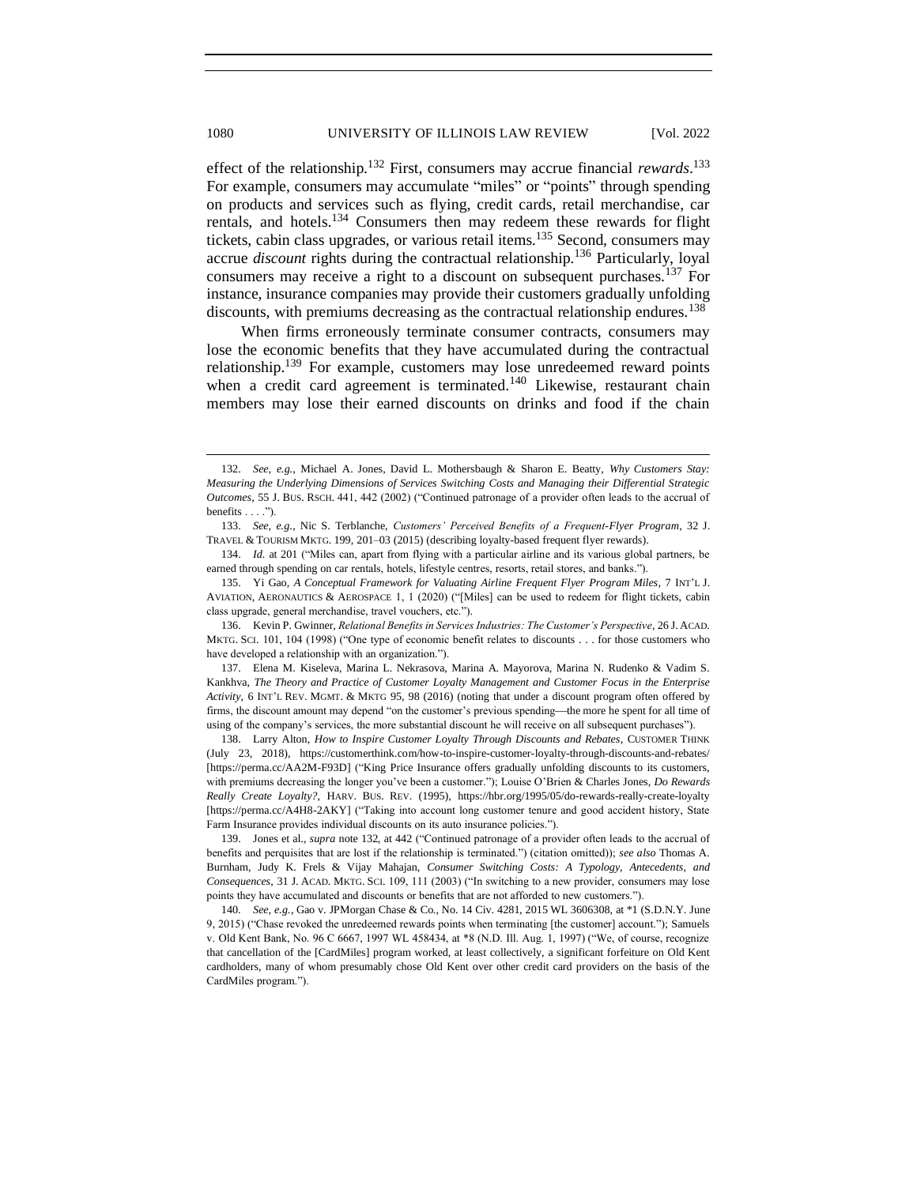effect of the relationship.[132] First, consumers may accrue financial *rewards*.[133] For example, consumers may accumulate "miles" or "points" through spending on products and services such as flying, credit cards, retail merchandise, car rentals, and hotels.[134] Consumers then may redeem these rewards for flight tickets, cabin class upgrades, or various retail items.[135] Second, consumers may accrue *discount* rights during the contractual relationship.[136] Particularly, loyal consumers may receive a right to a discount on subsequent purchases.[137] For instance, insurance companies may provide their customers gradually unfolding discounts, with premiums decreasing as the contractual relationship endures.[138]

When firms erroneously terminate consumer contracts, consumers may lose the economic benefits that they have accumulated during the contractual relationship.[139] For example, customers may lose unredeemed reward points when a credit card agreement is terminated.[140] Likewise, restaurant chain members may lose their earned discounts on drinks and food if the chain

---

132. *See, e.g.*, Michael A. Jones, David L. Mothersbaugh & Sharon E. Beatty, *Why Customers Stay: Measuring the Underlying Dimensions of Services Switching Costs and Managing their Differential Strategic Outcomes*, 55 J. BUS. RSCH. 441, 442 (2002) ("Continued patronage of a provider often leads to the accrual of benefits . . . .").

133. *See, e.g.*, Nic S. Terblanche, *Customers' Perceived Benefits of a Frequent-Flyer Program*, 32 J. TRAVEL & TOURISM MKTG. 199, 201–03 (2015) (describing loyalty-based frequent flyer rewards).

134. *Id.* at 201 ("Miles can, apart from flying with a particular airline and its various global partners, be earned through spending on car rentals, hotels, lifestyle centres, resorts, retail stores, and banks.").

135. Yi Gao, *A Conceptual Framework for Valuating Airline Frequent Flyer Program Miles*, 7 INT'L J. AVIATION, AERONAUTICS & AEROSPACE 1, 1 (2020) ("[Miles] can be used to redeem for flight tickets, cabin class upgrade, general merchandise, travel vouchers, etc.").

136. Kevin P. Gwinner, *Relational Benefits in Services Industries: The Customer's Perspective*, 26 J. ACAD. MKTG. SCI. 101, 104 (1998) ("One type of economic benefit relates to discounts . . . for those customers who have developed a relationship with an organization.").

137. Elena M. Kiseleva, Marina L. Nekrasova, Marina A. Mayorova, Marina N. Rudenko & Vadim S. Kankhva, *The Theory and Practice of Customer Loyalty Management and Customer Focus in the Enterprise Activity*, 6 INT'L REV. MGMT. & MKTG 95, 98 (2016) (noting that under a discount program often offered by firms, the discount amount may depend "on the customer's previous spending—the more he spent for all time of using of the company's services, the more substantial discount he will receive on all subsequent purchases").

138. Larry Alton, *How to Inspire Customer Loyalty Through Discounts and Rebates*, CUSTOMER THINK (July 23, 2018), https://customerthink.com/how-to-inspire-customer-loyalty-through-discounts-and-rebates/ [https://perma.cc/AA2M-F93D] ("King Price Insurance offers gradually unfolding discounts to its customers, with premiums decreasing the longer you've been a customer."); Louise O'Brien & Charles Jones, *Do Rewards Really Create Loyalty?*, HARV. BUS. REV. (1995), https://hbr.org/1995/05/do-rewards-really-create-loyalty [https://perma.cc/A4H8-2AKY] ("Taking into account long customer tenure and good accident history, State Farm Insurance provides individual discounts on its auto insurance policies.").

139. Jones et al., *supra* note 132, at 442 ("Continued patronage of a provider often leads to the accrual of benefits and perquisites that are lost if the relationship is terminated.") (citation omitted)); *see also* Thomas A. Burnham, Judy K. Frels & Vijay Mahajan, *Consumer Switching Costs: A Typology, Antecedents, and Consequences*, 31 J. ACAD. MKTG. SCI. 109, 111 (2003) ("In switching to a new provider, consumers may lose points they have accumulated and discounts or benefits that are not afforded to new customers.").

140. *See, e.g.*, Gao v. JPMorgan Chase & Co., No. 14 Civ. 4281, 2015 WL 3606308, at *1 (S.D.N.Y. June 9, 2015) ("Chase revoked the unredeemed rewards points when terminating [the customer] account."); Samuels v. Old Kent Bank, No. 96 C 6667, 1997 WL 458434, at *8 (N.D. Ill. Aug. 1, 1997) ("We, of course, recognize that cancellation of the [CardMiles] program worked, at least collectively, a significant forfeiture on Old Kent cardholders, many of whom presumably chose Old Kent over other credit card providers on the basis of the CardMiles program.").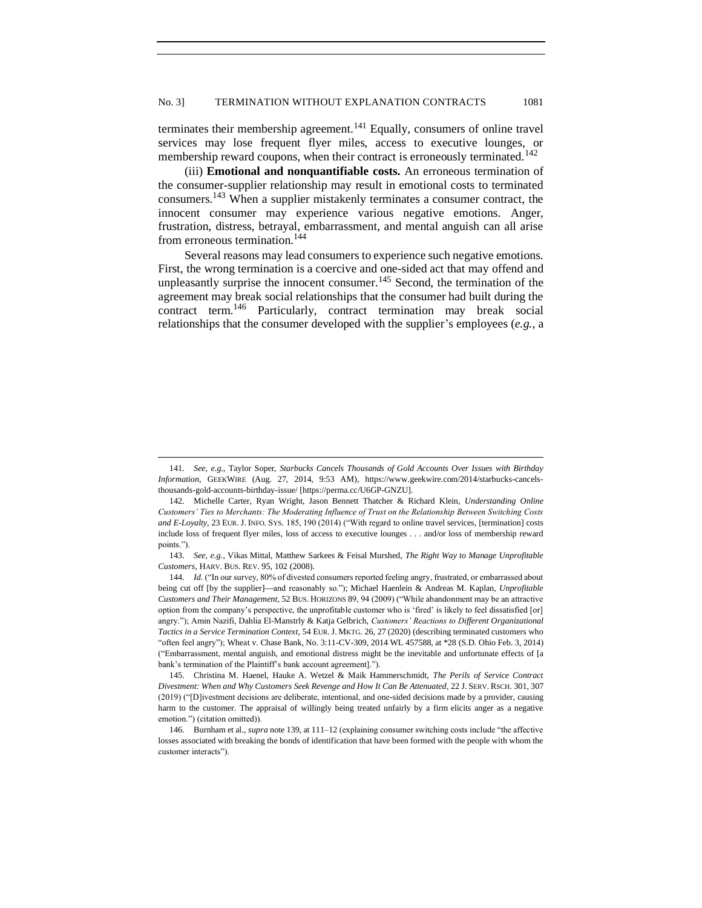terminates their membership agreement.[141] Equally, consumers of online travel services may lose frequent flyer miles, access to executive lounges, or membership reward coupons, when their contract is erroneously terminated.[142]

(iii) **Emotional and nonquantifiable costs.** An erroneous termination of the consumer-supplier relationship may result in emotional costs to terminated consumers.[143] When a supplier mistakenly terminates a consumer contract, the innocent consumer may experience various negative emotions. Anger, frustration, distress, betrayal, embarrassment, and mental anguish can all arise from erroneous termination.[144]

Several reasons may lead consumers to experience such negative emotions. First, the wrong termination is a coercive and one-sided act that may offend and unpleasantly surprise the innocent consumer.[145] Second, the termination of the agreement may break social relationships that the consumer had built during the contract term.[146] Particularly, contract termination may break social relationships that the consumer developed with the supplier's employees (*e.g.*, a

---

141. *See, e.g.*, Taylor Soper, *Starbucks Cancels Thousands of Gold Accounts Over Issues with Birthday Information*, GEEKWIRE (Aug. 27, 2014, 9:53 AM), https://www.geekwire.com/2014/starbucks-cancels-thousands-gold-accounts-birthday-issue/ [https://perma.cc/U6GP-GNZU].

142. Michelle Carter, Ryan Wright, Jason Bennett Thatcher & Richard Klein, *Understanding Online Customers' Ties to Merchants: The Moderating Influence of Trust on the Relationship Between Switching Costs and E-Loyalty*, 23 EUR. J. INFO. SYS. 185, 190 (2014) ("With regard to online travel services, [termination] costs include loss of frequent flyer miles, loss of access to executive lounges . . . and/or loss of membership reward points.").

143. *See, e.g.*, Vikas Mittal, Matthew Sarkees & Feisal Murshed, *The Right Way to Manage Unprofitable Customers*, HARV. BUS. REV. 95, 102 (2008).

144. *Id.* ("In our survey, 80% of divested consumers reported feeling angry, frustrated, or embarrassed about being cut off [by the supplier]—and reasonably so."); Michael Haenlein & Andreas M. Kaplan, *Unprofitable Customers and Their Management*, 52 BUS. HORIZONS 89, 94 (2009) ("While abandonment may be an attractive option from the company's perspective, the unprofitable customer who is 'fired' is likely to feel dissatisfied [or] angry."); Amin Nazifi, Dahlia El-Manstrly & Katja Gelbrich, *Customers' Reactions to Different Organizational Tactics in a Service Termination Context*, 54 EUR. J. MKTG. 26, 27 (2020) (describing terminated customers who "often feel angry"); Wheat v. Chase Bank, No. 3:11-CV-309, 2014 WL 457588, at *28 (S.D. Ohio Feb. 3, 2014) ("Embarrassment, mental anguish, and emotional distress might be the inevitable and unfortunate effects of [a bank's termination of the Plaintiff's bank account agreement].").

145. Christina M. Haenel, Hauke A. Wetzel & Maik Hammerschmidt, *The Perils of Service Contract Divestment: When and Why Customers Seek Revenge and How It Can Be Attenuated*, 22 J. SERV. RSCH. 301, 307 (2019) ("[D]ivestment decisions are deliberate, intentional, and one-sided decisions made by a provider, causing harm to the customer. The appraisal of willingly being treated unfairly by a firm elicits anger as a negative emotion.") (citation omitted)).

146. Burnham et al., *supra* note 139, at 111–12 (explaining consumer switching costs include "the affective losses associated with breaking the bonds of identification that have been formed with the people with whom the customer interacts").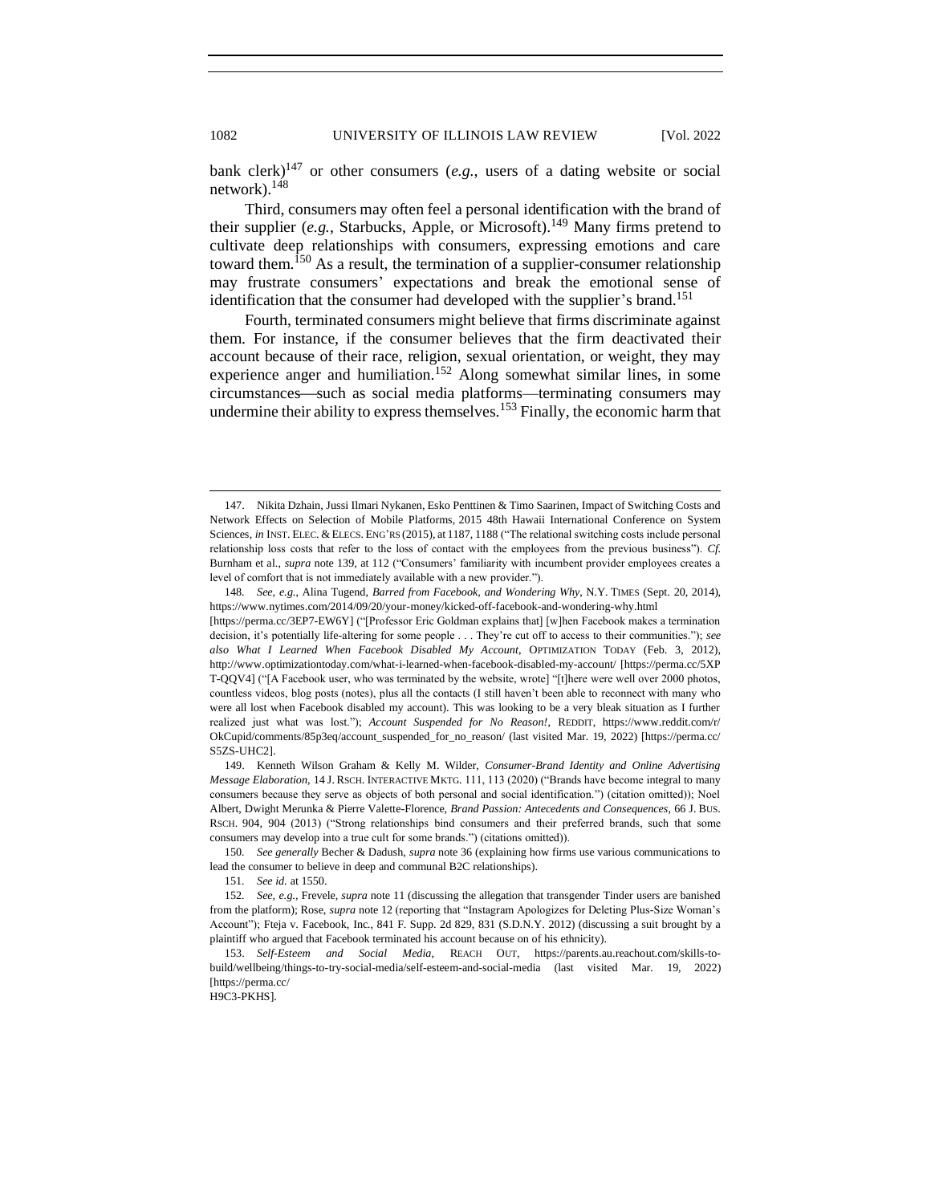bank clerk)[147] or other consumers (*e.g.*, users of a dating website or social network).[148]

Third, consumers may often feel a personal identification with the brand of their supplier (*e.g.*, Starbucks, Apple, or Microsoft).[149] Many firms pretend to cultivate deep relationships with consumers, expressing emotions and care toward them.[150] As a result, the termination of a supplier-consumer relationship may frustrate consumers' expectations and break the emotional sense of identification that the consumer had developed with the supplier's brand.[151]

Fourth, terminated consumers might believe that firms discriminate against them. For instance, if the consumer believes that the firm deactivated their account because of their race, religion, sexual orientation, or weight, they may experience anger and humiliation.[152] Along somewhat similar lines, in some circumstances—such as social media platforms—terminating consumers may undermine their ability to express themselves.[153] Finally, the economic harm that

---

147. Nikita Dzhain, Jussi Ilmari Nykanen, Esko Penttinen & Timo Saarinen, Impact of Switching Costs and Network Effects on Selection of Mobile Platforms, 2015 48th Hawaii International Conference on System Sciences, *in* INST. ELEC. & ELECS. ENG'RS (2015), at 1187, 1188 ("The relational switching costs include personal relationship loss costs that refer to the loss of contact with the employees from the previous business"). *Cf.* Burnham et al., *supra* note 139, at 112 ("Consumers' familiarity with incumbent provider employees creates a level of comfort that is not immediately available with a new provider.").

148. *See, e.g.*, Alina Tugend, *Barred from Facebook, and Wondering Why*, N.Y. TIMES (Sept. 20, 2014), https://www.nytimes.com/2014/09/20/your-money/kicked-off-facebook-and-wondering-why.html [https://perma.cc/3EP7-EW6Y] ("[Professor Eric Goldman explains that] [w]hen Facebook makes a termination decision, it's potentially life-altering for some people . . . They're cut off to access to their communities."); *see also What I Learned When Facebook Disabled My Account*, OPTIMIZATION TODAY (Feb. 3, 2012), http://www.optimizationtoday.com/what-i-learned-when-facebook-disabled-my-account/ [https://perma.cc/5XPT-QQV4] ("[A Facebook user, who was terminated by the website, wrote] "[t]here were well over 2000 photos, countless videos, blog posts (notes), plus all the contacts (I still haven't been able to reconnect with many who were all lost when Facebook disabled my account). This was looking to be a very bleak situation as I further realized just what was lost."); *Account Suspended for No Reason!*, REDDIT, https://www.reddit.com/r/OkCupid/comments/85p3eq/account_suspended_for_no_reason/ (last visited Mar. 19, 2022) [https://perma.cc/S5ZS-UHC2].

149. Kenneth Wilson Graham & Kelly M. Wilder, *Consumer-Brand Identity and Online Advertising Message Elaboration*, 14 J. RSCH. INTERACTIVE MKTG. 111, 113 (2020) ("Brands have become integral to many consumers because they serve as objects of both personal and social identification.") (citation omitted)); Noel Albert, Dwight Merunka & Pierre Valette-Florence, *Brand Passion: Antecedents and Consequences*, 66 J. BUS. RSCH. 904, 904 (2013) ("Strong relationships bind consumers and their preferred brands, such that some consumers may develop into a true cult for some brands.") (citations omitted)).

150. *See generally* Becher & Dadush, *supra* note 36 (explaining how firms use various communications to lead the consumer to believe in deep and communal B2C relationships).

151. *See id.* at 1550.

152. *See, e.g.*, Frevele, *supra* note 11 (discussing the allegation that transgender Tinder users are banished from the platform); Rose, *supra* note 12 (reporting that "Instagram Apologizes for Deleting Plus-Size Woman's Account"); Fteja v. Facebook, Inc., 841 F. Supp. 2d 829, 831 (S.D.N.Y. 2012) (discussing a suit brought by a plaintiff who argued that Facebook terminated his account because on of his ethnicity).

153. *Self-Esteem and Social Media*, REACH OUT, https://parents.au.reachout.com/skills-to-build/wellbeing/things-to-try-social-media/self-esteem-and-social-media (last visited Mar. 19, 2022) [https://perma.cc/H9C3-PKHS].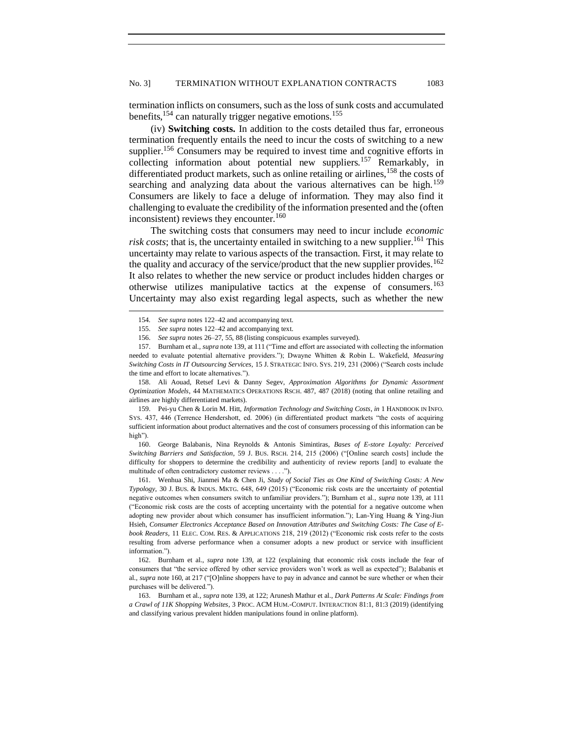termination inflicts on consumers, such as the loss of sunk costs and accumulated benefits,[154] can naturally trigger negative emotions.[155]

(iv) **Switching costs.** In addition to the costs detailed thus far, erroneous termination frequently entails the need to incur the costs of switching to a new supplier.[156] Consumers may be required to invest time and cognitive efforts in collecting information about potential new suppliers.[157] Remarkably, in differentiated product markets, such as online retailing or airlines,[158] the costs of searching and analyzing data about the various alternatives can be high.[159] Consumers are likely to face a deluge of information. They may also find it challenging to evaluate the credibility of the information presented and the (often inconsistent) reviews they encounter.[160]

The switching costs that consumers may need to incur include *economic risk costs*; that is, the uncertainty entailed in switching to a new supplier.[161] This uncertainty may relate to various aspects of the transaction. First, it may relate to the quality and accuracy of the service/product that the new supplier provides.[162] It also relates to whether the new service or product includes hidden charges or otherwise utilizes manipulative tactics at the expense of consumers.[163] Uncertainty may also exist regarding legal aspects, such as whether the new

---

154. *See supra* notes 122–42 and accompanying text.

155. *See supra* notes 122–42 and accompanying text.

156. *See supra* notes 26–27, 55, 88 (listing conspicuous examples surveyed).

157. Burnham et al., *supra* note 139, at 111 ("Time and effort are associated with collecting the information needed to evaluate potential alternative providers."); Dwayne Whitten & Robin L. Wakefield, *Measuring Switching Costs in IT Outsourcing Services*, 15 J. STRATEGIC INFO. SYS. 219, 231 (2006) ("Search costs include the time and effort to locate alternatives.").

158. Ali Aouad, Retsef Levi & Danny Segev, *Approximation Algorithms for Dynamic Assortment Optimization Models*, 44 MATHEMATICS OPERATIONS RSCH. 487, 487 (2018) (noting that online retailing and airlines are highly differentiated markets).

159. Pei-yu Chen & Lorin M. Hitt, *Information Technology and Switching Costs*, *in* 1 HANDBOOK IN INFO. SYS. 437, 446 (Terrence Hendershott, ed. 2006) (in differentiated product markets "the costs of acquiring sufficient information about product alternatives and the cost of consumers processing of this information can be high").

160. George Balabanis, Nina Reynolds & Antonis Simintiras, *Bases of E-store Loyalty: Perceived Switching Barriers and Satisfaction*, 59 J. BUS. RSCH. 214, 215 (2006) ("[Online search costs] include the difficulty for shoppers to determine the credibility and authenticity of review reports [and] to evaluate the multitude of often contradictory customer reviews . . . .").

161. Wenhua Shi, Jianmei Ma & Chen Ji, *Study of Social Ties as One Kind of Switching Costs: A New Typology*, 30 J. BUS. & INDUS. MKTG. 648, 649 (2015) ("Economic risk costs are the uncertainty of potential negative outcomes when consumers switch to unfamiliar providers."); Burnham et al., *supra* note 139, at 111 ("Economic risk costs are the costs of accepting uncertainty with the potential for a negative outcome when adopting new provider about which consumer has insufficient information."); Lan-Ying Huang & Ying-Jiun Hsieh, *Consumer Electronics Acceptance Based on Innovation Attributes and Switching Costs: The Case of E-book Readers*, 11 ELEC. COM. RES. & APPLICATIONS 218, 219 (2012) ("Economic risk costs refer to the costs resulting from adverse performance when a consumer adopts a new product or service with insufficient information.").

162. Burnham et al., *supra* note 139, at 122 (explaining that economic risk costs include the fear of consumers that "the service offered by other service providers won't work as well as expected"); Balabanis et al., *supra* note 160, at 217 ("[O]nline shoppers have to pay in advance and cannot be sure whether or when their purchases will be delivered.").

163. Burnham et al., *supra* note 139, at 122; Arunesh Mathur et al., *Dark Patterns At Scale: Findings from a Crawl of 11K Shopping Websites*, 3 PROC. ACM HUM.-COMPUT. INTERACTION 81:1, 81:3 (2019) (identifying and classifying various prevalent hidden manipulations found in online platform).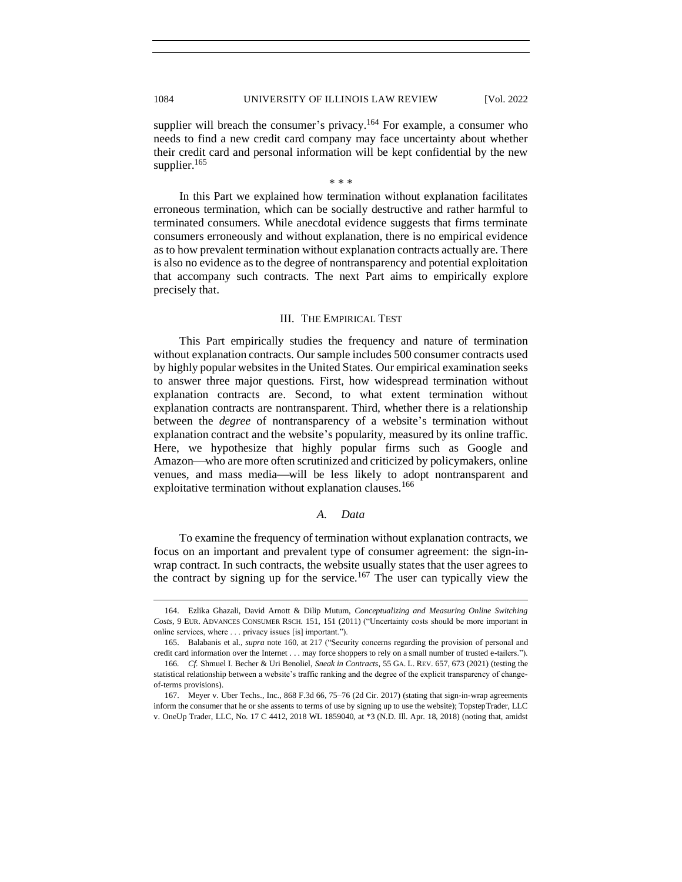supplier will breach the consumer's privacy.[164] For example, a consumer who needs to find a new credit card company may face uncertainty about whether their credit card and personal information will be kept confidential by the new supplier.[165]

\* \* \*

In this Part we explained how termination without explanation facilitates erroneous termination, which can be socially destructive and rather harmful to terminated consumers. While anecdotal evidence suggests that firms terminate consumers erroneously and without explanation, there is no empirical evidence as to how prevalent termination without explanation contracts actually are. There is also no evidence as to the degree of nontransparency and potential exploitation that accompany such contracts. The next Part aims to empirically explore precisely that.

## III. THE EMPIRICAL TEST

This Part empirically studies the frequency and nature of termination without explanation contracts. Our sample includes 500 consumer contracts used by highly popular websites in the United States. Our empirical examination seeks to answer three major questions. First, how widespread termination without explanation contracts are. Second, to what extent termination without explanation contracts are nontransparent. Third, whether there is a relationship between the *degree* of nontransparency of a website's termination without explanation contract and the website's popularity, measured by its online traffic. Here, we hypothesize that highly popular firms such as Google and Amazon—who are more often scrutinized and criticized by policymakers, online venues, and mass media—will be less likely to adopt nontransparent and exploitative termination without explanation clauses.[166]

### *A. Data*

To examine the frequency of termination without explanation contracts, we focus on an important and prevalent type of consumer agreement: the sign-in-wrap contract. In such contracts, the website usually states that the user agrees to the contract by signing up for the service.[167] The user can typically view the

---

164. Ezlika Ghazali, David Arnott & Dilip Mutum, *Conceptualizing and Measuring Online Switching Costs*, 9 EUR. ADVANCES CONSUMER RSCH. 151, 151 (2011) ("Uncertainty costs should be more important in online services, where . . . privacy issues [is] important.").

165. Balabanis et al., *supra* note 160, at 217 ("Security concerns regarding the provision of personal and credit card information over the Internet . . . may force shoppers to rely on a small number of trusted e-tailers.").

166. *Cf.* Shmuel I. Becher & Uri Benoliel, *Sneak in Contracts*, 55 GA. L. REV. 657, 673 (2021) (testing the statistical relationship between a website's traffic ranking and the degree of the explicit transparency of change-of-terms provisions).

167. Meyer v. Uber Techs., Inc., 868 F.3d 66, 75–76 (2d Cir. 2017) (stating that sign-in-wrap agreements inform the consumer that he or she assents to terms of use by signing up to use the website); TopstepTrader, LLC v. OneUp Trader, LLC, No. 17 C 4412, 2018 WL 1859040, at \*3 (N.D. Ill. Apr. 18, 2018) (noting that, amidst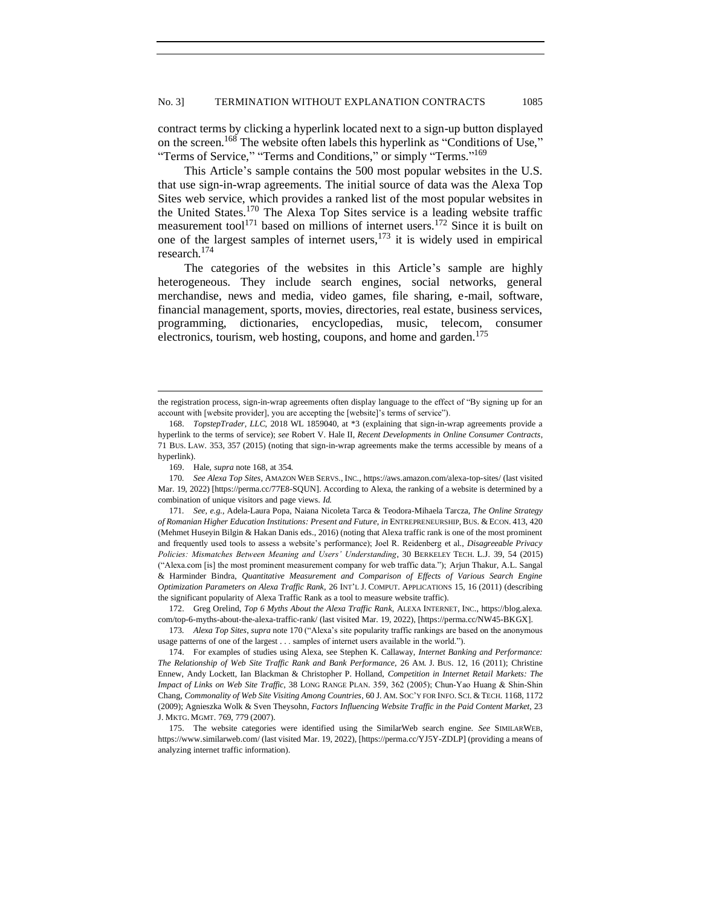contract terms by clicking a hyperlink located next to a sign-up button displayed on the screen.[168] The website often labels this hyperlink as "Conditions of Use," "Terms of Service," "Terms and Conditions," or simply "Terms."[169]

This Article's sample contains the 500 most popular websites in the U.S. that use sign-in-wrap agreements. The initial source of data was the Alexa Top Sites web service, which provides a ranked list of the most popular websites in the United States.[170] The Alexa Top Sites service is a leading website traffic measurement tool[171] based on millions of internet users.[172] Since it is built on one of the largest samples of internet users,[173] it is widely used in empirical research.[174]

The categories of the websites in this Article's sample are highly heterogeneous. They include search engines, social networks, general merchandise, news and media, video games, file sharing, e-mail, software, financial management, sports, movies, directories, real estate, business services, programming, dictionaries, encyclopedias, music, telecom, consumer electronics, tourism, web hosting, coupons, and home and garden.[175]

---

the registration process, sign-in-wrap agreements often display language to the effect of "By signing up for an account with [website provider], you are accepting the [website]'s terms of service").

168. *TopstepTrader, LLC*, 2018 WL 1859040, at *3 (explaining that sign-in-wrap agreements provide a hyperlink to the terms of service); *see* Robert V. Hale II, *Recent Developments in Online Consumer Contracts*, 71 BUS. LAW. 353, 357 (2015) (noting that sign-in-wrap agreements make the terms accessible by means of a hyperlink).

169. Hale, *supra* note 168, at 354.

170. *See Alexa Top Sites*, AMAZON WEB SERVS., INC., https://aws.amazon.com/alexa-top-sites/ (last visited Mar. 19, 2022) [https://perma.cc/77E8-SQUN]. According to Alexa, the ranking of a website is determined by a combination of unique visitors and page views. *Id.*

171. *See, e.g.*, Adela-Laura Popa, Naiana Nicoleta Tarca & Teodora-Mihaela Tarcza, *The Online Strategy of Romanian Higher Education Institutions: Present and Future*, *in* ENTREPRENEURSHIP, BUS. & ECON. 413, 420 (Mehmet Huseyin Bilgin & Hakan Danis eds., 2016) (noting that Alexa traffic rank is one of the most prominent and frequently used tools to assess a website's performance); Joel R. Reidenberg et al., *Disagreeable Privacy Policies: Mismatches Between Meaning and Users' Understanding*, 30 BERKELEY TECH. L.J. 39, 54 (2015) ("Alexa.com [is] the most prominent measurement company for web traffic data."); Arjun Thakur, A.L. Sangal & Harminder Bindra, *Quantitative Measurement and Comparison of Effects of Various Search Engine Optimization Parameters on Alexa Traffic Rank*, 26 INT'L J. COMPUT. APPLICATIONS 15, 16 (2011) (describing the significant popularity of Alexa Traffic Rank as a tool to measure website traffic).

172. Greg Orelind, *Top 6 Myths About the Alexa Traffic Rank*, ALEXA INTERNET, INC., https://blog.alexa.com/top-6-myths-about-the-alexa-traffic-rank/ (last visited Mar. 19, 2022), [https://perma.cc/NW45-BKGX].

173. *Alexa Top Sites*, *supra* note 170 ("Alexa's site popularity traffic rankings are based on the anonymous usage patterns of one of the largest . . . samples of internet users available in the world.").

174. For examples of studies using Alexa, see Stephen K. Callaway, *Internet Banking and Performance: The Relationship of Web Site Traffic Rank and Bank Performance*, 26 AM. J. BUS. 12, 16 (2011); Christine Ennew, Andy Lockett, Ian Blackman & Christopher P. Holland, *Competition in Internet Retail Markets: The Impact of Links on Web Site Traffic*, 38 LONG RANGE PLAN. 359, 362 (2005); Chun-Yao Huang & Shin-Shin Chang, *Commonality of Web Site Visiting Among Countries*, 60 J. AM. SOC'Y FOR INFO. SCI. & TECH. 1168, 1172 (2009); Agnieszka Wolk & Sven Theysohn, *Factors Influencing Website Traffic in the Paid Content Market*, 23 J. MKTG. MGMT. 769, 779 (2007).

175. The website categories were identified using the SimilarWeb search engine. *See* SIMILARWEB, https://www.similarweb.com/ (last visited Mar. 19, 2022), [https://perma.cc/YJ5Y-ZDLP] (providing a means of analyzing internet traffic information).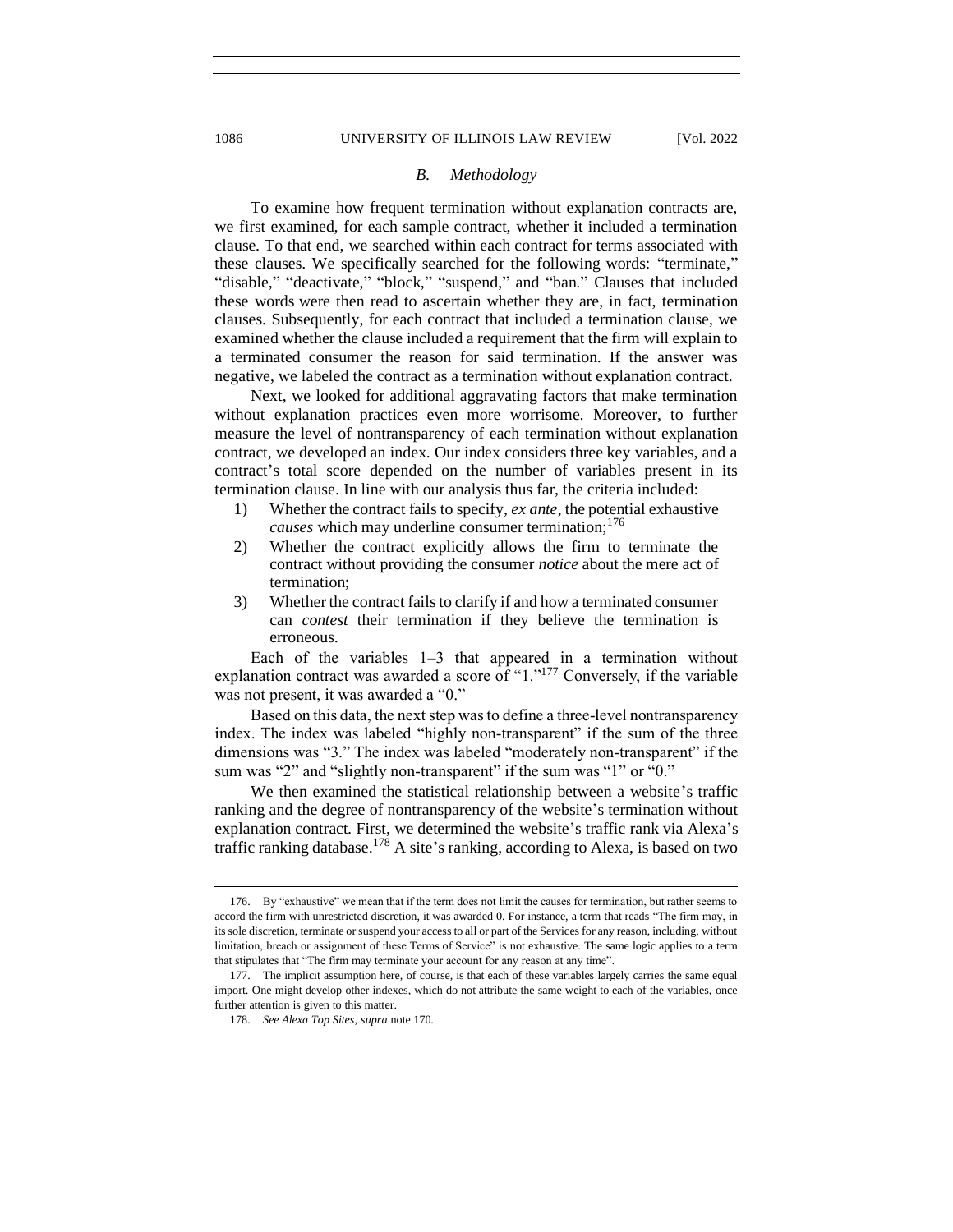### *B. Methodology*

To examine how frequent termination without explanation contracts are, we first examined, for each sample contract, whether it included a termination clause. To that end, we searched within each contract for terms associated with these clauses. We specifically searched for the following words: "terminate," "disable," "deactivate," "block," "suspend," and "ban." Clauses that included these words were then read to ascertain whether they are, in fact, termination clauses. Subsequently, for each contract that included a termination clause, we examined whether the clause included a requirement that the firm will explain to a terminated consumer the reason for said termination. If the answer was negative, we labeled the contract as a termination without explanation contract.

Next, we looked for additional aggravating factors that make termination without explanation practices even more worrisome. Moreover, to further measure the level of nontransparency of each termination without explanation contract, we developed an index. Our index considers three key variables, and a contract's total score depended on the number of variables present in its termination clause. In line with our analysis thus far, the criteria included:

1) Whether the contract fails to specify, *ex ante*, the potential exhaustive *causes* which may underline consumer termination;[176]
2) Whether the contract explicitly allows the firm to terminate the contract without providing the consumer *notice* about the mere act of termination;
3) Whether the contract fails to clarify if and how a terminated consumer can *contest* their termination if they believe the termination is erroneous.

Each of the variables 1–3 that appeared in a termination without explanation contract was awarded a score of "1."[177] Conversely, if the variable was not present, it was awarded a "0."

Based on this data, the next step was to define a three-level nontransparency index. The index was labeled "highly non-transparent" if the sum of the three dimensions was "3." The index was labeled "moderately non-transparent" if the sum was "2" and "slightly non-transparent" if the sum was "1" or "0."

We then examined the statistical relationship between a website's traffic ranking and the degree of nontransparency of the website's termination without explanation contract. First, we determined the website's traffic rank via Alexa's traffic ranking database.[178] A site's ranking, according to Alexa, is based on two

---

176. By "exhaustive" we mean that if the term does not limit the causes for termination, but rather seems to accord the firm with unrestricted discretion, it was awarded 0. For instance, a term that reads "The firm may, in its sole discretion, terminate or suspend your access to all or part of the Services for any reason, including, without limitation, breach or assignment of these Terms of Service" is not exhaustive. The same logic applies to a term that stipulates that "The firm may terminate your account for any reason at any time".

177. The implicit assumption here, of course, is that each of these variables largely carries the same equal import. One might develop other indexes, which do not attribute the same weight to each of the variables, once further attention is given to this matter.

178. *See Alexa Top Sites*, *supra* note 170.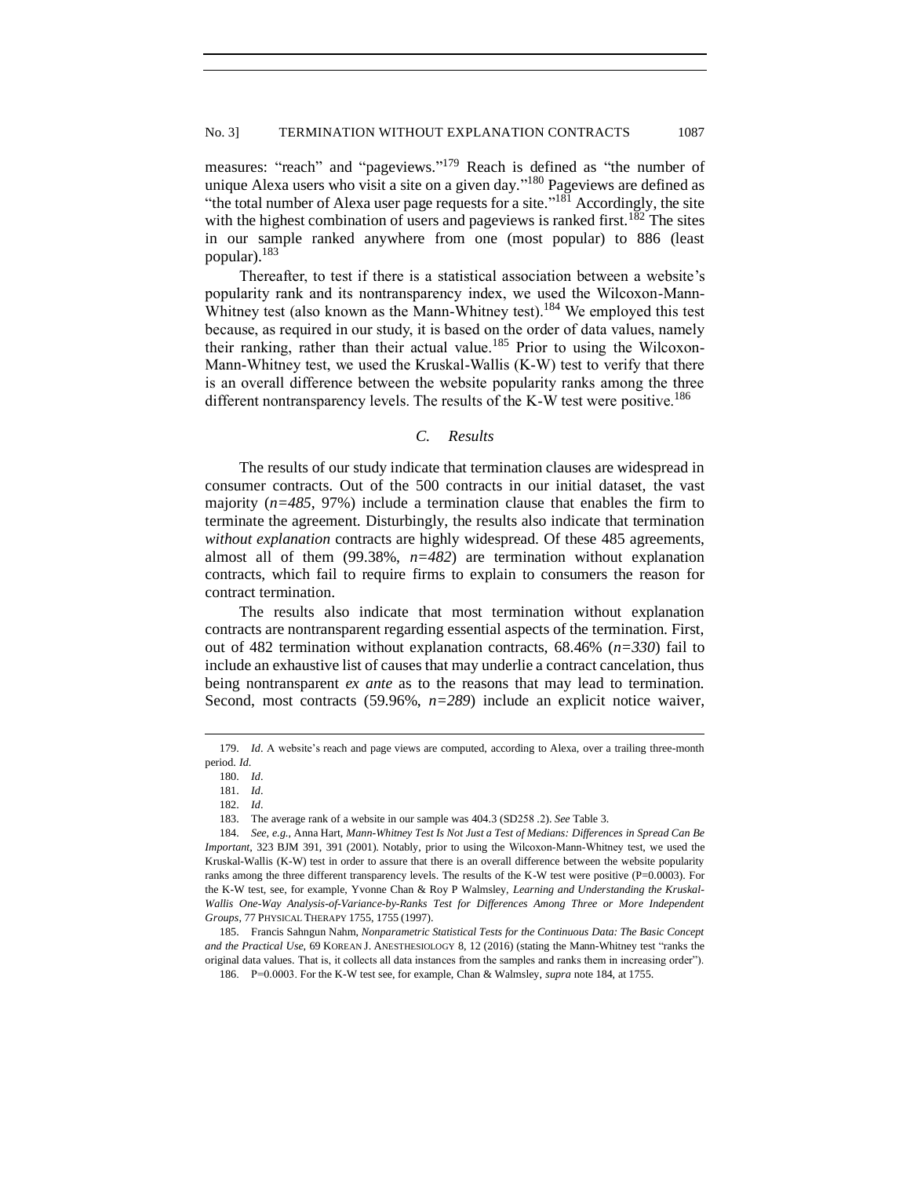measures: "reach" and "pageviews."[179] Reach is defined as "the number of unique Alexa users who visit a site on a given day."[180] Pageviews are defined as "the total number of Alexa user page requests for a site."[181] Accordingly, the site with the highest combination of users and pageviews is ranked first.[182] The sites in our sample ranked anywhere from one (most popular) to 886 (least popular).[183]

Thereafter, to test if there is a statistical association between a website's popularity rank and its nontransparency index, we used the Wilcoxon-Mann-Whitney test (also known as the Mann-Whitney test).[184] We employed this test because, as required in our study, it is based on the order of data values, namely their ranking, rather than their actual value.[185] Prior to using the Wilcoxon-Mann-Whitney test, we used the Kruskal-Wallis (K-W) test to verify that there is an overall difference between the website popularity ranks among the three different nontransparency levels. The results of the K-W test were positive.[186]

### *C. Results*

The results of our study indicate that termination clauses are widespread in consumer contracts. Out of the 500 contracts in our initial dataset, the vast majority (*n=485*, 97%) include a termination clause that enables the firm to terminate the agreement. Disturbingly, the results also indicate that termination *without explanation* contracts are highly widespread. Of these 485 agreements, almost all of them (99.38%, *n=482*) are termination without explanation contracts, which fail to require firms to explain to consumers the reason for contract termination.

The results also indicate that most termination without explanation contracts are nontransparent regarding essential aspects of the termination. First, out of 482 termination without explanation contracts, 68.46% (*n=330*) fail to include an exhaustive list of causes that may underlie a contract cancelation, thus being nontransparent *ex ante* as to the reasons that may lead to termination. Second, most contracts (59.96%, *n=289*) include an explicit notice waiver,

---

179. *Id*. A website's reach and page views are computed, according to Alexa, over a trailing three-month period. *Id*.

180. *Id*.

181. *Id*.

182. *Id*.

183. The average rank of a website in our sample was 404.3 (SD258 .2). *See* Table 3.

184. *See, e.g.*, Anna Hart, *Mann-Whitney Test Is Not Just a Test of Medians: Differences in Spread Can Be Important*, 323 BJM 391, 391 (2001). Notably, prior to using the Wilcoxon-Mann-Whitney test, we used the Kruskal-Wallis (K-W) test in order to assure that there is an overall difference between the website popularity ranks among the three different transparency levels. The results of the K-W test were positive (P=0.0003). For the K-W test, see, for example, Yvonne Chan & Roy P Walmsley, *Learning and Understanding the Kruskal-Wallis One-Way Analysis-of-Variance-by-Ranks Test for Differences Among Three or More Independent Groups*, 77 PHYSICAL THERAPY 1755, 1755 (1997).

185. Francis Sahngun Nahm, *Nonparametric Statistical Tests for the Continuous Data: The Basic Concept and the Practical Use*, 69 KOREAN J. ANESTHESIOLOGY 8, 12 (2016) (stating the Mann-Whitney test "ranks the original data values. That is, it collects all data instances from the samples and ranks them in increasing order").

186. P=0.0003. For the K-W test see, for example, Chan & Walmsley, *supra* note 184, at 1755.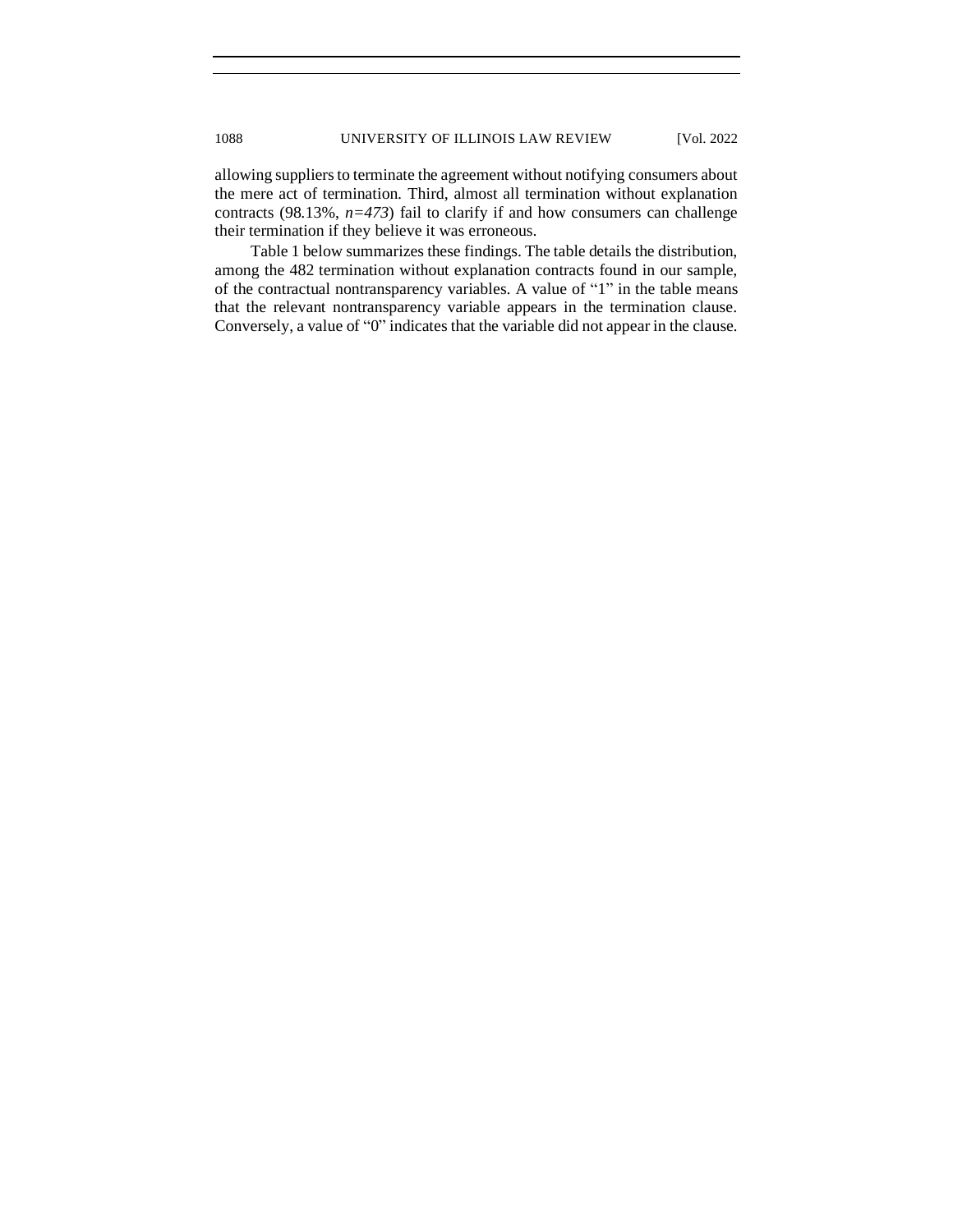allowing suppliers to terminate the agreement without notifying consumers about the mere act of termination. Third, almost all termination without explanation contracts (98.13%, *n=473*) fail to clarify if and how consumers can challenge their termination if they believe it was erroneous.

Table 1 below summarizes these findings. The table details the distribution, among the 482 termination without explanation contracts found in our sample, of the contractual nontransparency variables. A value of "1" in the table means that the relevant nontransparency variable appears in the termination clause. Conversely, a value of "0" indicates that the variable did not appear in the clause.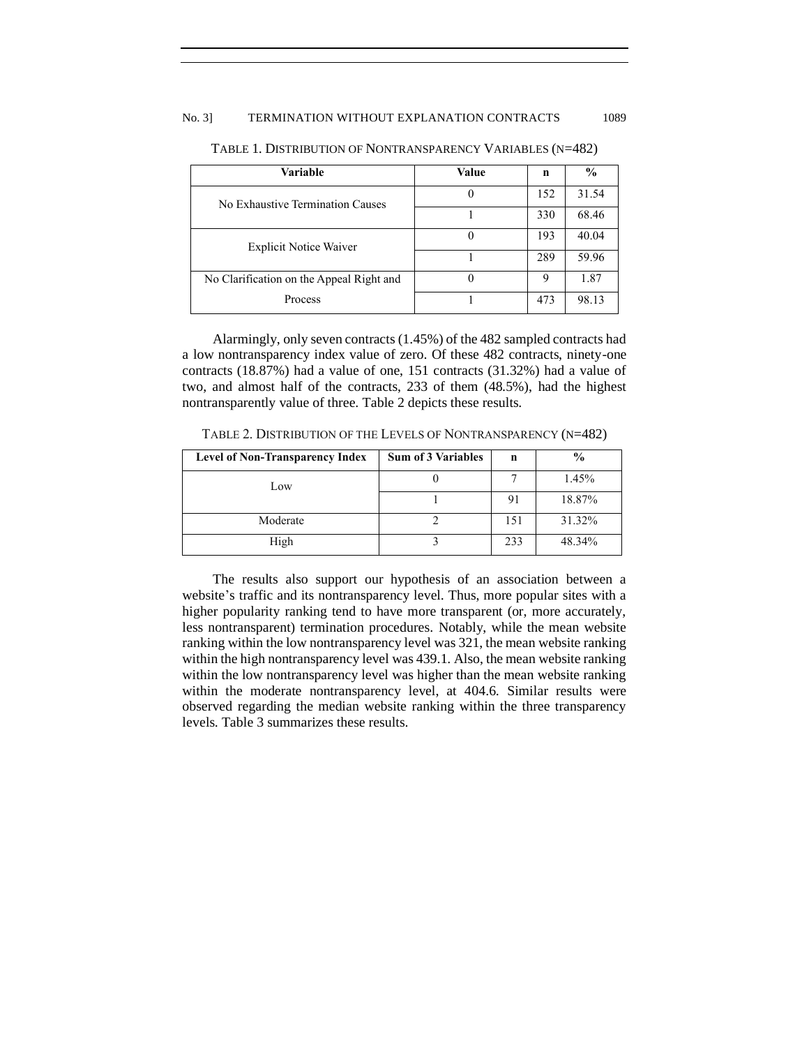TABLE 1. DISTRIBUTION OF NONTRANSPARENCY VARIABLES (N=482)

| Variable | Value | n | % |
|---|---|---|---|
| No Exhaustive Termination Causes | 0 | 152 | 31.54 |
| | 1 | 330 | 68.46 |
| Explicit Notice Waiver | 0 | 193 | 40.04 |
| | 1 | 289 | 59.96 |
| No Clarification on the Appeal Right and Process | 0 | 9 | 1.87 |
| | 1 | 473 | 98.13 |

Alarmingly, only seven contracts (1.45%) of the 482 sampled contracts had a low nontransparency index value of zero. Of these 482 contracts, ninety-one contracts (18.87%) had a value of one, 151 contracts (31.32%) had a value of two, and almost half of the contracts, 233 of them (48.5%), had the highest nontransparently value of three. Table 2 depicts these results.

TABLE 2. DISTRIBUTION OF THE LEVELS OF NONTRANSPARENCY (N=482)

| Level of Non-Transparency Index | Sum of 3 Variables | n | % |
|---|---|---|---|
| Low | 0 | 7 | 1.45% |
| | 1 | 91 | 18.87% |
| Moderate | 2 | 151 | 31.32% |
| High | 3 | 233 | 48.34% |

The results also support our hypothesis of an association between a website's traffic and its nontransparency level. Thus, more popular sites with a higher popularity ranking tend to have more transparent (or, more accurately, less nontransparent) termination procedures. Notably, while the mean website ranking within the low nontransparency level was 321, the mean website ranking within the high nontransparency level was 439.1. Also, the mean website ranking within the low nontransparency level was higher than the mean website ranking within the moderate nontransparency level, at 404.6. Similar results were observed regarding the median website ranking within the three transparency levels. Table 3 summarizes these results.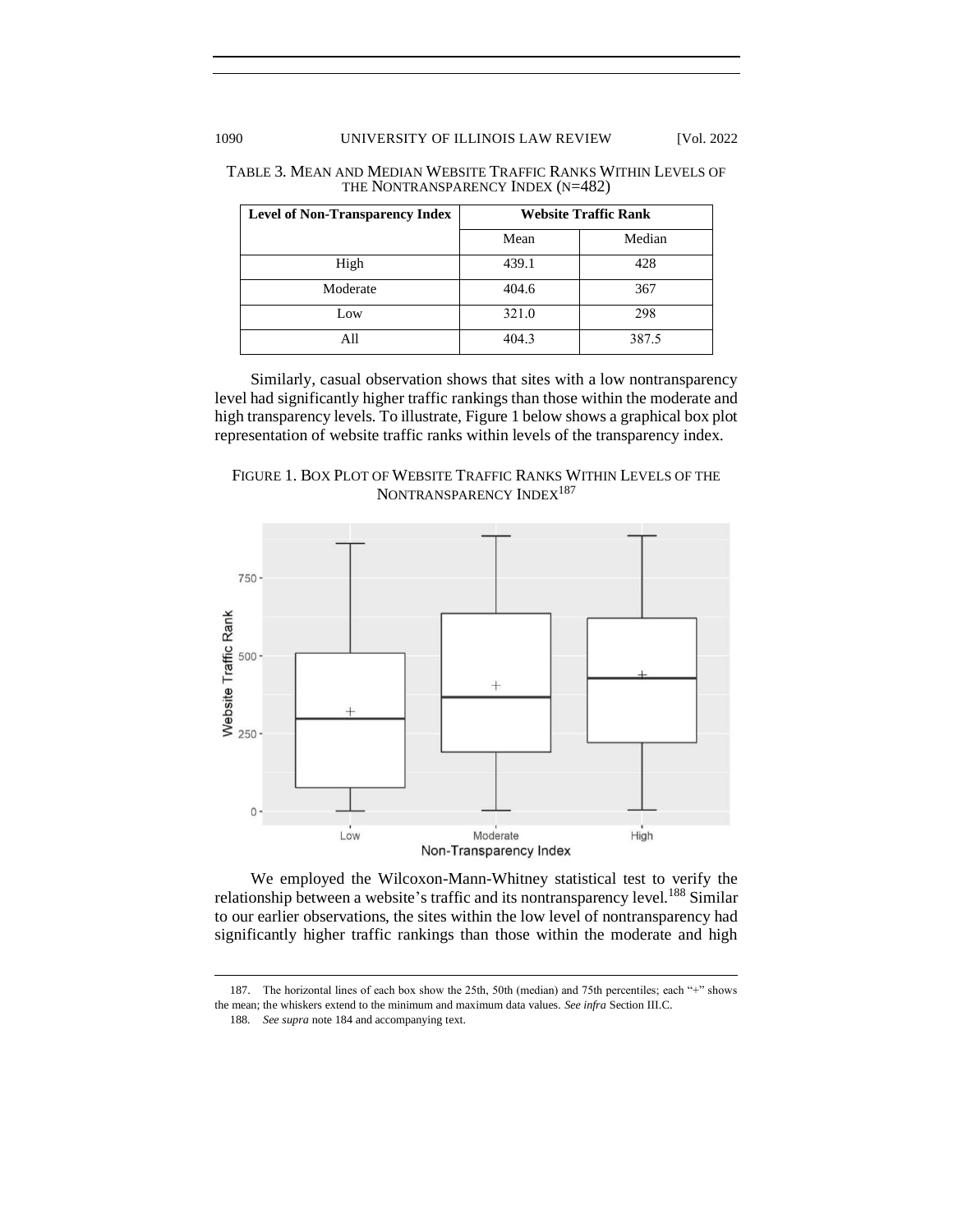TABLE 3. MEAN AND MEDIAN WEBSITE TRAFFIC RANKS WITHIN LEVELS OF THE NONTRANSPARENCY INDEX (N=482)

| Level of Non-Transparency Index | Website Traffic Rank | |
|---|---|---|
| | Mean | Median |
| High | 439.1 | 428 |
| Moderate | 404.6 | 367 |
| Low | 321.0 | 298 |
| All | 404.3 | 387.5 |

Similarly, casual observation shows that sites with a low nontransparency level had significantly higher traffic rankings than those within the moderate and high transparency levels. To illustrate, Figure 1 below shows a graphical box plot representation of website traffic ranks within levels of the transparency index.

FIGURE 1. BOX PLOT OF WEBSITE TRAFFIC RANKS WITHIN LEVELS OF THE NONTRANSPARENCY INDEX[187]

We employed the Wilcoxon-Mann-Whitney statistical test to verify the relationship between a website's traffic and its nontransparency level.[188] Similar to our earlier observations, the sites within the low level of nontransparency had significantly higher traffic rankings than those within the moderate and high

187. The horizontal lines of each box show the 25th, 50th (median) and 75th percentiles; each "+" shows the mean; the whiskers extend to the minimum and maximum data values. *See infra* Section III.C.

188. *See supra* note 184 and accompanying text.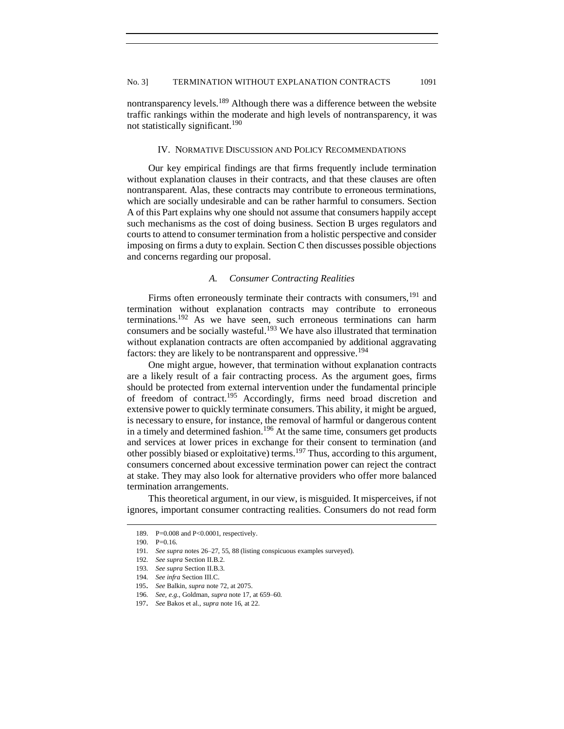nontransparency levels.[189] Although there was a difference between the website traffic rankings within the moderate and high levels of nontransparency, it was not statistically significant.[190]

## IV. Normative Discussion and Policy Recommendations

Our key empirical findings are that firms frequently include termination without explanation clauses in their contracts, and that these clauses are often nontransparent. Alas, these contracts may contribute to erroneous terminations, which are socially undesirable and can be rather harmful to consumers. Section A of this Part explains why one should not assume that consumers happily accept such mechanisms as the cost of doing business. Section B urges regulators and courts to attend to consumer termination from a holistic perspective and consider imposing on firms a duty to explain. Section C then discusses possible objections and concerns regarding our proposal.

### *A. Consumer Contracting Realities*

Firms often erroneously terminate their contracts with consumers,[191] and termination without explanation contracts may contribute to erroneous terminations.[192] As we have seen, such erroneous terminations can harm consumers and be socially wasteful.[193] We have also illustrated that termination without explanation contracts are often accompanied by additional aggravating factors: they are likely to be nontransparent and oppressive.[194]

One might argue, however, that termination without explanation contracts are a likely result of a fair contracting process. As the argument goes, firms should be protected from external intervention under the fundamental principle of freedom of contract.[195] Accordingly, firms need broad discretion and extensive power to quickly terminate consumers. This ability, it might be argued, is necessary to ensure, for instance, the removal of harmful or dangerous content in a timely and determined fashion.[196] At the same time, consumers get products and services at lower prices in exchange for their consent to termination (and other possibly biased or exploitative) terms.[197] Thus, according to this argument, consumers concerned about excessive termination power can reject the contract at stake. They may also look for alternative providers who offer more balanced termination arrangements.

This theoretical argument, in our view, is misguided. It misperceives, if not ignores, important consumer contracting realities. Consumers do not read form

---

189. P=0.008 and P<0.0001, respectively.

190. P=0.16.

191. *See supra* notes 26–27, 55, 88 (listing conspicuous examples surveyed).

192. *See supra* Section II.B.2.

193. *See supra* Section II.B.3.

194. *See infra* Section III.C.

195. *See* Balkin, *supra* note 72, at 2075.

196. *See, e.g.*, Goldman, *supra* note 17, at 659–60.

197. *See* Bakos et al., *supra* note 16, at 22.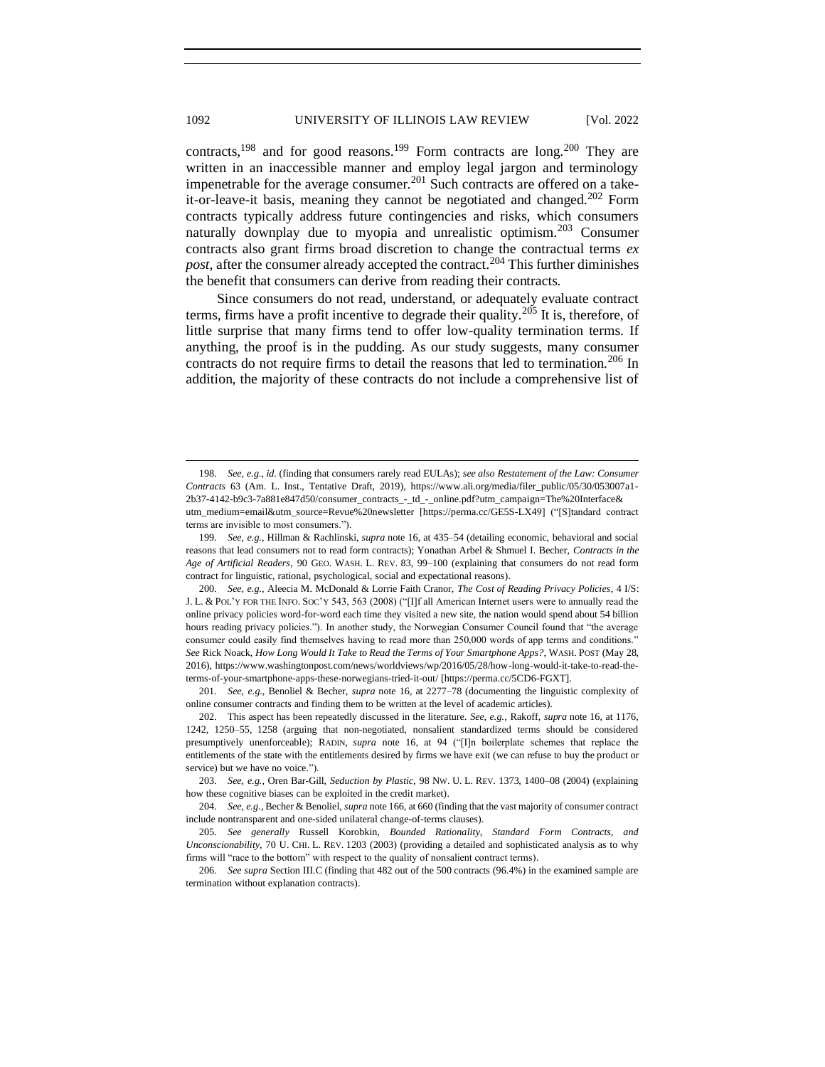contracts,[198] and for good reasons.[199] Form contracts are long.[200] They are written in an inaccessible manner and employ legal jargon and terminology impenetrable for the average consumer.[201] Such contracts are offered on a take-it-or-leave-it basis, meaning they cannot be negotiated and changed.[202] Form contracts typically address future contingencies and risks, which consumers naturally downplay due to myopia and unrealistic optimism.[203] Consumer contracts also grant firms broad discretion to change the contractual terms *ex post*, after the consumer already accepted the contract.[204] This further diminishes the benefit that consumers can derive from reading their contracts.

Since consumers do not read, understand, or adequately evaluate contract terms, firms have a profit incentive to degrade their quality.[205] It is, therefore, of little surprise that many firms tend to offer low-quality termination terms. If anything, the proof is in the pudding. As our study suggests, many consumer contracts do not require firms to detail the reasons that led to termination.[206] In addition, the majority of these contracts do not include a comprehensive list of

---

198. *See, e.g.*, *id.* (finding that consumers rarely read EULAs); *see also Restatement of the Law: Consumer Contracts* 63 (Am. L. Inst., Tentative Draft, 2019), https://www.ali.org/media/filer_public/05/30/053007a1-2b37-4142-b9c3-7a881e847d50/consumer_contracts_-_td_-_online.pdf?utm_campaign=The%20Interface&utm_medium=email&utm_source=Revue%20newsletter [https://perma.cc/GE5S-LX49] ("[S]tandard contract terms are invisible to most consumers.").

199. *See, e.g.*, Hillman & Rachlinski, *supra* note 16, at 435–54 (detailing economic, behavioral and social reasons that lead consumers not to read form contracts); Yonathan Arbel & Shmuel I. Becher, *Contracts in the Age of Artificial Readers*, 90 GEO. WASH. L. REV. 83, 99–100 (explaining that consumers do not read form contract for linguistic, rational, psychological, social and expectational reasons).

200. *See, e.g.*, Aleecia M. McDonald & Lorrie Faith Cranor, *The Cost of Reading Privacy Policies*, 4 I/S: J. L. & POL'Y FOR THE INFO. SOC'Y 543, 563 (2008) ("[I]f all American Internet users were to annually read the online privacy policies word-for-word each time they visited a new site, the nation would spend about 54 billion hours reading privacy policies."). In another study, the Norwegian Consumer Council found that "the average consumer could easily find themselves having to read more than 250,000 words of app terms and conditions." *See* Rick Noack, *How Long Would It Take to Read the Terms of Your Smartphone Apps?*, WASH. POST (May 28, 2016), https://www.washingtonpost.com/news/worldviews/wp/2016/05/28/how-long-would-it-take-to-read-the-terms-of-your-smartphone-apps-these-norwegians-tried-it-out/ [https://perma.cc/5CD6-FGXT].

201. *See, e.g.*, Benoliel & Becher, *supra* note 16, at 2277–78 (documenting the linguistic complexity of online consumer contracts and finding them to be written at the level of academic articles).

202. This aspect has been repeatedly discussed in the literature. *See, e.g.*, Rakoff, *supra* note 16, at 1176, 1242, 1250–55, 1258 (arguing that non-negotiated, nonsalient standardized terms should be considered presumptively unenforceable); RADIN, *supra* note 16, at 94 ("[I]n boilerplate schemes that replace the entitlements of the state with the entitlements desired by firms we have exit (we can refuse to buy the product or service) but we have no voice.").

203. *See, e.g.*, Oren Bar-Gill, *Seduction by Plastic*, 98 NW. U. L. REV. 1373, 1400–08 (2004) (explaining how these cognitive biases can be exploited in the credit market).

204. *See, e.g.*, Becher & Benoliel, *supra* note 166, at 660 (finding that the vast majority of consumer contract include nontransparent and one-sided unilateral change-of-terms clauses).

205. *See generally* Russell Korobkin, *Bounded Rationality, Standard Form Contracts, and Unconscionability*, 70 U. CHI. L. REV. 1203 (2003) (providing a detailed and sophisticated analysis as to why firms will "race to the bottom" with respect to the quality of nonsalient contract terms).

206. *See supra* Section III.C (finding that 482 out of the 500 contracts (96.4%) in the examined sample are termination without explanation contracts).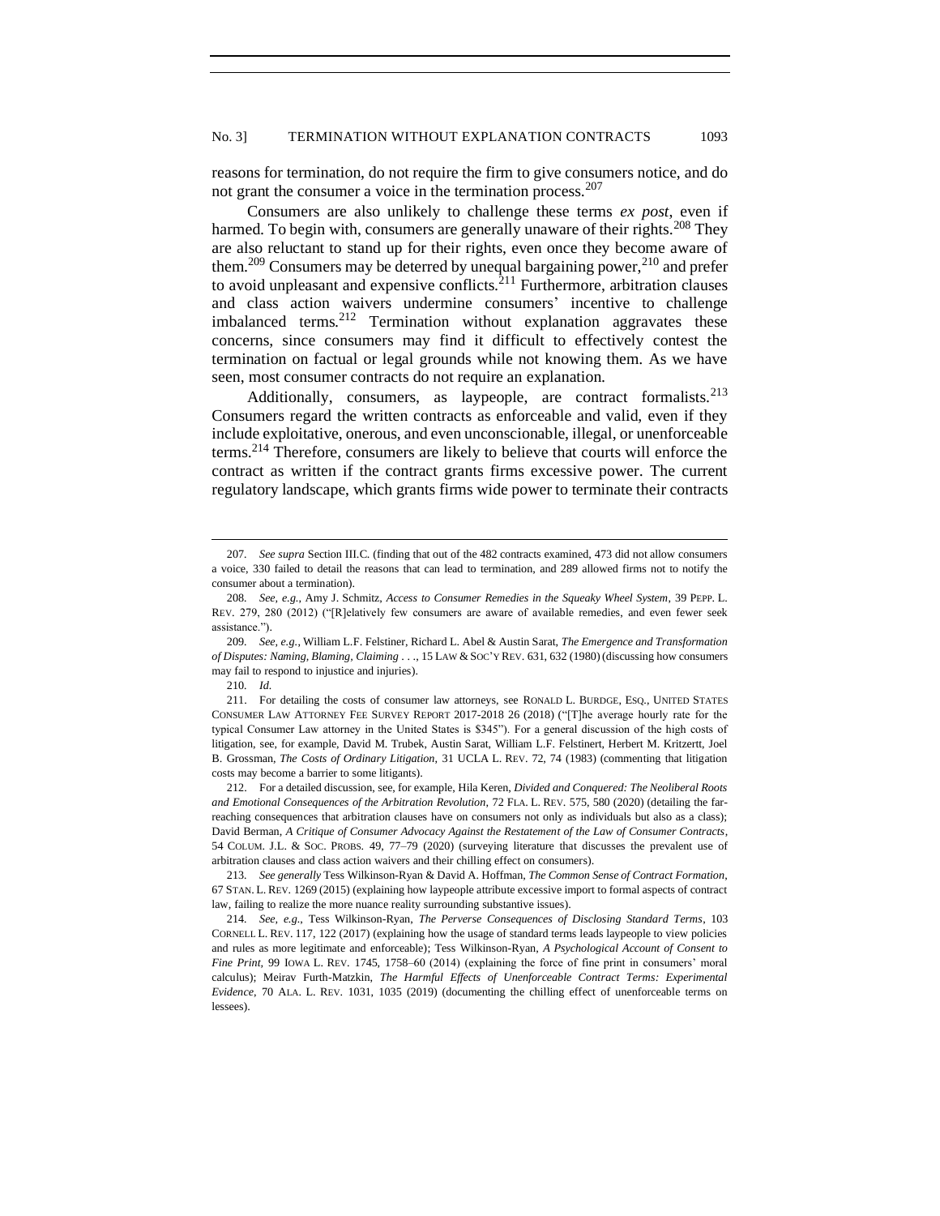reasons for termination, do not require the firm to give consumers notice, and do not grant the consumer a voice in the termination process.[207]

Consumers are also unlikely to challenge these terms *ex post*, even if harmed. To begin with, consumers are generally unaware of their rights.[208] They are also reluctant to stand up for their rights, even once they become aware of them.[209] Consumers may be deterred by unequal bargaining power,[210] and prefer to avoid unpleasant and expensive conflicts.[211] Furthermore, arbitration clauses and class action waivers undermine consumers' incentive to challenge imbalanced terms.[212] Termination without explanation aggravates these concerns, since consumers may find it difficult to effectively contest the termination on factual or legal grounds while not knowing them. As we have seen, most consumer contracts do not require an explanation.

Additionally, consumers, as laypeople, are contract formalists.[213] Consumers regard the written contracts as enforceable and valid, even if they include exploitative, onerous, and even unconscionable, illegal, or unenforceable terms.[214] Therefore, consumers are likely to believe that courts will enforce the contract as written if the contract grants firms excessive power. The current regulatory landscape, which grants firms wide power to terminate their contracts

---

207. *See supra* Section III.C. (finding that out of the 482 contracts examined, 473 did not allow consumers a voice, 330 failed to detail the reasons that can lead to termination, and 289 allowed firms not to notify the consumer about a termination).

208. *See, e.g.*, Amy J. Schmitz, *Access to Consumer Remedies in the Squeaky Wheel System*, 39 PEPP. L. REV. 279, 280 (2012) ("[R]elatively few consumers are aware of available remedies, and even fewer seek assistance.").

209. *See, e.g.*, William L.F. Felstiner, Richard L. Abel & Austin Sarat, *The Emergence and Transformation of Disputes: Naming, Blaming, Claiming . . .*, 15 LAW & SOC'Y REV. 631, 632 (1980) (discussing how consumers may fail to respond to injustice and injuries).

210. *Id.*

211. For detailing the costs of consumer law attorneys, see RONALD L. BURDGE, ESQ., UNITED STATES CONSUMER LAW ATTORNEY FEE SURVEY REPORT 2017-2018 26 (2018) ("[T]he average hourly rate for the typical Consumer Law attorney in the United States is $345"). For a general discussion of the high costs of litigation, see, for example, David M. Trubek, Austin Sarat, William L.F. Felstinert, Herbert M. Kritzertt, Joel B. Grossman, *The Costs of Ordinary Litigation*, 31 UCLA L. REV. 72, 74 (1983) (commenting that litigation costs may become a barrier to some litigants).

212. For a detailed discussion, see, for example, Hila Keren, *Divided and Conquered: The Neoliberal Roots and Emotional Consequences of the Arbitration Revolution*, 72 FLA. L. REV. 575, 580 (2020) (detailing the far-reaching consequences that arbitration clauses have on consumers not only as individuals but also as a class); David Berman, *A Critique of Consumer Advocacy Against the Restatement of the Law of Consumer Contracts*, 54 COLUM. J.L. & SOC. PROBS. 49, 77–79 (2020) (surveying literature that discusses the prevalent use of arbitration clauses and class action waivers and their chilling effect on consumers).

213. *See generally* Tess Wilkinson-Ryan & David A. Hoffman, *The Common Sense of Contract Formation*, 67 STAN. L. REV. 1269 (2015) (explaining how laypeople attribute excessive import to formal aspects of contract law, failing to realize the more nuance reality surrounding substantive issues).

214. *See, e.g.*, Tess Wilkinson-Ryan, *The Perverse Consequences of Disclosing Standard Terms*, 103 CORNELL L. REV. 117, 122 (2017) (explaining how the usage of standard terms leads laypeople to view policies and rules as more legitimate and enforceable); Tess Wilkinson-Ryan, *A Psychological Account of Consent to Fine Print*, 99 IOWA L. REV. 1745, 1758–60 (2014) (explaining the force of fine print in consumers' moral calculus); Meirav Furth-Matzkin, *The Harmful Effects of Unenforceable Contract Terms: Experimental Evidence*, 70 ALA. L. REV. 1031, 1035 (2019) (documenting the chilling effect of unenforceable terms on lessees).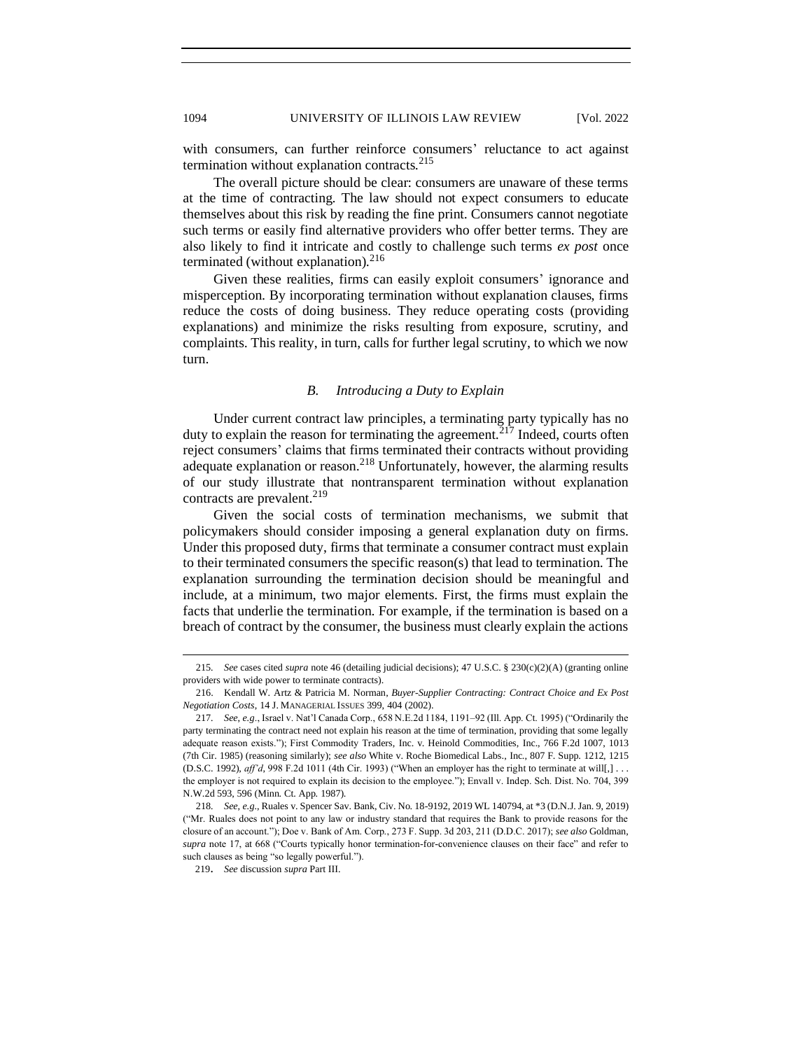with consumers, can further reinforce consumers' reluctance to act against termination without explanation contracts.[215]

The overall picture should be clear: consumers are unaware of these terms at the time of contracting. The law should not expect consumers to educate themselves about this risk by reading the fine print. Consumers cannot negotiate such terms or easily find alternative providers who offer better terms. They are also likely to find it intricate and costly to challenge such terms *ex post* once terminated (without explanation).[216]

Given these realities, firms can easily exploit consumers' ignorance and misperception. By incorporating termination without explanation clauses, firms reduce the costs of doing business. They reduce operating costs (providing explanations) and minimize the risks resulting from exposure, scrutiny, and complaints. This reality, in turn, calls for further legal scrutiny, to which we now turn.

### *B. Introducing a Duty to Explain*

Under current contract law principles, a terminating party typically has no duty to explain the reason for terminating the agreement.[217] Indeed, courts often reject consumers' claims that firms terminated their contracts without providing adequate explanation or reason.[218] Unfortunately, however, the alarming results of our study illustrate that nontransparent termination without explanation contracts are prevalent.[219]

Given the social costs of termination mechanisms, we submit that policymakers should consider imposing a general explanation duty on firms. Under this proposed duty, firms that terminate a consumer contract must explain to their terminated consumers the specific reason(s) that lead to termination. The explanation surrounding the termination decision should be meaningful and include, at a minimum, two major elements. First, the firms must explain the facts that underlie the termination. For example, if the termination is based on a breach of contract by the consumer, the business must clearly explain the actions

---

215. *See* cases cited *supra* note 46 (detailing judicial decisions); 47 U.S.C. § 230(c)(2)(A) (granting online providers with wide power to terminate contracts).

216. Kendall W. Artz & Patricia M. Norman, *Buyer-Supplier Contracting: Contract Choice and Ex Post Negotiation Costs*, 14 J. MANAGERIAL ISSUES 399, 404 (2002).

217. *See, e.g.*, Israel v. Nat'l Canada Corp., 658 N.E.2d 1184, 1191–92 (Ill. App. Ct. 1995) ("Ordinarily the party terminating the contract need not explain his reason at the time of termination, providing that some legally adequate reason exists."); First Commodity Traders, Inc. v. Heinold Commodities, Inc., 766 F.2d 1007, 1013 (7th Cir. 1985) (reasoning similarly); *see also* White v. Roche Biomedical Labs., Inc., 807 F. Supp. 1212, 1215 (D.S.C. 1992), *aff'd*, 998 F.2d 1011 (4th Cir. 1993) ("When an employer has the right to terminate at will[,] . . . the employer is not required to explain its decision to the employee."); Envall v. Indep. Sch. Dist. No. 704, 399 N.W.2d 593, 596 (Minn. Ct. App. 1987).

218. *See, e.g.*, Ruales v. Spencer Sav. Bank, Civ. No. 18-9192, 2019 WL 140794, at *3 (D.N.J. Jan. 9, 2019) ("Mr. Ruales does not point to any law or industry standard that requires the Bank to provide reasons for the closure of an account."); Doe v. Bank of Am. Corp., 273 F. Supp. 3d 203, 211 (D.D.C. 2017); *see also* Goldman, *supra* note 17, at 668 ("Courts typically honor termination-for-convenience clauses on their face" and refer to such clauses as being "so legally powerful.").

219. *See* discussion *supra* Part III.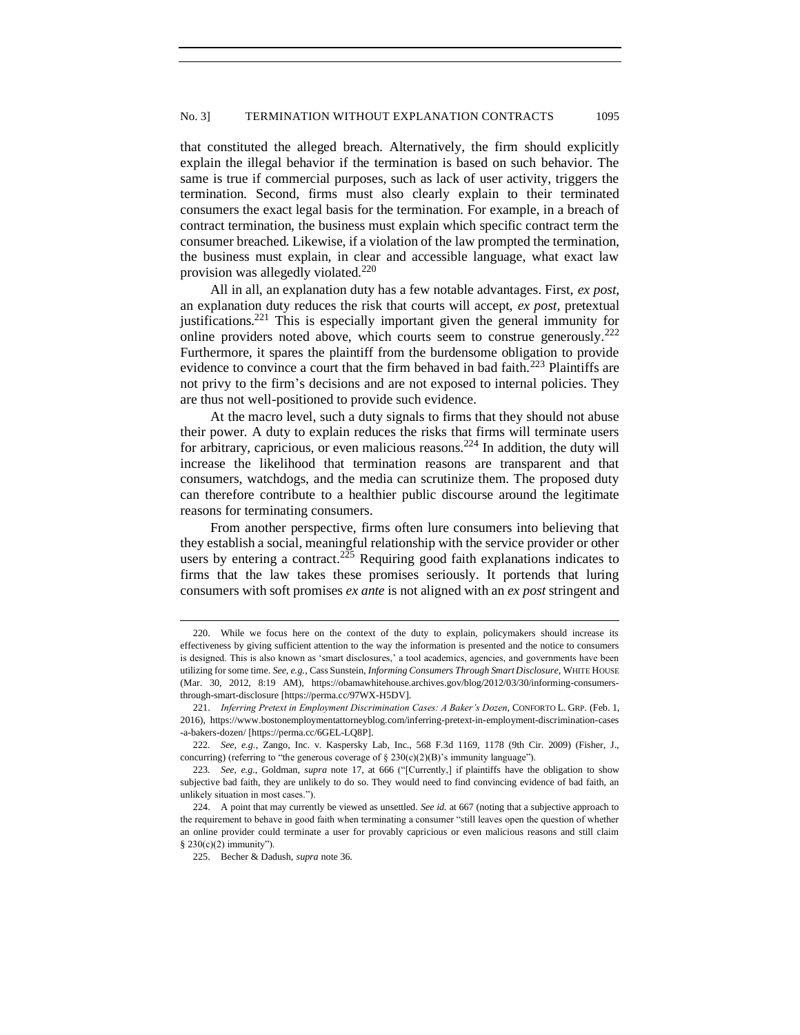that constituted the alleged breach. Alternatively, the firm should explicitly explain the illegal behavior if the termination is based on such behavior. The same is true if commercial purposes, such as lack of user activity, triggers the termination. Second, firms must also clearly explain to their terminated consumers the exact legal basis for the termination. For example, in a breach of contract termination, the business must explain which specific contract term the consumer breached. Likewise, if a violation of the law prompted the termination, the business must explain, in clear and accessible language, what exact law provision was allegedly violated.[220]

All in all, an explanation duty has a few notable advantages. First, *ex post*, an explanation duty reduces the risk that courts will accept, *ex post*, pretextual justifications.[221] This is especially important given the general immunity for online providers noted above, which courts seem to construe generously.[222] Furthermore, it spares the plaintiff from the burdensome obligation to provide evidence to convince a court that the firm behaved in bad faith.[223] Plaintiffs are not privy to the firm's decisions and are not exposed to internal policies. They are thus not well-positioned to provide such evidence.

At the macro level, such a duty signals to firms that they should not abuse their power. A duty to explain reduces the risks that firms will terminate users for arbitrary, capricious, or even malicious reasons.[224] In addition, the duty will increase the likelihood that termination reasons are transparent and that consumers, watchdogs, and the media can scrutinize them. The proposed duty can therefore contribute to a healthier public discourse around the legitimate reasons for terminating consumers.

From another perspective, firms often lure consumers into believing that they establish a social, meaningful relationship with the service provider or other users by entering a contract.[225] Requiring good faith explanations indicates to firms that the law takes these promises seriously. It portends that luring consumers with soft promises *ex ante* is not aligned with an *ex post* stringent and

---

220. While we focus here on the context of the duty to explain, policymakers should increase its effectiveness by giving sufficient attention to the way the information is presented and the notice to consumers is designed. This is also known as 'smart disclosures,' a tool academics, agencies, and governments have been utilizing for some time. *See, e.g.*, Cass Sunstein, *Informing Consumers Through Smart Disclosure*, WHITE HOUSE (Mar. 30, 2012, 8:19 AM), https://obamawhitehouse.archives.gov/blog/2012/03/30/informing-consumers-through-smart-disclosure [https://perma.cc/97WX-H5DV].

221. *Inferring Pretext in Employment Discrimination Cases: A Baker's Dozen*, CONFORTO L. GRP. (Feb. 1, 2016), https://www.bostonemploymentattorneyblog.com/inferring-pretext-in-employment-discrimination-cases-a-bakers-dozen/ [https://perma.cc/6GEL-LQ8P].

222. *See, e.g.*, Zango, Inc. v. Kaspersky Lab, Inc., 568 F.3d 1169, 1178 (9th Cir. 2009) (Fisher, J., concurring) (referring to "the generous coverage of § 230(c)(2)(B)'s immunity language").

223. *See, e.g.*, Goldman, *supra* note 17, at 666 ("[Currently,] if plaintiffs have the obligation to show subjective bad faith, they are unlikely to do so. They would need to find convincing evidence of bad faith, an unlikely situation in most cases.").

224. A point that may currently be viewed as unsettled. *See id.* at 667 (noting that a subjective approach to the requirement to behave in good faith when terminating a consumer "still leaves open the question of whether an online provider could terminate a user for provably capricious or even malicious reasons and still claim § 230(c)(2) immunity").

225. Becher & Dadush, *supra* note 36.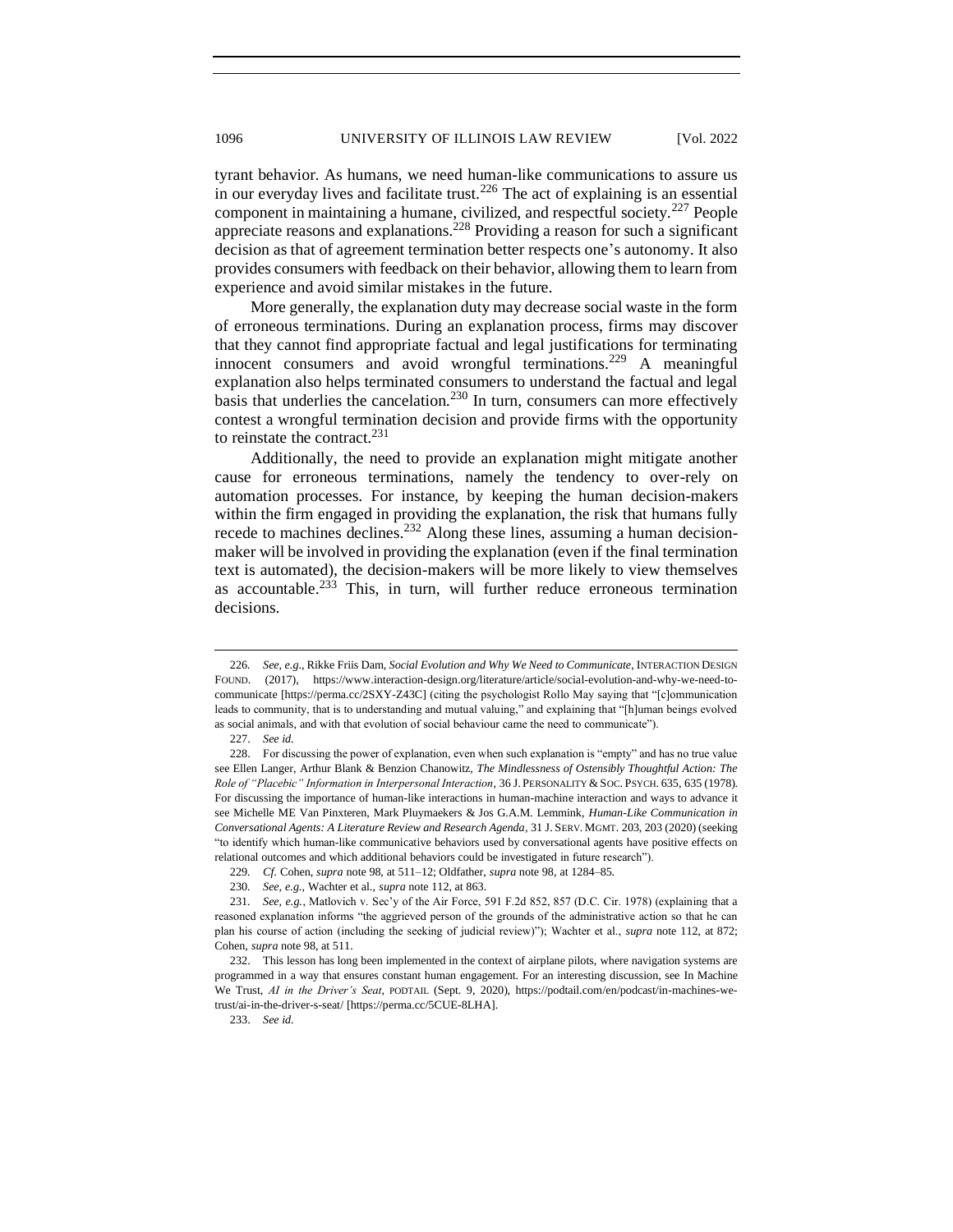tyrant behavior. As humans, we need human-like communications to assure us in our everyday lives and facilitate trust.[226] The act of explaining is an essential component in maintaining a humane, civilized, and respectful society.[227] People appreciate reasons and explanations.[228] Providing a reason for such a significant decision as that of agreement termination better respects one's autonomy. It also provides consumers with feedback on their behavior, allowing them to learn from experience and avoid similar mistakes in the future.

More generally, the explanation duty may decrease social waste in the form of erroneous terminations. During an explanation process, firms may discover that they cannot find appropriate factual and legal justifications for terminating innocent consumers and avoid wrongful terminations.[229] A meaningful explanation also helps terminated consumers to understand the factual and legal basis that underlies the cancelation.[230] In turn, consumers can more effectively contest a wrongful termination decision and provide firms with the opportunity to reinstate the contract.[231]

Additionally, the need to provide an explanation might mitigate another cause for erroneous terminations, namely the tendency to over-rely on automation processes. For instance, by keeping the human decision-makers within the firm engaged in providing the explanation, the risk that humans fully recede to machines declines.[232] Along these lines, assuming a human decision-maker will be involved in providing the explanation (even if the final termination text is automated), the decision-makers will be more likely to view themselves as accountable.[233] This, in turn, will further reduce erroneous termination decisions.

---

226. *See, e.g.*, Rikke Friis Dam, *Social Evolution and Why We Need to Communicate*, INTERACTION DESIGN FOUND. (2017), https://www.interaction-design.org/literature/article/social-evolution-and-why-we-need-to-communicate [https://perma.cc/2SXY-Z43C] (citing the psychologist Rollo May saying that "[c]ommunication leads to community, that is to understanding and mutual valuing," and explaining that "[h]uman beings evolved as social animals, and with that evolution of social behaviour came the need to communicate").

227. *See id.*

228. For discussing the power of explanation, even when such explanation is "empty" and has no true value see Ellen Langer, Arthur Blank & Benzion Chanowitz, *The Mindlessness of Ostensibly Thoughtful Action: The Role of "Placebic" Information in Interpersonal Interaction*, 36 J. PERSONALITY & SOC. PSYCH. 635, 635 (1978). For discussing the importance of human-like interactions in human-machine interaction and ways to advance it see Michelle ME Van Pinxteren, Mark Pluymaekers & Jos G.A.M. Lemmink, *Human-Like Communication in Conversational Agents: A Literature Review and Research Agenda*, 31 J. SERV. MGMT. 203, 203 (2020) (seeking "to identify which human-like communicative behaviors used by conversational agents have positive effects on relational outcomes and which additional behaviors could be investigated in future research").

229. *Cf.* Cohen, *supra* note 98, at 511–12; Oldfather, *supra* note 98, at 1284–85.

230. *See, e.g.*, Wachter et al., *supra* note 112, at 863.

231. *See, e.g.*, Matlovich v. Sec'y of the Air Force, 591 F.2d 852, 857 (D.C. Cir. 1978) (explaining that a reasoned explanation informs "the aggrieved person of the grounds of the administrative action so that he can plan his course of action (including the seeking of judicial review)"); Wachter et al., *supra* note 112, at 872; Cohen, *supra* note 98, at 511.

232. This lesson has long been implemented in the context of airplane pilots, where navigation systems are programmed in a way that ensures constant human engagement. For an interesting discussion, see In Machine We Trust, *AI in the Driver's Seat*, PODTAIL (Sept. 9, 2020), https://podtail.com/en/podcast/in-machines-we-trust/ai-in-the-driver-s-seat/ [https://perma.cc/5CUE-8LHA].

233. *See id.*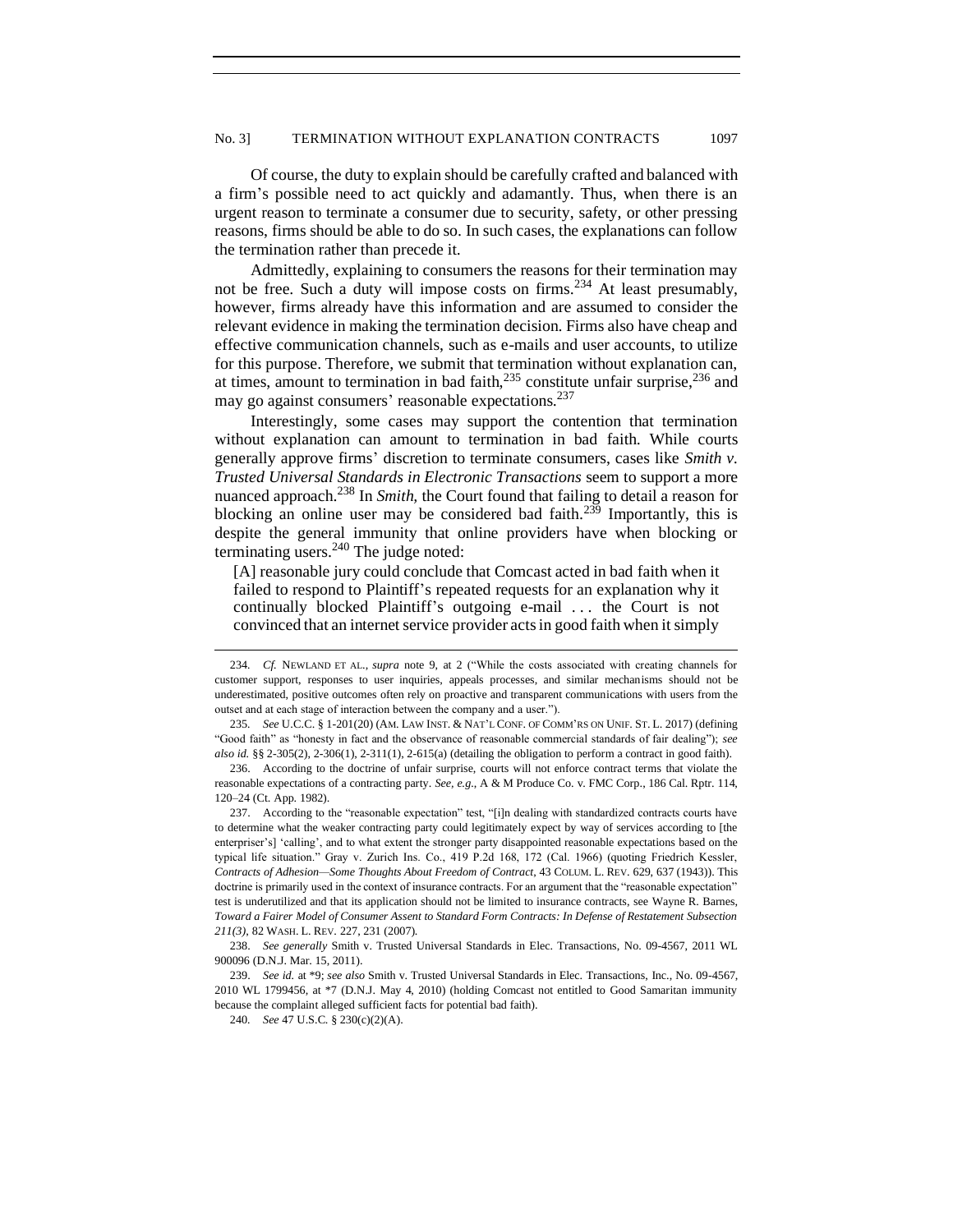Of course, the duty to explain should be carefully crafted and balanced with a firm's possible need to act quickly and adamantly. Thus, when there is an urgent reason to terminate a consumer due to security, safety, or other pressing reasons, firms should be able to do so. In such cases, the explanations can follow the termination rather than precede it.

Admittedly, explaining to consumers the reasons for their termination may not be free. Such a duty will impose costs on firms.[234] At least presumably, however, firms already have this information and are assumed to consider the relevant evidence in making the termination decision. Firms also have cheap and effective communication channels, such as e-mails and user accounts, to utilize for this purpose. Therefore, we submit that termination without explanation can, at times, amount to termination in bad faith,[235] constitute unfair surprise,[236] and may go against consumers' reasonable expectations.[237]

Interestingly, some cases may support the contention that termination without explanation can amount to termination in bad faith. While courts generally approve firms' discretion to terminate consumers, cases like *Smith v. Trusted Universal Standards in Electronic Transactions* seem to support a more nuanced approach.[238] In *Smith*, the Court found that failing to detail a reason for blocking an online user may be considered bad faith.[239] Importantly, this is despite the general immunity that online providers have when blocking or terminating users.[240] The judge noted:

> [A] reasonable jury could conclude that Comcast acted in bad faith when it failed to respond to Plaintiff's repeated requests for an explanation why it continually blocked Plaintiff's outgoing e-mail . . . the Court is not convinced that an internet service provider acts in good faith when it simply

---

234. *Cf.* NEWLAND ET AL., *supra* note 9, at 2 ("While the costs associated with creating channels for customer support, responses to user inquiries, appeals processes, and similar mechanisms should not be underestimated, positive outcomes often rely on proactive and transparent communications with users from the outset and at each stage of interaction between the company and a user.").

235. *See* U.C.C. § 1-201(20) (AM. LAW INST. & NAT'L CONF. OF COMM'RS ON UNIF. ST. L. 2017) (defining "Good faith" as "honesty in fact and the observance of reasonable commercial standards of fair dealing"); *see also id.* §§ 2-305(2), 2-306(1), 2-311(1), 2-615(a) (detailing the obligation to perform a contract in good faith).

236. According to the doctrine of unfair surprise, courts will not enforce contract terms that violate the reasonable expectations of a contracting party. *See, e.g.*, A & M Produce Co. v. FMC Corp., 186 Cal. Rptr. 114, 120–24 (Ct. App. 1982).

237. According to the "reasonable expectation" test, "[i]n dealing with standardized contracts courts have to determine what the weaker contracting party could legitimately expect by way of services according to [the enterpriser's] 'calling', and to what extent the stronger party disappointed reasonable expectations based on the typical life situation." Gray v. Zurich Ins. Co., 419 P.2d 168, 172 (Cal. 1966) (quoting Friedrich Kessler, *Contracts of Adhesion—Some Thoughts About Freedom of Contract*, 43 COLUM. L. REV. 629, 637 (1943)). This doctrine is primarily used in the context of insurance contracts. For an argument that the "reasonable expectation" test is underutilized and that its application should not be limited to insurance contracts, see Wayne R. Barnes, *Toward a Fairer Model of Consumer Assent to Standard Form Contracts: In Defense of Restatement Subsection 211(3)*, 82 WASH. L. REV. 227, 231 (2007).

238. *See generally* Smith v. Trusted Universal Standards in Elec. Transactions, No. 09-4567, 2011 WL 900096 (D.N.J. Mar. 15, 2011).

239. *See id.* at *9; *see also* Smith v. Trusted Universal Standards in Elec. Transactions, Inc., No. 09-4567, 2010 WL 1799456, at *7 (D.N.J. May 4, 2010) (holding Comcast not entitled to Good Samaritan immunity because the complaint alleged sufficient facts for potential bad faith).

240. *See* 47 U.S.C. § 230(c)(2)(A).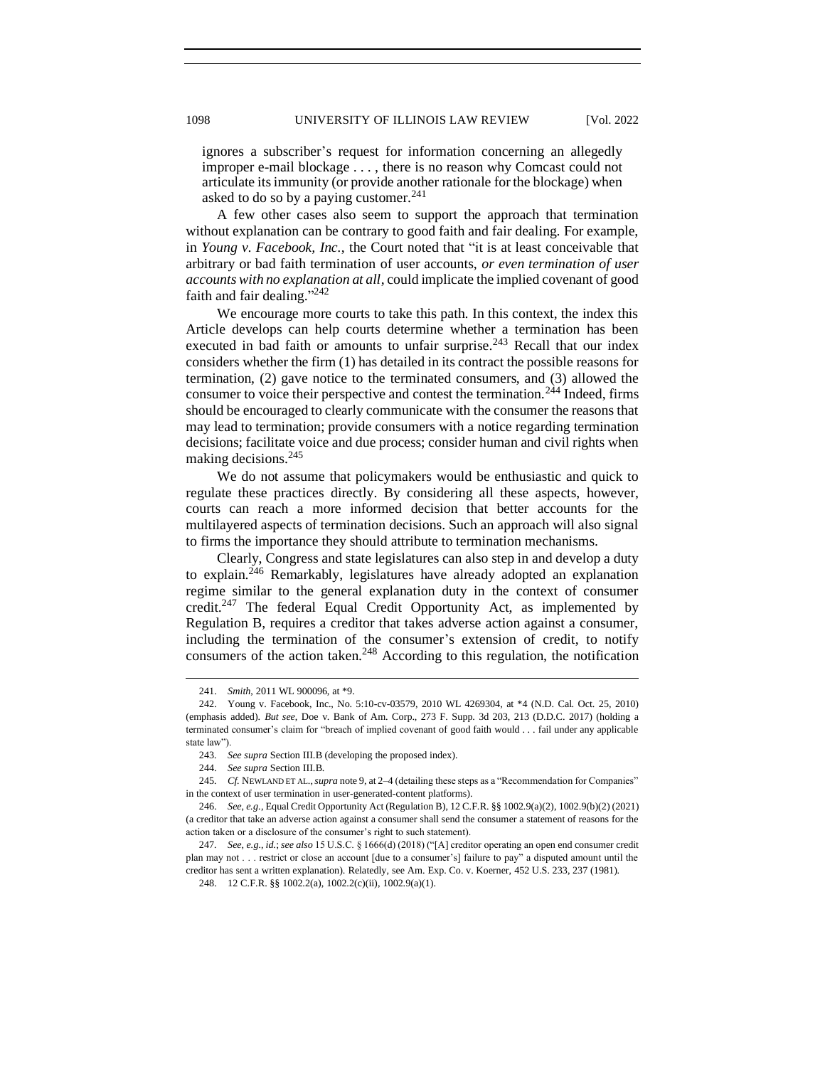ignores a subscriber's request for information concerning an allegedly improper e-mail blockage . . . , there is no reason why Comcast could not articulate its immunity (or provide another rationale for the blockage) when asked to do so by a paying customer.[241]

A few other cases also seem to support the approach that termination without explanation can be contrary to good faith and fair dealing. For example, in *Young v. Facebook, Inc.*, the Court noted that "it is at least conceivable that arbitrary or bad faith termination of user accounts, *or even termination of user accounts with no explanation at all*, could implicate the implied covenant of good faith and fair dealing."[242]

We encourage more courts to take this path. In this context, the index this Article develops can help courts determine whether a termination has been executed in bad faith or amounts to unfair surprise.[243] Recall that our index considers whether the firm (1) has detailed in its contract the possible reasons for termination, (2) gave notice to the terminated consumers, and (3) allowed the consumer to voice their perspective and contest the termination.[244] Indeed, firms should be encouraged to clearly communicate with the consumer the reasons that may lead to termination; provide consumers with a notice regarding termination decisions; facilitate voice and due process; consider human and civil rights when making decisions.[245]

We do not assume that policymakers would be enthusiastic and quick to regulate these practices directly. By considering all these aspects, however, courts can reach a more informed decision that better accounts for the multilayered aspects of termination decisions. Such an approach will also signal to firms the importance they should attribute to termination mechanisms.

Clearly, Congress and state legislatures can also step in and develop a duty to explain.[246] Remarkably, legislatures have already adopted an explanation regime similar to the general explanation duty in the context of consumer credit.[247] The federal Equal Credit Opportunity Act, as implemented by Regulation B, requires a creditor that takes adverse action against a consumer, including the termination of the consumer's extension of credit, to notify consumers of the action taken.[248] According to this regulation, the notification

---

241. *Smith*, 2011 WL 900096, at *9.

242. Young v. Facebook, Inc., No. 5:10-cv-03579, 2010 WL 4269304, at *4 (N.D. Cal. Oct. 25, 2010) (emphasis added). *But see*, Doe v. Bank of Am. Corp., 273 F. Supp. 3d 203, 213 (D.D.C. 2017) (holding a terminated consumer's claim for "breach of implied covenant of good faith would . . . fail under any applicable state law").

243. *See supra* Section III.B (developing the proposed index).

244. *See supra* Section III.B.

245. *Cf.* NEWLAND ET AL., *supra* note 9, at 2–4 (detailing these steps as a "Recommendation for Companies" in the context of user termination in user-generated-content platforms).

246. *See, e.g.*, Equal Credit Opportunity Act (Regulation B), 12 C.F.R. §§ 1002.9(a)(2), 1002.9(b)(2) (2021) (a creditor that take an adverse action against a consumer shall send the consumer a statement of reasons for the action taken or a disclosure of the consumer's right to such statement).

247. *See, e.g.*, *id.*; *see also* 15 U.S.C. § 1666(d) (2018) ("[A] creditor operating an open end consumer credit plan may not . . . restrict or close an account [due to a consumer's] failure to pay" a disputed amount until the creditor has sent a written explanation). Relatedly, see Am. Exp. Co. v. Koerner, 452 U.S. 233, 237 (1981).

248. 12 C.F.R. §§ 1002.2(a), 1002.2(c)(ii), 1002.9(a)(1).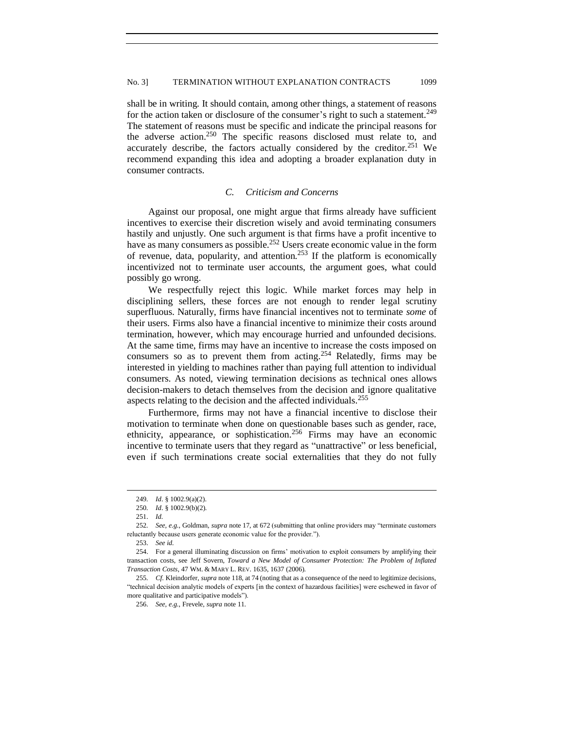shall be in writing. It should contain, among other things, a statement of reasons for the action taken or disclosure of the consumer's right to such a statement.[249] The statement of reasons must be specific and indicate the principal reasons for the adverse action.[250] The specific reasons disclosed must relate to, and accurately describe, the factors actually considered by the creditor.[251] We recommend expanding this idea and adopting a broader explanation duty in consumer contracts.

### *C. Criticism and Concerns*

Against our proposal, one might argue that firms already have sufficient incentives to exercise their discretion wisely and avoid terminating consumers hastily and unjustly. One such argument is that firms have a profit incentive to have as many consumers as possible.[252] Users create economic value in the form of revenue, data, popularity, and attention.[253] If the platform is economically incentivized not to terminate user accounts, the argument goes, what could possibly go wrong.

We respectfully reject this logic. While market forces may help in disciplining sellers, these forces are not enough to render legal scrutiny superfluous. Naturally, firms have financial incentives not to terminate *some* of their users. Firms also have a financial incentive to minimize their costs around termination, however, which may encourage hurried and unfounded decisions. At the same time, firms may have an incentive to increase the costs imposed on consumers so as to prevent them from acting.[254] Relatedly, firms may be interested in yielding to machines rather than paying full attention to individual consumers. As noted, viewing termination decisions as technical ones allows decision-makers to detach themselves from the decision and ignore qualitative aspects relating to the decision and the affected individuals.[255]

Furthermore, firms may not have a financial incentive to disclose their motivation to terminate when done on questionable bases such as gender, race, ethnicity, appearance, or sophistication.[256] Firms may have an economic incentive to terminate users that they regard as "unattractive" or less beneficial, even if such terminations create social externalities that they do not fully

---

249. *Id*. § 1002.9(a)(2).

250. *Id*. § 1002.9(b)(2).

251. *Id*.

252. *See, e.g.*, Goldman, *supra* note 17, at 672 (submitting that online providers may "terminate customers reluctantly because users generate economic value for the provider.").

253. *See id.*

254. For a general illuminating discussion on firms' motivation to exploit consumers by amplifying their transaction costs, see Jeff Sovern, *Toward a New Model of Consumer Protection: The Problem of Inflated Transaction Costs*, 47 WM. & MARY L. REV. 1635, 1637 (2006).

255. *Cf.* Kleindorfer, *supra* note 118, at 74 (noting that as a consequence of the need to legitimize decisions, "technical decision analytic models of experts [in the context of hazardous facilities] were eschewed in favor of more qualitative and participative models").

256. *See, e.g.*, Frevele, *supra* note 11.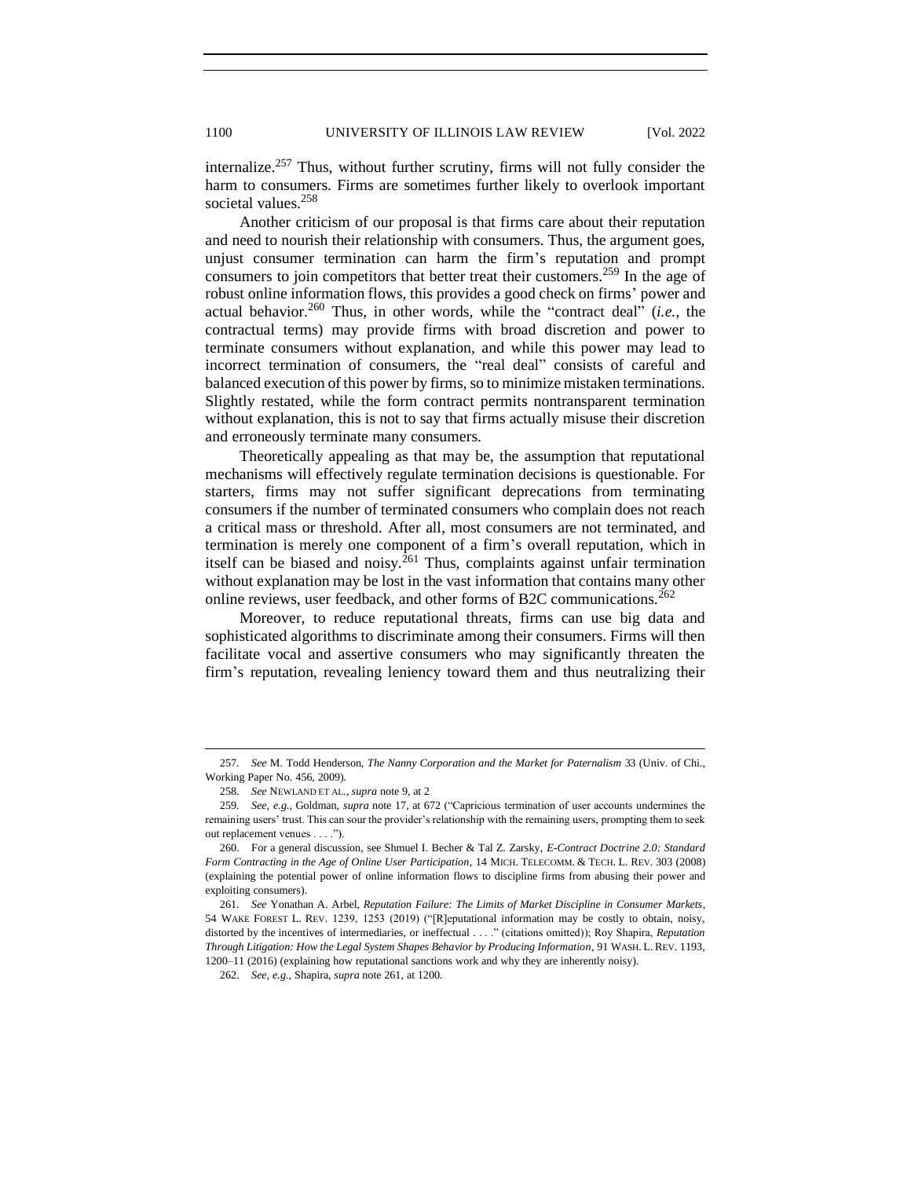internalize.[257] Thus, without further scrutiny, firms will not fully consider the harm to consumers. Firms are sometimes further likely to overlook important societal values.[258]

Another criticism of our proposal is that firms care about their reputation and need to nourish their relationship with consumers. Thus, the argument goes, unjust consumer termination can harm the firm's reputation and prompt consumers to join competitors that better treat their customers.[259] In the age of robust online information flows, this provides a good check on firms' power and actual behavior.[260] Thus, in other words, while the "contract deal" (*i.e.*, the contractual terms) may provide firms with broad discretion and power to terminate consumers without explanation, and while this power may lead to incorrect termination of consumers, the "real deal" consists of careful and balanced execution of this power by firms, so to minimize mistaken terminations. Slightly restated, while the form contract permits nontransparent termination without explanation, this is not to say that firms actually misuse their discretion and erroneously terminate many consumers.

Theoretically appealing as that may be, the assumption that reputational mechanisms will effectively regulate termination decisions is questionable. For starters, firms may not suffer significant deprecations from terminating consumers if the number of terminated consumers who complain does not reach a critical mass or threshold. After all, most consumers are not terminated, and termination is merely one component of a firm's overall reputation, which in itself can be biased and noisy.[261] Thus, complaints against unfair termination without explanation may be lost in the vast information that contains many other online reviews, user feedback, and other forms of B2C communications.[262]

Moreover, to reduce reputational threats, firms can use big data and sophisticated algorithms to discriminate among their consumers. Firms will then facilitate vocal and assertive consumers who may significantly threaten the firm's reputation, revealing leniency toward them and thus neutralizing their

---

257. *See* M. Todd Henderson, *The Nanny Corporation and the Market for Paternalism* 33 (Univ. of Chi., Working Paper No. 456, 2009).

258. *See* NEWLAND ET AL., *supra* note 9, at 2

259. *See, e.g.*, Goldman, *supra* note 17, at 672 ("Capricious termination of user accounts undermines the remaining users' trust. This can sour the provider's relationship with the remaining users, prompting them to seek out replacement venues . . . .").

260. For a general discussion, see Shmuel I. Becher & Tal Z. Zarsky, *E-Contract Doctrine 2.0: Standard Form Contracting in the Age of Online User Participation*, 14 MICH. TELECOMM. & TECH. L. REV. 303 (2008) (explaining the potential power of online information flows to discipline firms from abusing their power and exploiting consumers).

261. *See* Yonathan A. Arbel, *Reputation Failure: The Limits of Market Discipline in Consumer Markets*, 54 WAKE FOREST L. REV. 1239, 1253 (2019) ("[R]eputational information may be costly to obtain, noisy, distorted by the incentives of intermediaries, or ineffectual . . . ." (citations omitted)); Roy Shapira, *Reputation Through Litigation: How the Legal System Shapes Behavior by Producing Information*, 91 WASH. L. REV. 1193, 1200–11 (2016) (explaining how reputational sanctions work and why they are inherently noisy).

262. *See, e.g.*, Shapira, *supra* note 261, at 1200.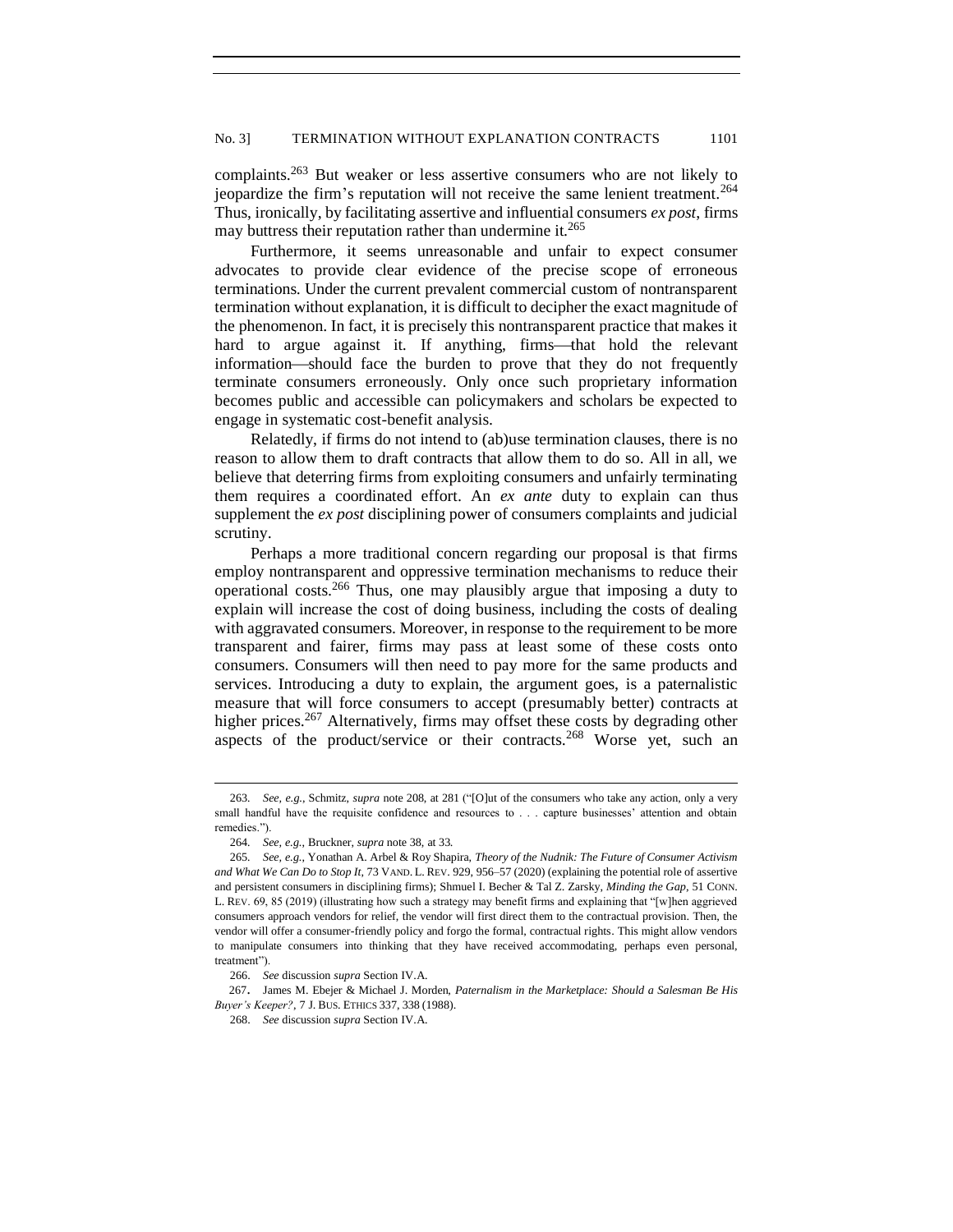complaints.[263] But weaker or less assertive consumers who are not likely to jeopardize the firm's reputation will not receive the same lenient treatment.[264] Thus, ironically, by facilitating assertive and influential consumers *ex post*, firms may buttress their reputation rather than undermine it.[265]

Furthermore, it seems unreasonable and unfair to expect consumer advocates to provide clear evidence of the precise scope of erroneous terminations. Under the current prevalent commercial custom of nontransparent termination without explanation, it is difficult to decipher the exact magnitude of the phenomenon. In fact, it is precisely this nontransparent practice that makes it hard to argue against it. If anything, firms—that hold the relevant information—should face the burden to prove that they do not frequently terminate consumers erroneously. Only once such proprietary information becomes public and accessible can policymakers and scholars be expected to engage in systematic cost-benefit analysis.

Relatedly, if firms do not intend to (ab)use termination clauses, there is no reason to allow them to draft contracts that allow them to do so. All in all, we believe that deterring firms from exploiting consumers and unfairly terminating them requires a coordinated effort. An *ex ante* duty to explain can thus supplement the *ex post* disciplining power of consumers complaints and judicial scrutiny.

Perhaps a more traditional concern regarding our proposal is that firms employ nontransparent and oppressive termination mechanisms to reduce their operational costs.[266] Thus, one may plausibly argue that imposing a duty to explain will increase the cost of doing business, including the costs of dealing with aggravated consumers. Moreover, in response to the requirement to be more transparent and fairer, firms may pass at least some of these costs onto consumers. Consumers will then need to pay more for the same products and services. Introducing a duty to explain, the argument goes, is a paternalistic measure that will force consumers to accept (presumably better) contracts at higher prices.[267] Alternatively, firms may offset these costs by degrading other aspects of the product/service or their contracts.[268] Worse yet, such an

---

263. *See, e.g.*, Schmitz, *supra* note 208, at 281 ("[O]ut of the consumers who take any action, only a very small handful have the requisite confidence and resources to . . . capture businesses' attention and obtain remedies.").

264. *See, e.g.*, Bruckner, *supra* note 38, at 33.

265. *See, e.g.*, Yonathan A. Arbel & Roy Shapira, *Theory of the Nudnik: The Future of Consumer Activism and What We Can Do to Stop It*, 73 VAND. L. REV. 929, 956–57 (2020) (explaining the potential role of assertive and persistent consumers in disciplining firms); Shmuel I. Becher & Tal Z. Zarsky, *Minding the Gap*, 51 CONN. L. REV. 69, 85 (2019) (illustrating how such a strategy may benefit firms and explaining that "[w]hen aggrieved consumers approach vendors for relief, the vendor will first direct them to the contractual provision. Then, the vendor will offer a consumer-friendly policy and forgo the formal, contractual rights. This might allow vendors to manipulate consumers into thinking that they have received accommodating, perhaps even personal, treatment").

266. *See* discussion *supra* Section IV.A.

267. James M. Ebejer & Michael J. Morden, *Paternalism in the Marketplace: Should a Salesman Be His Buyer's Keeper?*, 7 J. BUS. ETHICS 337, 338 (1988).

268. *See* discussion *supra* Section IV.A.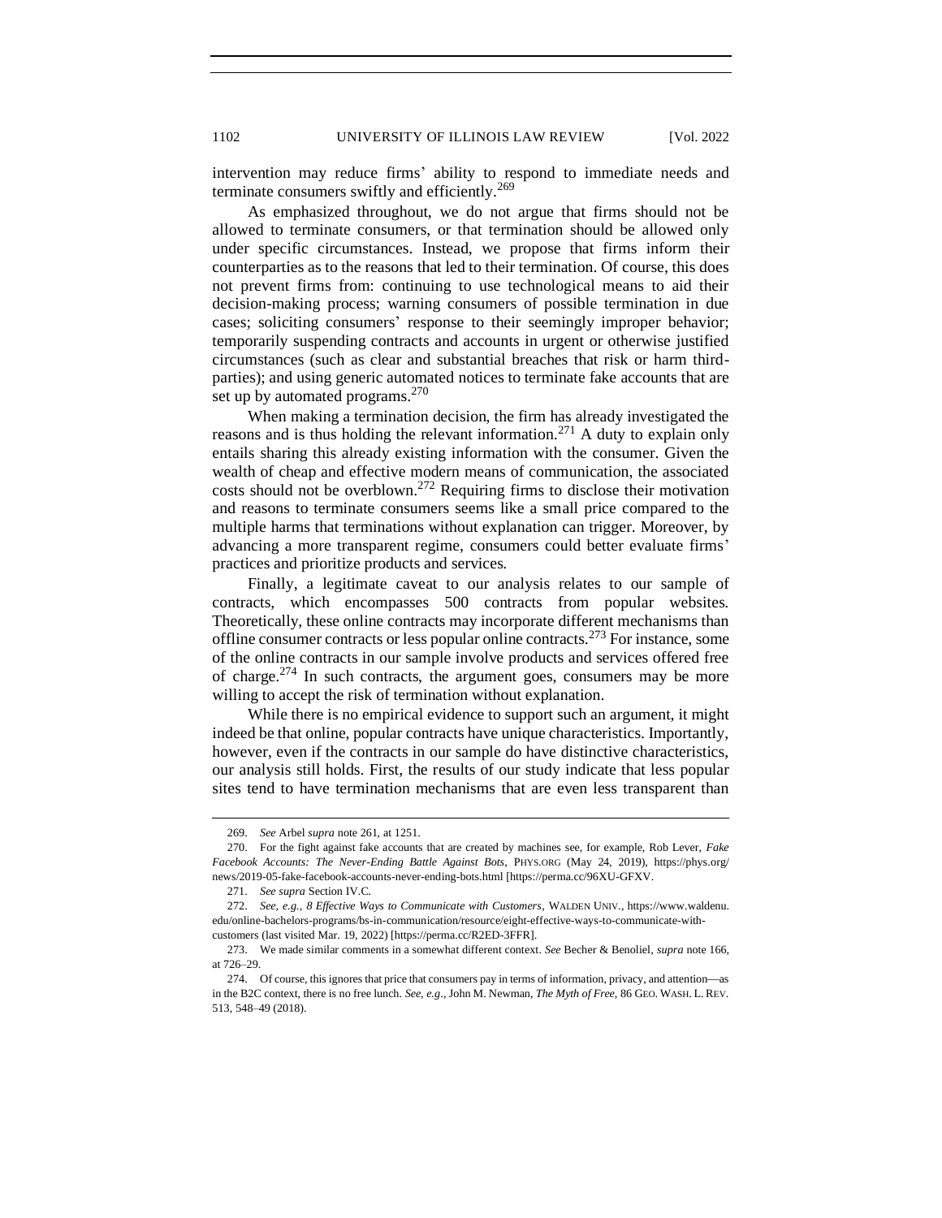intervention may reduce firms' ability to respond to immediate needs and terminate consumers swiftly and efficiently.[269]

As emphasized throughout, we do not argue that firms should not be allowed to terminate consumers, or that termination should be allowed only under specific circumstances. Instead, we propose that firms inform their counterparties as to the reasons that led to their termination. Of course, this does not prevent firms from: continuing to use technological means to aid their decision-making process; warning consumers of possible termination in due cases; soliciting consumers' response to their seemingly improper behavior; temporarily suspending contracts and accounts in urgent or otherwise justified circumstances (such as clear and substantial breaches that risk or harm third-parties); and using generic automated notices to terminate fake accounts that are set up by automated programs.[270]

When making a termination decision, the firm has already investigated the reasons and is thus holding the relevant information.[271] A duty to explain only entails sharing this already existing information with the consumer. Given the wealth of cheap and effective modern means of communication, the associated costs should not be overblown.[272] Requiring firms to disclose their motivation and reasons to terminate consumers seems like a small price compared to the multiple harms that terminations without explanation can trigger. Moreover, by advancing a more transparent regime, consumers could better evaluate firms' practices and prioritize products and services.

Finally, a legitimate caveat to our analysis relates to our sample of contracts, which encompasses 500 contracts from popular websites. Theoretically, these online contracts may incorporate different mechanisms than offline consumer contracts or less popular online contracts.[273] For instance, some of the online contracts in our sample involve products and services offered free of charge.[274] In such contracts, the argument goes, consumers may be more willing to accept the risk of termination without explanation.

While there is no empirical evidence to support such an argument, it might indeed be that online, popular contracts have unique characteristics. Importantly, however, even if the contracts in our sample do have distinctive characteristics, our analysis still holds. First, the results of our study indicate that less popular sites tend to have termination mechanisms that are even less transparent than

---

269. *See* Arbel *supra* note 261, at 1251.

270. For the fight against fake accounts that are created by machines see, for example, Rob Lever, *Fake Facebook Accounts: The Never-Ending Battle Against Bots*, PHYS.ORG (May 24, 2019), https://phys.org/news/2019-05-fake-facebook-accounts-never-ending-bots.html [https://perma.cc/96XU-GFXV.

271. *See supra* Section IV.C.

272. *See, e.g.*, *8 Effective Ways to Communicate with Customers*, WALDEN UNIV., https://www.waldenu.edu/online-bachelors-programs/bs-in-communication/resource/eight-effective-ways-to-communicate-with-customers (last visited Mar. 19, 2022) [https://perma.cc/R2ED-3FFR].

273. We made similar comments in a somewhat different context. *See* Becher & Benoliel, *supra* note 166, at 726–29.

274. Of course, this ignores that price that consumers pay in terms of information, privacy, and attention—as in the B2C context, there is no free lunch. *See, e.g.*, John M. Newman, *The Myth of Free*, 86 GEO. WASH. L. REV. 513, 548–49 (2018).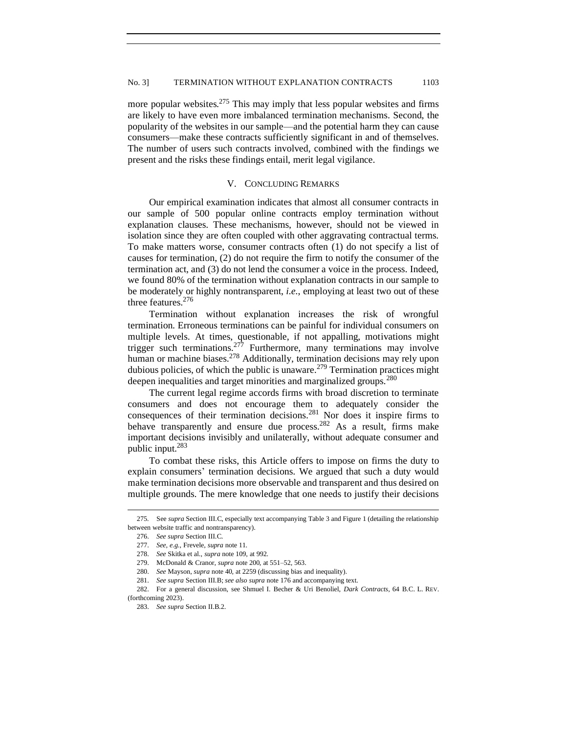more popular websites.[275] This may imply that less popular websites and firms are likely to have even more imbalanced termination mechanisms. Second, the popularity of the websites in our sample—and the potential harm they can cause consumers—make these contracts sufficiently significant in and of themselves. The number of users such contracts involved, combined with the findings we present and the risks these findings entail, merit legal vigilance.

## V. CONCLUDING REMARKS

Our empirical examination indicates that almost all consumer contracts in our sample of 500 popular online contracts employ termination without explanation clauses. These mechanisms, however, should not be viewed in isolation since they are often coupled with other aggravating contractual terms. To make matters worse, consumer contracts often (1) do not specify a list of causes for termination, (2) do not require the firm to notify the consumer of the termination act, and (3) do not lend the consumer a voice in the process. Indeed, we found 80% of the termination without explanation contracts in our sample to be moderately or highly nontransparent, *i.e.*, employing at least two out of these three features.[276]

Termination without explanation increases the risk of wrongful termination. Erroneous terminations can be painful for individual consumers on multiple levels. At times, questionable, if not appalling, motivations might trigger such terminations.[277] Furthermore, many terminations may involve human or machine biases.[278] Additionally, termination decisions may rely upon dubious policies, of which the public is unaware.[279] Termination practices might deepen inequalities and target minorities and marginalized groups.[280]

The current legal regime accords firms with broad discretion to terminate consumers and does not encourage them to adequately consider the consequences of their termination decisions.[281] Nor does it inspire firms to behave transparently and ensure due process.[282] As a result, firms make important decisions invisibly and unilaterally, without adequate consumer and public input.[283]

To combat these risks, this Article offers to impose on firms the duty to explain consumers' termination decisions. We argued that such a duty would make termination decisions more observable and transparent and thus desired on multiple grounds. The mere knowledge that one needs to justify their decisions

---

275. See *supra* Section III.C, especially text accompanying Table 3 and Figure 1 (detailing the relationship between website traffic and nontransparency).

276. *See supra* Section III.C.

277. *See, e.g.*, Frevele, *supra* note 11.

278. *See* Skitka et al., *supra* note 109, at 992.

279. McDonald & Cranor, *supra* note 200, at 551–52, 563.

280. *See* Mayson, *supra* note 40, at 2259 (discussing bias and inequality).

281. *See supra* Section III.B; *see also supra* note 176 and accompanying text.

282. For a general discussion, see Shmuel I. Becher & Uri Benoliel, *Dark Contracts*, 64 B.C. L. REV. (forthcoming 2023).

283. *See supra* Section II.B.2.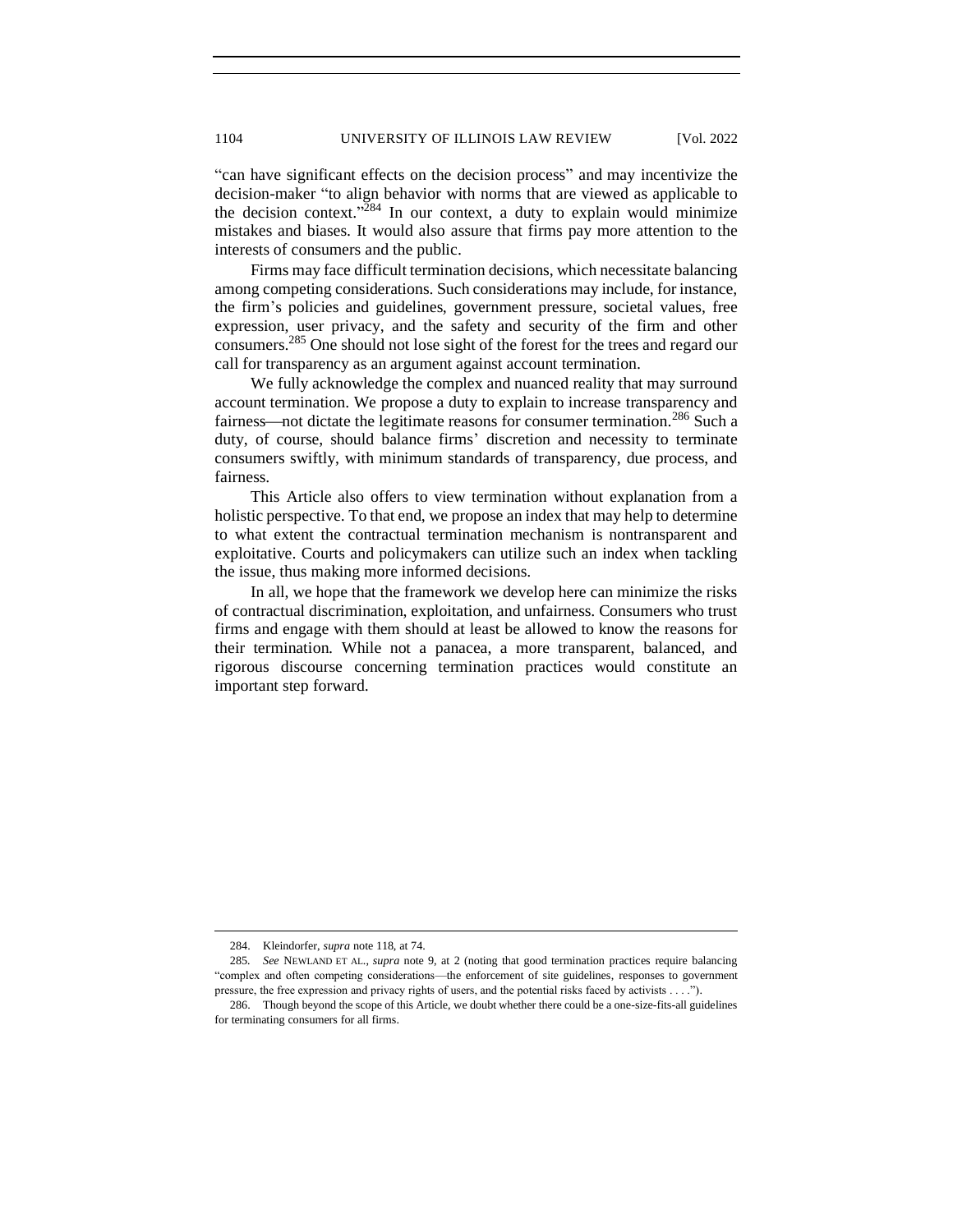"can have significant effects on the decision process" and may incentivize the decision-maker "to align behavior with norms that are viewed as applicable to the decision context."[284] In our context, a duty to explain would minimize mistakes and biases. It would also assure that firms pay more attention to the interests of consumers and the public.

Firms may face difficult termination decisions, which necessitate balancing among competing considerations. Such considerations may include, for instance, the firm's policies and guidelines, government pressure, societal values, free expression, user privacy, and the safety and security of the firm and other consumers.[285] One should not lose sight of the forest for the trees and regard our call for transparency as an argument against account termination.

We fully acknowledge the complex and nuanced reality that may surround account termination. We propose a duty to explain to increase transparency and fairness—not dictate the legitimate reasons for consumer termination.[286] Such a duty, of course, should balance firms' discretion and necessity to terminate consumers swiftly, with minimum standards of transparency, due process, and fairness.

This Article also offers to view termination without explanation from a holistic perspective. To that end, we propose an index that may help to determine to what extent the contractual termination mechanism is nontransparent and exploitative. Courts and policymakers can utilize such an index when tackling the issue, thus making more informed decisions.

In all, we hope that the framework we develop here can minimize the risks of contractual discrimination, exploitation, and unfairness. Consumers who trust firms and engage with them should at least be allowed to know the reasons for their termination. While not a panacea, a more transparent, balanced, and rigorous discourse concerning termination practices would constitute an important step forward.

---

284. Kleindorfer, *supra* note 118, at 74.

285. *See* NEWLAND ET AL., *supra* note 9, at 2 (noting that good termination practices require balancing "complex and often competing considerations—the enforcement of site guidelines, responses to government pressure, the free expression and privacy rights of users, and the potential risks faced by activists . . . .").

286. Though beyond the scope of this Article, we doubt whether there could be a one-size-fits-all guidelines for terminating consumers for all firms.